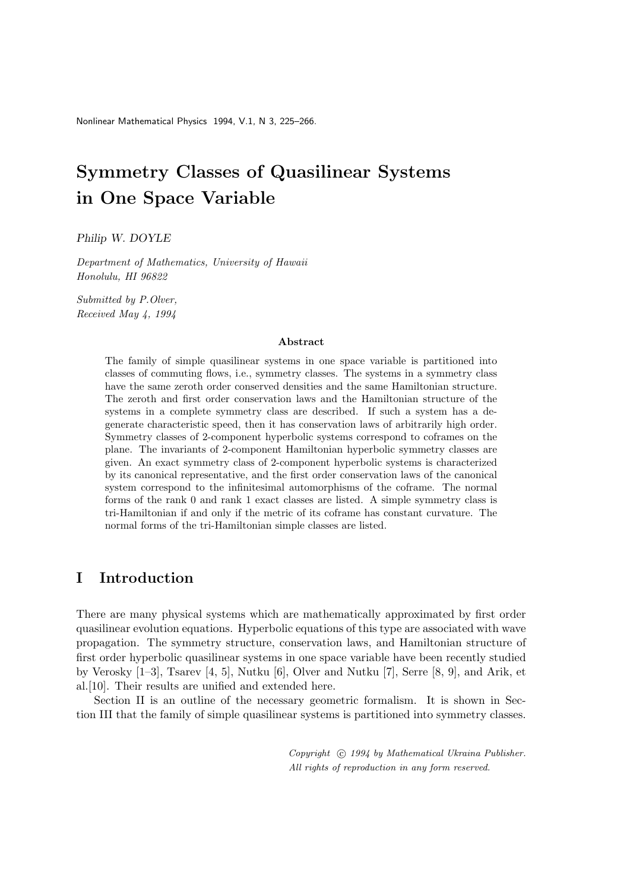# Symmetry Classes of Quasilinear Systems in One Space Variable

*Philip W. DOYLE*

*Department of Mathematics, University of Hawaii*
*Honolulu, HI 96822*

*Submitted by P.Olver,*
*Received May 4, 1994*

**Abstract**

The family of simple quasilinear systems in one space variable is partitioned into classes of commuting flows, i.e., symmetry classes. The systems in a symmetry class have the same zeroth order conserved densities and the same Hamiltonian structure. The zeroth and first order conservation laws and the Hamiltonian structure of the systems in a complete symmetry class are described. If such a system has a degenerate characteristic speed, then it has conservation laws of arbitrarily high order. Symmetry classes of 2-component hyperbolic systems correspond to coframes on the plane. The invariants of 2-component Hamiltonian hyperbolic symmetry classes are given. An exact symmetry class of 2-component hyperbolic systems is characterized by its canonical representative, and the first order conservation laws of the canonical system correspond to the infinitesimal automorphisms of the coframe. The normal forms of the rank 0 and rank 1 exact classes are listed. A simple symmetry class is tri-Hamiltonian if and only if the metric of its coframe has constant curvature. The normal forms of the tri-Hamiltonian simple classes are listed.

## I Introduction

There are many physical systems which are mathematically approximated by first order quasilinear evolution equations. Hyperbolic equations of this type are associated with wave propagation. The symmetry structure, conservation laws, and Hamiltonian structure of first order hyperbolic quasilinear systems in one space variable have been recently studied by Verosky [1–3], Tsarev [4, 5], Nutku [6], Olver and Nutku [7], Serre [8, 9], and Arik, et al.[10]. Their results are unified and extended here.

Section II is an outline of the necessary geometric formalism. It is shown in Section III that the family of simple quasilinear systems is partitioned into symmetry classes.

*Copyright © 1994 by Mathematical Ukraina Publisher.*
*All rights of reproduction in any form reserved.*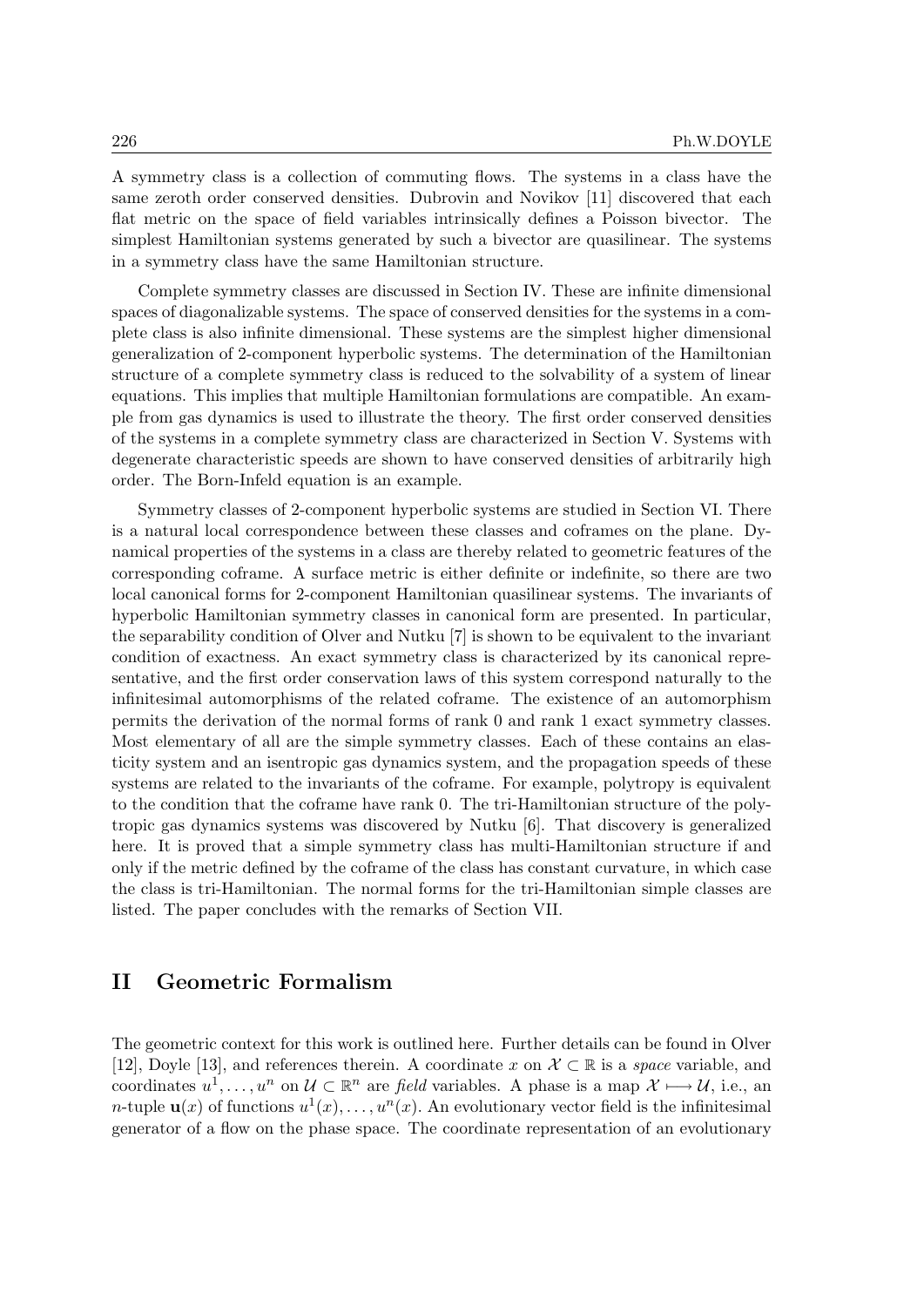A symmetry class is a collection of commuting flows. The systems in a class have the same zeroth order conserved densities. Dubrovin and Novikov [11] discovered that each flat metric on the space of field variables intrinsically defines a Poisson bivector. The simplest Hamiltonian systems generated by such a bivector are quasilinear. The systems in a symmetry class have the same Hamiltonian structure.

Complete symmetry classes are discussed in Section IV. These are infinite dimensional spaces of diagonalizable systems. The space of conserved densities for the systems in a complete class is also infinite dimensional. These systems are the simplest higher dimensional generalization of 2-component hyperbolic systems. The determination of the Hamiltonian structure of a complete symmetry class is reduced to the solvability of a system of linear equations. This implies that multiple Hamiltonian formulations are compatible. An example from gas dynamics is used to illustrate the theory. The first order conserved densities of the systems in a complete symmetry class are characterized in Section V. Systems with degenerate characteristic speeds are shown to have conserved densities of arbitrarily high order. The Born-Infeld equation is an example.

Symmetry classes of 2-component hyperbolic systems are studied in Section VI. There is a natural local correspondence between these classes and coframes on the plane. Dynamical properties of the systems in a class are thereby related to geometric features of the corresponding coframe. A surface metric is either definite or indefinite, so there are two local canonical forms for 2-component Hamiltonian quasilinear systems. The invariants of hyperbolic Hamiltonian symmetry classes in canonical form are presented. In particular, the separability condition of Olver and Nutku [7] is shown to be equivalent to the invariant condition of exactness. An exact symmetry class is characterized by its canonical representative, and the first order conservation laws of this system correspond naturally to the infinitesimal automorphisms of the related coframe. The existence of an automorphism permits the derivation of the normal forms of rank 0 and rank 1 exact symmetry classes. Most elementary of all are the simple symmetry classes. Each of these contains an elasticity system and an isentropic gas dynamics system, and the propagation speeds of these systems are related to the invariants of the coframe. For example, polytropy is equivalent to the condition that the coframe have rank 0. The tri-Hamiltonian structure of the polytropic gas dynamics systems was discovered by Nutku [6]. That discovery is generalized here. It is proved that a simple symmetry class has multi-Hamiltonian structure if and only if the metric defined by the coframe of the class has constant curvature, in which case the class is tri-Hamiltonian. The normal forms for the tri-Hamiltonian simple classes are listed. The paper concludes with the remarks of Section VII.

## II Geometric Formalism

The geometric context for this work is outlined here. Further details can be found in Olver [12], Doyle [13], and references therein. A coordinate $x$ on $\mathcal{X} \subset \mathbb{R}$ is a *space* variable, and coordinates $u^1, \ldots, u^n$ on $\mathcal{U} \subset \mathbb{R}^n$ are *field* variables. A phase is a map $\mathcal{X} \longmapsto \mathcal{U}$, i.e., an $n$-tuple $\mathbf{u}(x)$ of functions $u^1(x), \ldots, u^n(x)$. An evolutionary vector field is the infinitesimal generator of a flow on the phase space. The coordinate representation of an evolutionary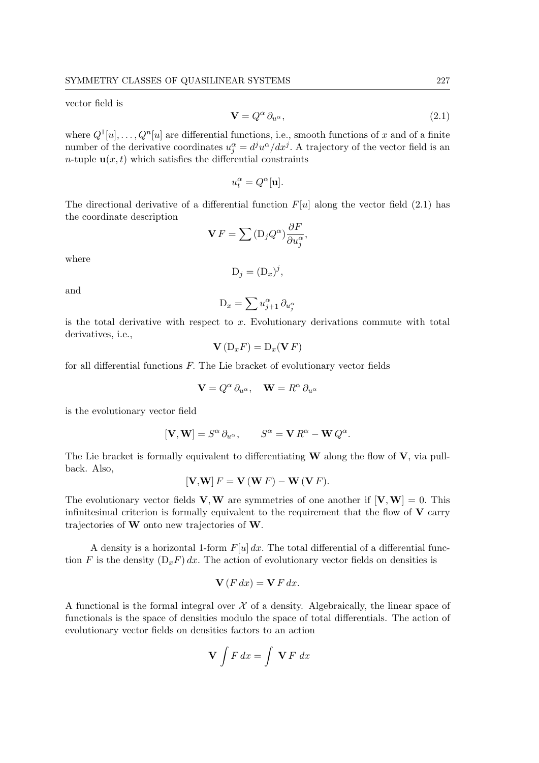vector field is

$$\mathbf{V} = Q^\alpha \, \partial_{u^\alpha}, \tag{2.1}$$

where $Q^1[u], \ldots, Q^n[u]$ are differential functions, i.e., smooth functions of $x$ and of a finite number of the derivative coordinates $u^\alpha_j = d^j u^\alpha / dx^j$. A trajectory of the vector field is an $n$-tuple $\mathbf{u}(x,t)$ which satisfies the differential constraints

$$u^\alpha_t = Q^\alpha[\mathbf{u}].$$

The directional derivative of a differential function $F[u]$ along the vector field (2.1) has the coordinate description

$$\mathbf{V}\, F = \sum (\mathrm{D}_j Q^\alpha) \frac{\partial F}{\partial u^\alpha_j},$$

where

$$\mathrm{D}_j = (\mathrm{D}_x)^j,$$

and

$$\mathrm{D}_x = \sum u^\alpha_{j+1} \, \partial_{u^\alpha_j}$$

is the total derivative with respect to $x$. Evolutionary derivations commute with total derivatives, i.e.,

$$\mathbf{V}\, (\mathrm{D}_x F) = \mathrm{D}_x (\mathbf{V}\, F)$$

for all differential functions $F$. The Lie bracket of evolutionary vector fields

$$\mathbf{V} = Q^\alpha \, \partial_{u^\alpha}, \quad \mathbf{W} = R^\alpha \, \partial_{u^\alpha}$$

is the evolutionary vector field

$$[\mathbf{V}, \mathbf{W}] = S^\alpha \, \partial_{u^\alpha}, \qquad S^\alpha = \mathbf{V}\, R^\alpha - \mathbf{W}\, Q^\alpha.$$

The Lie bracket is formally equivalent to differentiating $\mathbf{W}$ along the flow of $\mathbf{V}$, via pull-back. Also,

$$[\mathbf{V}, \mathbf{W}]\, F = \mathbf{V}\, (\mathbf{W}\, F) - \mathbf{W}\, (\mathbf{V}\, F).$$

The evolutionary vector fields $\mathbf{V}, \mathbf{W}$ are symmetries of one another if $[\mathbf{V}, \mathbf{W}] = 0$. This infinitesimal criterion is formally equivalent to the requirement that the flow of $\mathbf{V}$ carry trajectories of $\mathbf{W}$ onto new trajectories of $\mathbf{W}$.

A density is a horizontal 1-form $F[u]\, dx$. The total differential of a differential function $F$ is the density $(\mathrm{D}_x F)\, dx$. The action of evolutionary vector fields on densities is

$$\mathbf{V}\, (F\, dx) = \mathbf{V}\, F\, dx.$$

A functional is the formal integral over $\mathcal{X}$ of a density. Algebraically, the linear space of functionals is the space of densities modulo the space of total differentials. The action of evolutionary vector fields on densities factors to an action

$$\mathbf{V} \int F\, dx = \int \; \mathbf{V}\, F \; dx$$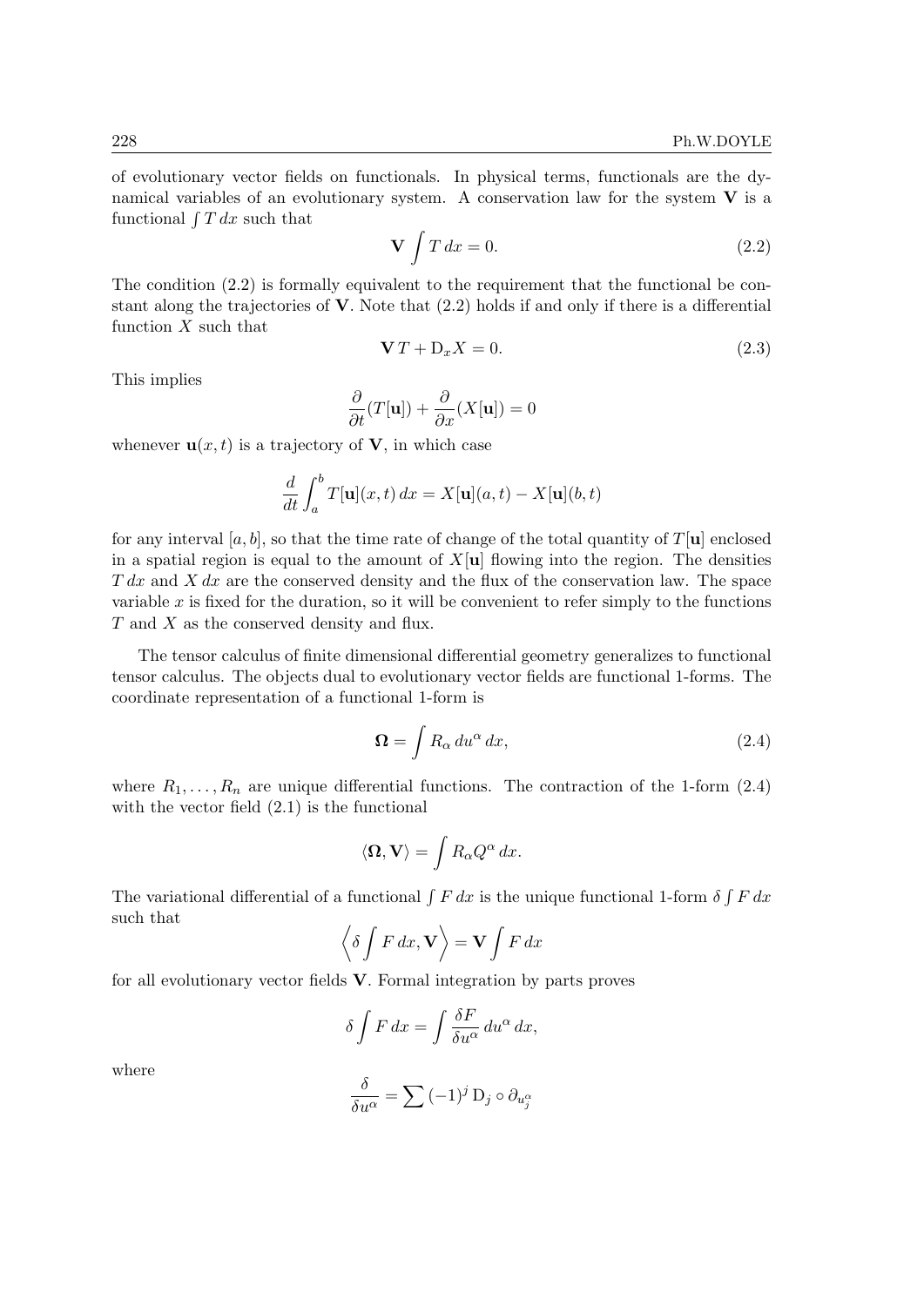of evolutionary vector fields on functionals. In physical terms, functionals are the dynamical variables of an evolutionary system. A conservation law for the system $\mathbf{V}$ is a functional $\int T\,dx$ such that

$$\mathbf{V} \int T\,dx = 0. \tag{2.2}$$

The condition (2.2) is formally equivalent to the requirement that the functional be constant along the trajectories of $\mathbf{V}$. Note that (2.2) holds if and only if there is a differential function $X$ such that

$$\mathbf{V}\,T + \mathrm{D}_x X = 0. \tag{2.3}$$

This implies

$$\frac{\partial}{\partial t}(T[\mathbf{u}]) + \frac{\partial}{\partial x}(X[\mathbf{u}]) = 0$$

whenever $\mathbf{u}(x,t)$ is a trajectory of $\mathbf{V}$, in which case

$$\frac{d}{dt}\int_a^b T[\mathbf{u}](x,t)\,dx = X[\mathbf{u}](a,t) - X[\mathbf{u}](b,t)$$

for any interval $[a,b]$, so that the time rate of change of the total quantity of $T[\mathbf{u}]$ enclosed in a spatial region is equal to the amount of $X[\mathbf{u}]$ flowing into the region. The densities $T\,dx$ and $X\,dx$ are the conserved density and the flux of the conservation law. The space variable $x$ is fixed for the duration, so it will be convenient to refer simply to the functions $T$ and $X$ as the conserved density and flux.

The tensor calculus of finite dimensional differential geometry generalizes to functional tensor calculus. The objects dual to evolutionary vector fields are functional 1-forms. The coordinate representation of a functional 1-form is

$$\mathbf{\Omega} = \int R_\alpha\,du^\alpha\,dx, \tag{2.4}$$

where $R_1,\ldots,R_n$ are unique differential functions. The contraction of the 1-form (2.4) with the vector field (2.1) is the functional

$$\langle \mathbf{\Omega}, \mathbf{V} \rangle = \int R_\alpha Q^\alpha\,dx.$$

The variational differential of a functional $\int F\,dx$ is the unique functional 1-form $\delta \int F\,dx$ such that

$$\left\langle \delta \int F\,dx, \mathbf{V} \right\rangle = \mathbf{V} \int F\,dx$$

for all evolutionary vector fields $\mathbf{V}$. Formal integration by parts proves

$$\delta \int F\,dx = \int \frac{\delta F}{\delta u^\alpha}\,du^\alpha\,dx,$$

where

$$\frac{\delta}{\delta u^\alpha} = \sum (-1)^j\,\mathrm{D}_j \circ \partial_{u_j^\alpha}$$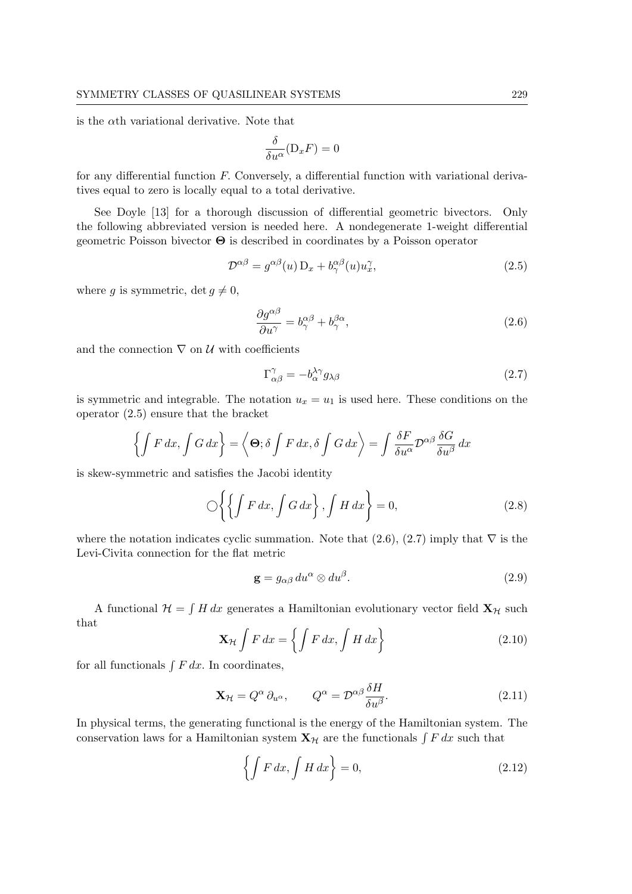is the $\alpha$th variational derivative. Note that

$$\frac{\delta}{\delta u^\alpha}(\mathrm{D}_x F) = 0$$

for any differential function $F$. Conversely, a differential function with variational derivatives equal to zero is locally equal to a total derivative.

See Doyle [13] for a thorough discussion of differential geometric bivectors. Only the following abbreviated version is needed here. A nondegenerate 1-weight differential geometric Poisson bivector $\mathbf{\Theta}$ is described in coordinates by a Poisson operator

$$\mathcal{D}^{\alpha\beta} = g^{\alpha\beta}(u)\,\mathrm{D}_x + b^{\alpha\beta}_\gamma(u)u^\gamma_x, \tag{2.5}$$

where $g$ is symmetric, $\det g \neq 0$,

$$\frac{\partial g^{\alpha\beta}}{\partial u^\gamma} = b^{\alpha\beta}_\gamma + b^{\beta\alpha}_\gamma, \tag{2.6}$$

and the connection $\nabla$ on $\mathcal{U}$ with coefficients

$$\Gamma^\gamma_{\alpha\beta} = -b^{\lambda\gamma}_\alpha g_{\lambda\beta} \tag{2.7}$$

is symmetric and integrable. The notation $u_x = u_1$ is used here. These conditions on the operator (2.5) ensure that the bracket

$$\left\{\int F\,dx, \int G\,dx\right\} = \left\langle \mathbf{\Theta}; \delta\int F\,dx, \delta\int G\,dx\right\rangle = \int \frac{\delta F}{\delta u^\alpha}\mathcal{D}^{\alpha\beta}\frac{\delta G}{\delta u^\beta}\,dx$$

is skew-symmetric and satisfies the Jacobi identity

$$\bigcirc\left\{\left\{\int F\,dx, \int G\,dx\right\}, \int H\,dx\right\} = 0, \tag{2.8}$$

where the notation indicates cyclic summation. Note that (2.6), (2.7) imply that $\nabla$ is the Levi-Civita connection for the flat metric

$$\mathbf{g} = g_{\alpha\beta}\,du^\alpha \otimes du^\beta. \tag{2.9}$$

A functional $\mathcal{H} = \int H\,dx$ generates a Hamiltonian evolutionary vector field $\mathbf{X}_\mathcal{H}$ such that

$$\mathbf{X}_\mathcal{H}\int F\,dx = \left\{\int F\,dx, \int H\,dx\right\} \tag{2.10}$$

for all functionals $\int F\,dx$. In coordinates,

$$\mathbf{X}_\mathcal{H} = Q^\alpha\,\partial_{u^\alpha}, \qquad Q^\alpha = \mathcal{D}^{\alpha\beta}\frac{\delta H}{\delta u^\beta}. \tag{2.11}$$

In physical terms, the generating functional is the energy of the Hamiltonian system. The conservation laws for a Hamiltonian system $\mathbf{X}_\mathcal{H}$ are the functionals $\int F\,dx$ such that

$$\left\{\int F\,dx, \int H\,dx\right\} = 0, \tag{2.12}$$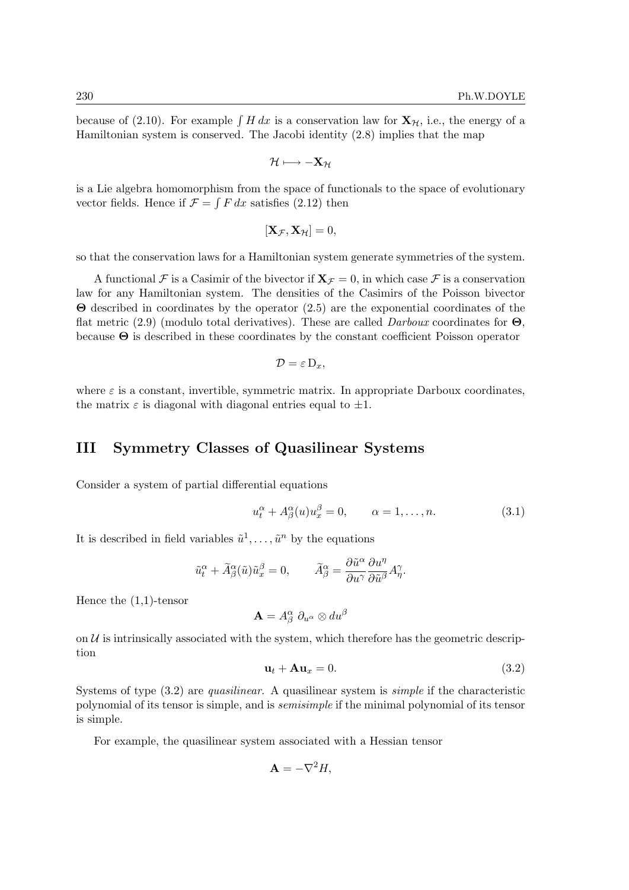because of (2.10). For example $\int H\,dx$ is a conservation law for $\mathbf{X}_{\mathcal{H}}$, i.e., the energy of a Hamiltonian system is conserved. The Jacobi identity (2.8) implies that the map

$$\mathcal{H} \longmapsto -\mathbf{X}_{\mathcal{H}}$$

is a Lie algebra homomorphism from the space of functionals to the space of evolutionary vector fields. Hence if $\mathcal{F} = \int F\,dx$ satisfies (2.12) then

$$[\mathbf{X}_{\mathcal{F}}, \mathbf{X}_{\mathcal{H}}] = 0,$$

so that the conservation laws for a Hamiltonian system generate symmetries of the system.

A functional $\mathcal{F}$ is a Casimir of the bivector if $\mathbf{X}_{\mathcal{F}} = 0$, in which case $\mathcal{F}$ is a conservation law for any Hamiltonian system. The densities of the Casimirs of the Poisson bivector $\mathbf{\Theta}$ described in coordinates by the operator (2.5) are the exponential coordinates of the flat metric (2.9) (modulo total derivatives). These are called *Darboux* coordinates for $\mathbf{\Theta}$, because $\mathbf{\Theta}$ is described in these coordinates by the constant coefficient Poisson operator

$$\mathcal{D} = \varepsilon\, \mathrm{D}_x,$$

where $\varepsilon$ is a constant, invertible, symmetric matrix. In appropriate Darboux coordinates, the matrix $\varepsilon$ is diagonal with diagonal entries equal to $\pm 1$.

# III Symmetry Classes of Quasilinear Systems

Consider a system of partial differential equations

$$u^\alpha_t + A^\alpha_\beta(u) u^\beta_x = 0, \qquad \alpha = 1, \ldots, n. \tag{3.1}$$

It is described in field variables $\tilde{u}^1, \ldots, \tilde{u}^n$ by the equations

$$\tilde{u}^\alpha_t + \widetilde{A}^\alpha_\beta(\tilde{u}) \tilde{u}^\beta_x = 0, \qquad \widetilde{A}^\alpha_\beta = \frac{\partial \tilde{u}^\alpha}{\partial u^\gamma} \frac{\partial u^\eta}{\partial \tilde{u}^\beta} A^\gamma_\eta.$$

Hence the (1,1)-tensor

$$\mathbf{A} = A^\alpha_\beta \; \partial_{u^\alpha} \otimes du^\beta$$

on $\mathcal{U}$ is intrinsically associated with the system, which therefore has the geometric description

$$\mathbf{u}_t + \mathbf{A}\mathbf{u}_x = 0. \tag{3.2}$$

Systems of type (3.2) are *quasilinear*. A quasilinear system is *simple* if the characteristic polynomial of its tensor is simple, and is *semisimple* if the minimal polynomial of its tensor is simple.

For example, the quasilinear system associated with a Hessian tensor

$$\mathbf{A} = -\nabla^2 H,$$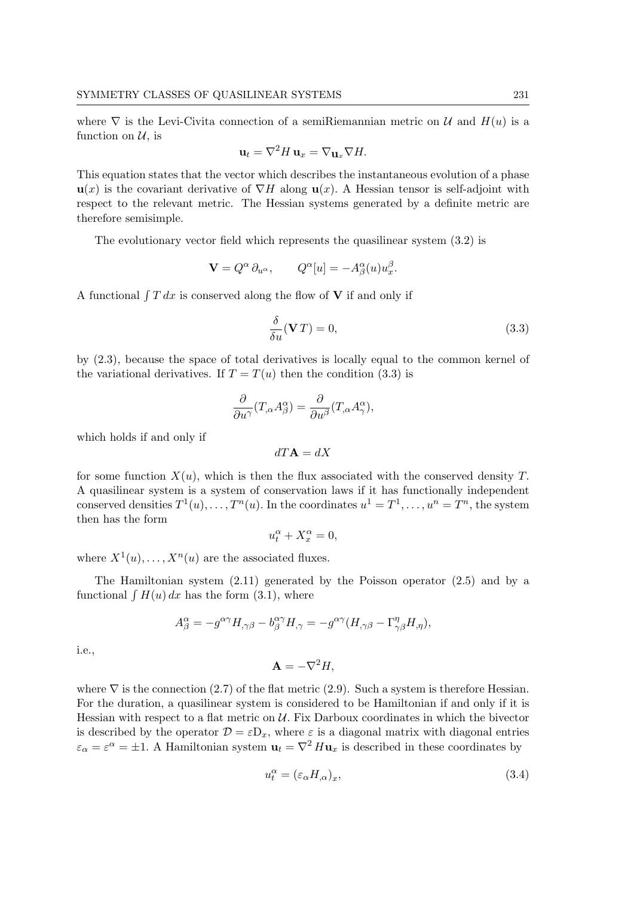where $\nabla$ is the Levi-Civita connection of a semiRiemannian metric on $\mathcal{U}$ and $H(u)$ is a function on $\mathcal{U}$, is

$$\mathbf{u}_t = \nabla^2 H\, \mathbf{u}_x = \nabla_{\mathbf{u}_x} \nabla H.$$

This equation states that the vector which describes the instantaneous evolution of a phase $\mathbf{u}(x)$ is the covariant derivative of $\nabla H$ along $\mathbf{u}(x)$. A Hessian tensor is self-adjoint with respect to the relevant metric. The Hessian systems generated by a definite metric are therefore semisimple.

The evolutionary vector field which represents the quasilinear system (3.2) is

$$\mathbf{V} = Q^\alpha\, \partial_{u^\alpha}, \qquad Q^\alpha[u] = -A^\alpha_\beta(u) u^\beta_x.$$

A functional $\int T\, dx$ is conserved along the flow of $\mathbf{V}$ if and only if

$$\frac{\delta}{\delta u}(\mathbf{V}\, T) = 0, \tag{3.3}$$

by (2.3), because the space of total derivatives is locally equal to the common kernel of the variational derivatives. If $T = T(u)$ then the condition (3.3) is

$$\frac{\partial}{\partial u^\gamma}(T_{,\alpha} A^\alpha_\beta) = \frac{\partial}{\partial u^\beta}(T_{,\alpha} A^\alpha_\gamma),$$

which holds if and only if

$$dT\mathbf{A} = dX$$

for some function $X(u)$, which is then the flux associated with the conserved density $T$. A quasilinear system is a system of conservation laws if it has functionally independent conserved densities $T^1(u), \ldots, T^n(u)$. In the coordinates $u^1 = T^1, \ldots, u^n = T^n$, the system then has the form

$$u^\alpha_t + X^\alpha_x = 0,$$

where $X^1(u), \ldots, X^n(u)$ are the associated fluxes.

The Hamiltonian system (2.11) generated by the Poisson operator (2.5) and by a functional $\int H(u)\, dx$ has the form (3.1), where

$$A^\alpha_\beta = -g^{\alpha\gamma} H_{,\gamma\beta} - b^{\alpha\gamma}_\beta H_{,\gamma} = -g^{\alpha\gamma}(H_{,\gamma\beta} - \Gamma^\eta_{\gamma\beta} H_{,\eta}),$$

i.e.,

$$\mathbf{A} = -\nabla^2 H,$$

where $\nabla$ is the connection (2.7) of the flat metric (2.9). Such a system is therefore Hessian. For the duration, a quasilinear system is considered to be Hamiltonian if and only if it is Hessian with respect to a flat metric on $\mathcal{U}$. Fix Darboux coordinates in which the bivector is described by the operator $\mathcal{D} = \varepsilon \mathrm{D}_x$, where $\varepsilon$ is a diagonal matrix with diagonal entries $\varepsilon_\alpha = \varepsilon^\alpha = \pm 1$. A Hamiltonian system $\mathbf{u}_t = \nabla^2 H \mathbf{u}_x$ is described in these coordinates by

$$u^\alpha_t = (\varepsilon_\alpha H_{,\alpha})_x, \tag{3.4}$$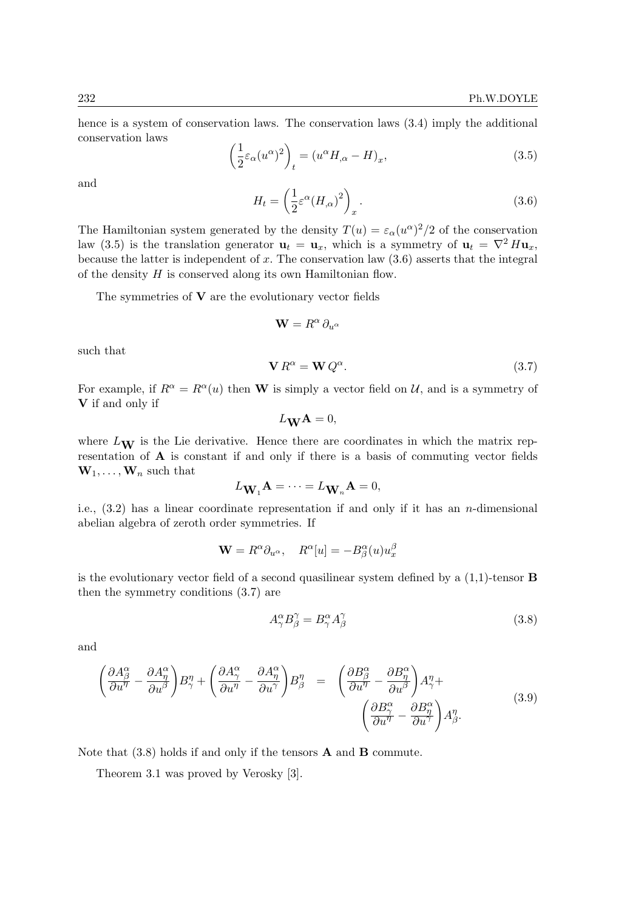hence is a system of conservation laws. The conservation laws (3.4) imply the additional conservation laws

$$\left(\frac{1}{2}\varepsilon_\alpha (u^\alpha)^2\right)_t = (u^\alpha H_{,\alpha} - H)_x, \tag{3.5}$$

and

$$H_t = \left(\frac{1}{2}\varepsilon^\alpha (H_{,\alpha})^2\right)_x. \tag{3.6}$$

The Hamiltonian system generated by the density $T(u) = \varepsilon_\alpha (u^\alpha)^2/2$ of the conservation law (3.5) is the translation generator $\mathbf{u}_t = \mathbf{u}_x$, which is a symmetry of $\mathbf{u}_t = \nabla^2 H \mathbf{u}_x$, because the latter is independent of $x$. The conservation law (3.6) asserts that the integral of the density $H$ is conserved along its own Hamiltonian flow.

The symmetries of $\mathbf{V}$ are the evolutionary vector fields

$$\mathbf{W} = R^\alpha \,\partial_{u^\alpha}$$

such that

$$\mathbf{V}\, R^\alpha = \mathbf{W}\, Q^\alpha. \tag{3.7}$$

For example, if $R^\alpha = R^\alpha(u)$ then $\mathbf{W}$ is simply a vector field on $\mathcal{U}$, and is a symmetry of $\mathbf{V}$ if and only if

$$L_{\mathbf{W}} \mathbf{A} = 0,$$

where $L_{\mathbf{W}}$ is the Lie derivative. Hence there are coordinates in which the matrix representation of $\mathbf{A}$ is constant if and only if there is a basis of commuting vector fields $\mathbf{W}_1, \ldots, \mathbf{W}_n$ such that

$$L_{\mathbf{W}_1}\mathbf{A} = \cdots = L_{\mathbf{W}_n}\mathbf{A} = 0,$$

i.e., (3.2) has a linear coordinate representation if and only if it has an $n$-dimensional abelian algebra of zeroth order symmetries. If

$$\mathbf{W} = R^\alpha \partial_{u^\alpha}, \quad R^\alpha[u] = -B^\alpha_\beta(u) u^\beta_x$$

is the evolutionary vector field of a second quasilinear system defined by a (1,1)-tensor $\mathbf{B}$ then the symmetry conditions (3.7) are

$$A^\alpha_\gamma B^\gamma_\beta = B^\alpha_\gamma A^\gamma_\beta \tag{3.8}$$

and

$$\left(\frac{\partial A^\alpha_\beta}{\partial u^\eta} - \frac{\partial A^\alpha_\eta}{\partial u^\beta}\right) B^\eta_\gamma + \left(\frac{\partial A^\alpha_\gamma}{\partial u^\eta} - \frac{\partial A^\alpha_\eta}{\partial u^\gamma}\right) B^\eta_\beta = \left(\frac{\partial B^\alpha_\beta}{\partial u^\eta} - \frac{\partial B^\alpha_\eta}{\partial u^\beta}\right) A^\eta_\gamma + \left(\frac{\partial B^\alpha_\gamma}{\partial u^\eta} - \frac{\partial B^\alpha_\eta}{\partial u^\gamma}\right) A^\eta_\beta. \tag{3.9}$$

Note that (3.8) holds if and only if the tensors $\mathbf{A}$ and $\mathbf{B}$ commute.

Theorem 3.1 was proved by Verosky [3].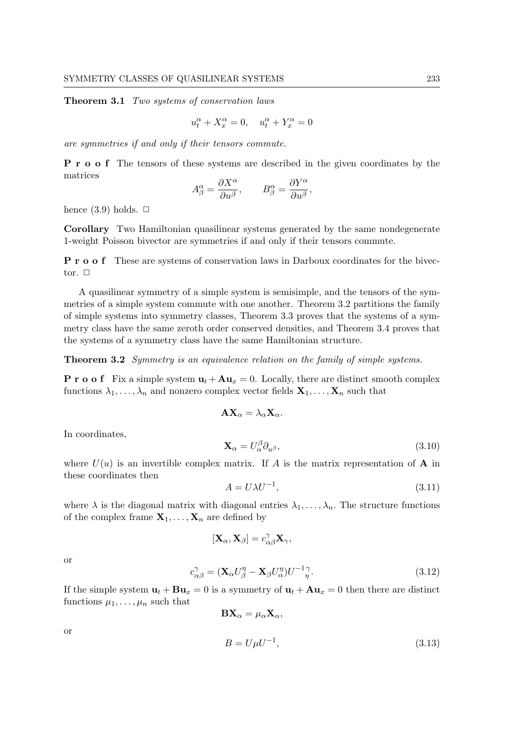**Theorem 3.1** *Two systems of conservation laws*

$$u_t^\alpha + X_x^\alpha = 0, \quad u_t^\alpha + Y_x^\alpha = 0$$

*are symmetries if and only if their tensors commute.*

**P r o o f** The tensors of these systems are described in the given coordinates by the matrices

$$A_\beta^\alpha = \frac{\partial X^\alpha}{\partial u^\beta}, \qquad B_\beta^\alpha = \frac{\partial Y^\alpha}{\partial u^\beta},$$

hence (3.9) holds. □

**Corollary** Two Hamiltonian quasilinear systems generated by the same nondegenerate 1-weight Poisson bivector are symmetries if and only if their tensors commute.

**P r o o f** These are systems of conservation laws in Darboux coordinates for the bivector. □

A quasilinear symmetry of a simple system is semisimple, and the tensors of the symmetries of a simple system commute with one another. Theorem 3.2 partitions the family of simple systems into symmetry classes, Theorem 3.3 proves that the systems of a symmetry class have the same zeroth order conserved densities, and Theorem 3.4 proves that the systems of a symmetry class have the same Hamiltonian structure.

**Theorem 3.2** *Symmetry is an equivalence relation on the family of simple systems.*

**P r o o f** Fix a simple system $\mathbf{u}_t + \mathbf{A}\mathbf{u}_x = 0$. Locally, there are distinct smooth complex functions $\lambda_1, \ldots, \lambda_n$ and nonzero complex vector fields $\mathbf{X}_1, \ldots, \mathbf{X}_n$ such that

$$\mathbf{A}\mathbf{X}_\alpha = \lambda_\alpha \mathbf{X}_\alpha.$$

In coordinates,

$$\mathbf{X}_\alpha = U_\alpha^\beta \partial_{u^\beta}, \tag{3.10}$$

where $U(u)$ is an invertible complex matrix. If $A$ is the matrix representation of $\mathbf{A}$ in these coordinates then

$$A = U\lambda U^{-1}, \tag{3.11}$$

where $\lambda$ is the diagonal matrix with diagonal entries $\lambda_1, \ldots, \lambda_n$. The structure functions of the complex frame $\mathbf{X}_1, \ldots, \mathbf{X}_n$ are defined by

$$[\mathbf{X}_\alpha, \mathbf{X}_\beta] = c_{\alpha\beta}^\gamma \mathbf{X}_\gamma,$$

or

$$c_{\alpha\beta}^\gamma = (\mathbf{X}_\alpha U_\beta^\eta - \mathbf{X}_\beta U_\alpha^\eta) {U^{-1}}_\eta^\gamma. \tag{3.12}$$

If the simple system $\mathbf{u}_t + \mathbf{B}\mathbf{u}_x = 0$ is a symmetry of $\mathbf{u}_t + \mathbf{A}\mathbf{u}_x = 0$ then there are distinct functions $\mu_1, \ldots, \mu_n$ such that

$$\mathbf{B}\mathbf{X}_\alpha = \mu_\alpha \mathbf{X}_\alpha,$$

or

$$B = U\mu U^{-1}, \tag{3.13}$$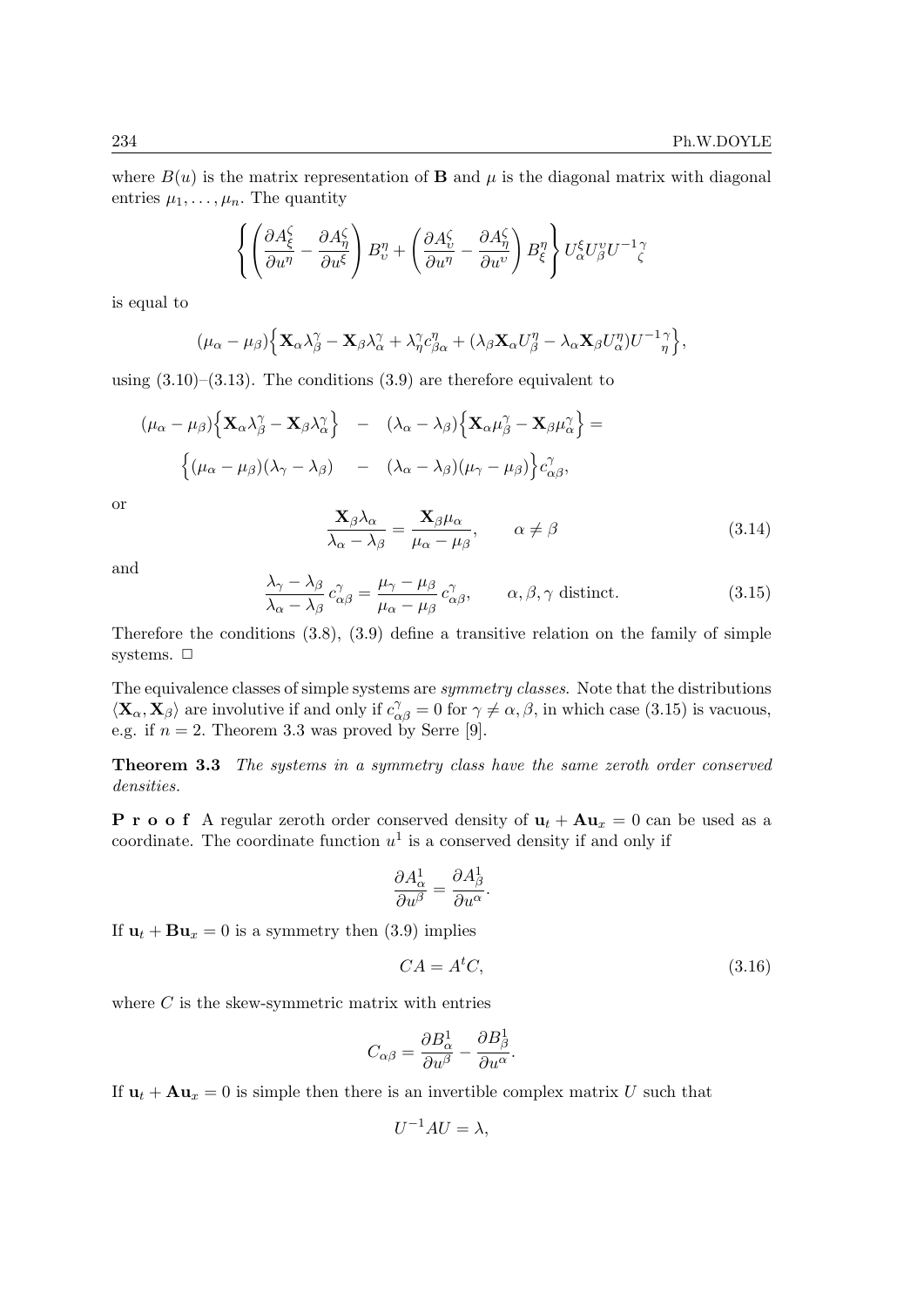where $B(u)$ is the matrix representation of $\mathbf{B}$ and $\mu$ is the diagonal matrix with diagonal entries $\mu_1, \ldots, \mu_n$. The quantity

$$\left\{ \left( \frac{\partial A^\zeta_\xi}{\partial u^\eta} - \frac{\partial A^\zeta_\eta}{\partial u^\xi} \right) B^\eta_\upsilon + \left( \frac{\partial A^\zeta_\upsilon}{\partial u^\eta} - \frac{\partial A^\zeta_\eta}{\partial u^\upsilon} \right) B^\eta_\xi \right\} U^\xi_\alpha U^\upsilon_\beta U^{-1}{}^\gamma_\zeta$$

is equal to

$$(\mu_\alpha - \mu_\beta)\Big\{ \mathbf{X}_\alpha \lambda^\gamma_\beta - \mathbf{X}_\beta \lambda^\gamma_\alpha + \lambda^\gamma_\eta c^\eta_{\beta\alpha} + (\lambda_\beta \mathbf{X}_\alpha U^\eta_\beta - \lambda_\alpha \mathbf{X}_\beta U^\eta_\alpha) U^{-1}{}^\gamma_\eta \Big\},$$

using (3.10)–(3.13). The conditions (3.9) are therefore equivalent to

$$(\mu_\alpha - \mu_\beta)\Big\{ \mathbf{X}_\alpha \lambda^\gamma_\beta - \mathbf{X}_\beta \lambda^\gamma_\alpha \Big\} \quad - \quad (\lambda_\alpha - \lambda_\beta)\Big\{ \mathbf{X}_\alpha \mu^\gamma_\beta - \mathbf{X}_\beta \mu^\gamma_\alpha \Big\} =$$
$$\Big\{ (\mu_\alpha - \mu_\beta)(\lambda_\gamma - \lambda_\beta) \quad - \quad (\lambda_\alpha - \lambda_\beta)(\mu_\gamma - \mu_\beta) \Big\} c^\gamma_{\alpha\beta},$$

or

$$\frac{\mathbf{X}_\beta \lambda_\alpha}{\lambda_\alpha - \lambda_\beta} = \frac{\mathbf{X}_\beta \mu_\alpha}{\mu_\alpha - \mu_\beta}, \qquad \alpha \neq \beta \tag{3.14}$$

and

$$\frac{\lambda_\gamma - \lambda_\beta}{\lambda_\alpha - \lambda_\beta}\, c^\gamma_{\alpha\beta} = \frac{\mu_\gamma - \mu_\beta}{\mu_\alpha - \mu_\beta}\, c^\gamma_{\alpha\beta}, \qquad \alpha, \beta, \gamma \text{ distinct.} \tag{3.15}$$

Therefore the conditions (3.8), (3.9) define a transitive relation on the family of simple systems. □

The equivalence classes of simple systems are *symmetry classes*. Note that the distributions $\langle \mathbf{X}_\alpha, \mathbf{X}_\beta \rangle$ are involutive if and only if $c^\gamma_{\alpha\beta} = 0$ for $\gamma \neq \alpha, \beta$, in which case (3.15) is vacuous, e.g. if $n = 2$. Theorem 3.3 was proved by Serre [9].

**Theorem 3.3** *The systems in a symmetry class have the same zeroth order conserved densities.*

**P r o o f** A regular zeroth order conserved density of $\mathbf{u}_t + \mathbf{A}\mathbf{u}_x = 0$ can be used as a coordinate. The coordinate function $u^1$ is a conserved density if and only if

$$\frac{\partial A^1_\alpha}{\partial u^\beta} = \frac{\partial A^1_\beta}{\partial u^\alpha}.$$

If $\mathbf{u}_t + \mathbf{B}\mathbf{u}_x = 0$ is a symmetry then (3.9) implies

$$CA = A^t C, \tag{3.16}$$

where $C$ is the skew-symmetric matrix with entries

$$C_{\alpha\beta} = \frac{\partial B^1_\alpha}{\partial u^\beta} - \frac{\partial B^1_\beta}{\partial u^\alpha}.$$

If $\mathbf{u}_t + \mathbf{A}\mathbf{u}_x = 0$ is simple then there is an invertible complex matrix $U$ such that

$$U^{-1} A U = \lambda,$$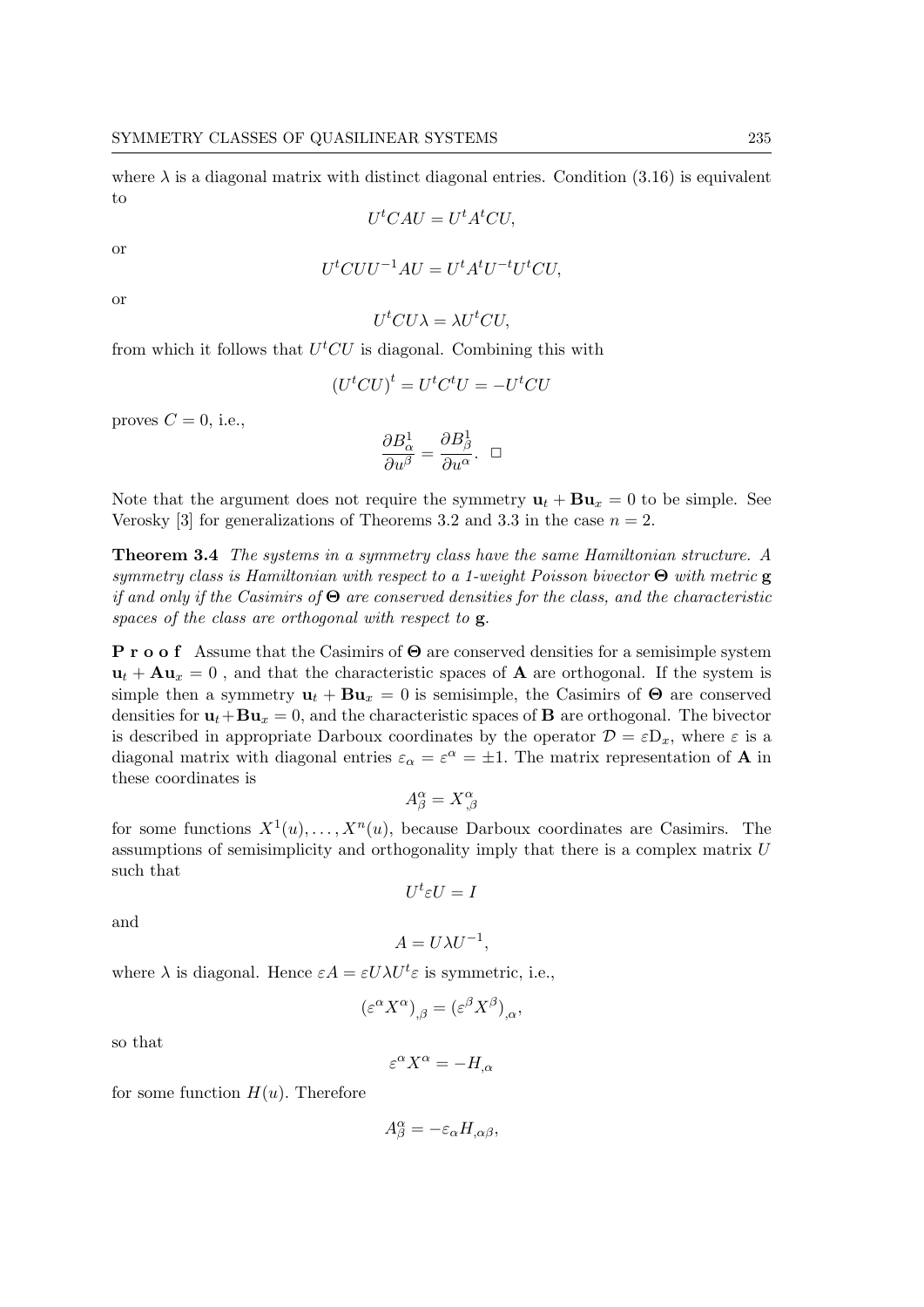where $\lambda$ is a diagonal matrix with distinct diagonal entries. Condition (3.16) is equivalent to

$$U^tCAU = U^tA^tCU,$$

or

$$U^tCUU^{-1}AU = U^tA^tU^{-t}U^tCU,$$

or

$$U^tCU\lambda = \lambda U^tCU,$$

from which it follows that $U^tCU$ is diagonal. Combining this with

$$\left(U^tCU\right)^t = U^tC^tU = -U^tCU$$

proves $C = 0$, i.e.,

$$\frac{\partial B^1_\alpha}{\partial u^\beta} = \frac{\partial B^1_\beta}{\partial u^\alpha}. \quad \square$$

Note that the argument does not require the symmetry $\mathbf{u}_t + \mathbf{B}\mathbf{u}_x = 0$ to be simple. See Verosky [3] for generalizations of Theorems 3.2 and 3.3 in the case $n = 2$.

**Theorem 3.4** *The systems in a symmetry class have the same Hamiltonian structure. A symmetry class is Hamiltonian with respect to a 1-weight Poisson bivector $\boldsymbol{\Theta}$ with metric $\mathbf{g}$ if and only if the Casimirs of $\boldsymbol{\Theta}$ are conserved densities for the class, and the characteristic spaces of the class are orthogonal with respect to $\mathbf{g}$.*

**P r o o f** Assume that the Casimirs of $\boldsymbol{\Theta}$ are conserved densities for a semisimple system $\mathbf{u}_t + \mathbf{A}\mathbf{u}_x = 0$ , and that the characteristic spaces of $\mathbf{A}$ are orthogonal. If the system is simple then a symmetry $\mathbf{u}_t + \mathbf{B}\mathbf{u}_x = 0$ is semisimple, the Casimirs of $\boldsymbol{\Theta}$ are conserved densities for $\mathbf{u}_t+\mathbf{B}\mathbf{u}_x = 0$, and the characteristic spaces of $\mathbf{B}$ are orthogonal. The bivector is described in appropriate Darboux coordinates by the operator $\mathcal{D} = \varepsilon \mathrm{D}_x$, where $\varepsilon$ is a diagonal matrix with diagonal entries $\varepsilon_\alpha = \varepsilon^\alpha = \pm 1$. The matrix representation of $\mathbf{A}$ in these coordinates is

$$A^\alpha_\beta = X^\alpha_{,\beta}$$

for some functions $X^1(u), \ldots, X^n(u)$, because Darboux coordinates are Casimirs. The assumptions of semisimplicity and orthogonality imply that there is a complex matrix $U$ such that

$$U^t\varepsilon U = I$$

and

$$A = U\lambda U^{-1},$$

where $\lambda$ is diagonal. Hence $\varepsilon A = \varepsilon U\lambda U^t\varepsilon$ is symmetric, i.e.,

$$\left(\varepsilon^\alpha X^\alpha\right)_{,\beta} = \left(\varepsilon^\beta X^\beta\right)_{,\alpha},$$

so that

$$\varepsilon^\alpha X^\alpha = -H_{,\alpha}$$

for some function $H(u)$. Therefore

$$A^\alpha_\beta = -\varepsilon_\alpha H_{,\alpha\beta},$$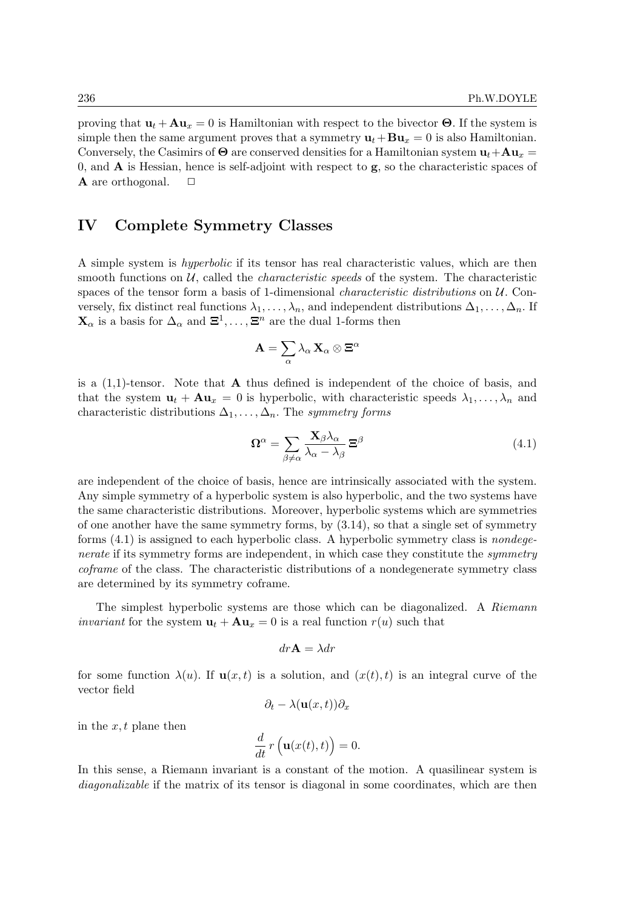proving that $\mathbf{u}_t + \mathbf{A}\mathbf{u}_x = 0$ is Hamiltonian with respect to the bivector $\mathbf{\Theta}$. If the system is simple then the same argument proves that a symmetry $\mathbf{u}_t + \mathbf{B}\mathbf{u}_x = 0$ is also Hamiltonian. Conversely, the Casimirs of $\mathbf{\Theta}$ are conserved densities for a Hamiltonian system $\mathbf{u}_t + \mathbf{A}\mathbf{u}_x = 0$, and $\mathbf{A}$ is Hessian, hence is self-adjoint with respect to $\mathbf{g}$, so the characteristic spaces of $\mathbf{A}$ are orthogonal. $\square$

## IV Complete Symmetry Classes

A simple system is *hyperbolic* if its tensor has real characteristic values, which are then smooth functions on $\mathcal{U}$, called the *characteristic speeds* of the system. The characteristic spaces of the tensor form a basis of 1-dimensional *characteristic distributions* on $\mathcal{U}$. Conversely, fix distinct real functions $\lambda_1, \ldots, \lambda_n$, and independent distributions $\Delta_1, \ldots, \Delta_n$. If $\mathbf{X}_\alpha$ is a basis for $\Delta_\alpha$ and $\mathbf{\Xi}^1, \ldots, \mathbf{\Xi}^n$ are the dual 1-forms then

$$\mathbf{A} = \sum_\alpha \lambda_\alpha \, \mathbf{X}_\alpha \otimes \mathbf{\Xi}^\alpha$$

is a (1,1)-tensor. Note that $\mathbf{A}$ thus defined is independent of the choice of basis, and that the system $\mathbf{u}_t + \mathbf{A}\mathbf{u}_x = 0$ is hyperbolic, with characteristic speeds $\lambda_1, \ldots, \lambda_n$ and characteristic distributions $\Delta_1, \ldots, \Delta_n$. The *symmetry forms*

$$\mathbf{\Omega}^\alpha = \sum_{\beta \neq \alpha} \frac{\mathbf{X}_\beta \lambda_\alpha}{\lambda_\alpha - \lambda_\beta} \, \mathbf{\Xi}^\beta \tag{4.1}$$

are independent of the choice of basis, hence are intrinsically associated with the system. Any simple symmetry of a hyperbolic system is also hyperbolic, and the two systems have the same characteristic distributions. Moreover, hyperbolic systems which are symmetries of one another have the same symmetry forms, by (3.14), so that a single set of symmetry forms (4.1) is assigned to each hyperbolic class. A hyperbolic symmetry class is *nondegenerate* if its symmetry forms are independent, in which case they constitute the *symmetry coframe* of the class. The characteristic distributions of a nondegenerate symmetry class are determined by its symmetry coframe.

The simplest hyperbolic systems are those which can be diagonalized. A *Riemann invariant* for the system $\mathbf{u}_t + \mathbf{A}\mathbf{u}_x = 0$ is a real function $r(u)$ such that

$$dr\mathbf{A} = \lambda dr$$

for some function $\lambda(u)$. If $\mathbf{u}(x,t)$ is a solution, and $(x(t), t)$ is an integral curve of the vector field

$$\partial_t - \lambda(\mathbf{u}(x,t))\partial_x$$

in the $x, t$ plane then

$$\frac{d}{dt} \, r\left(\mathbf{u}(x(t), t)\right) = 0.$$

In this sense, a Riemann invariant is a constant of the motion. A quasilinear system is *diagonalizable* if the matrix of its tensor is diagonal in some coordinates, which are then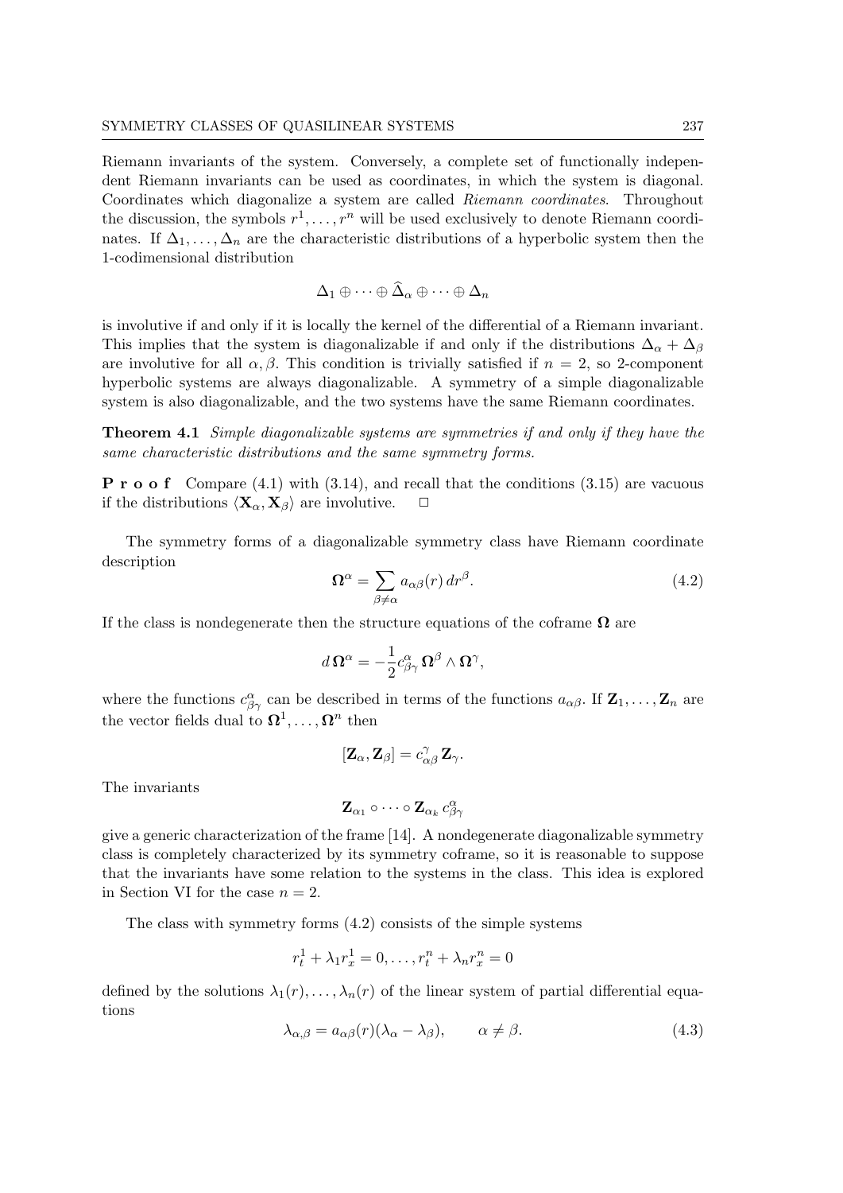Riemann invariants of the system. Conversely, a complete set of functionally independent Riemann invariants can be used as coordinates, in which the system is diagonal. Coordinates which diagonalize a system are called *Riemann coordinates*. Throughout the discussion, the symbols $r^1, \ldots, r^n$ will be used exclusively to denote Riemann coordinates. If $\Delta_1, \ldots, \Delta_n$ are the characteristic distributions of a hyperbolic system then the 1-codimensional distribution

$$\Delta_1 \oplus \cdots \oplus \widehat{\Delta}_\alpha \oplus \cdots \oplus \Delta_n$$

is involutive if and only if it is locally the kernel of the differential of a Riemann invariant. This implies that the system is diagonalizable if and only if the distributions $\Delta_\alpha + \Delta_\beta$ are involutive for all $\alpha, \beta$. This condition is trivially satisfied if $n = 2$, so 2-component hyperbolic systems are always diagonalizable. A symmetry of a simple diagonalizable system is also diagonalizable, and the two systems have the same Riemann coordinates.

**Theorem 4.1** *Simple diagonalizable systems are symmetries if and only if they have the same characteristic distributions and the same symmetry forms.*

**P r o o f** Compare (4.1) with (3.14), and recall that the conditions (3.15) are vacuous if the distributions $\langle \mathbf{X}_\alpha, \mathbf{X}_\beta \rangle$ are involutive. $\square$

The symmetry forms of a diagonalizable symmetry class have Riemann coordinate description

$$\mathbf{\Omega}^\alpha = \sum_{\beta \neq \alpha} a_{\alpha\beta}(r)\, dr^\beta. \tag{4.2}$$

If the class is nondegenerate then the structure equations of the coframe $\mathbf{\Omega}$ are

$$d\,\mathbf{\Omega}^\alpha = -\frac{1}{2} c^\alpha_{\beta\gamma}\, \mathbf{\Omega}^\beta \wedge \mathbf{\Omega}^\gamma,$$

where the functions $c^\alpha_{\beta\gamma}$ can be described in terms of the functions $a_{\alpha\beta}$. If $\mathbf{Z}_1, \ldots, \mathbf{Z}_n$ are the vector fields dual to $\mathbf{\Omega}^1, \ldots, \mathbf{\Omega}^n$ then

$$[\mathbf{Z}_\alpha, \mathbf{Z}_\beta] = c^\gamma_{\alpha\beta}\, \mathbf{Z}_\gamma.$$

The invariants

$$\mathbf{Z}_{\alpha_1} \circ \cdots \circ \mathbf{Z}_{\alpha_k}\, c^\alpha_{\beta\gamma}$$

give a generic characterization of the frame [14]. A nondegenerate diagonalizable symmetry class is completely characterized by its symmetry coframe, so it is reasonable to suppose that the invariants have some relation to the systems in the class. This idea is explored in Section VI for the case $n = 2$.

The class with symmetry forms (4.2) consists of the simple systems

$$r^1_t + \lambda_1 r^1_x = 0, \ldots, r^n_t + \lambda_n r^n_x = 0$$

defined by the solutions $\lambda_1(r), \ldots, \lambda_n(r)$ of the linear system of partial differential equations

$$\lambda_{\alpha,\beta} = a_{\alpha\beta}(r)(\lambda_\alpha - \lambda_\beta), \qquad \alpha \neq \beta. \tag{4.3}$$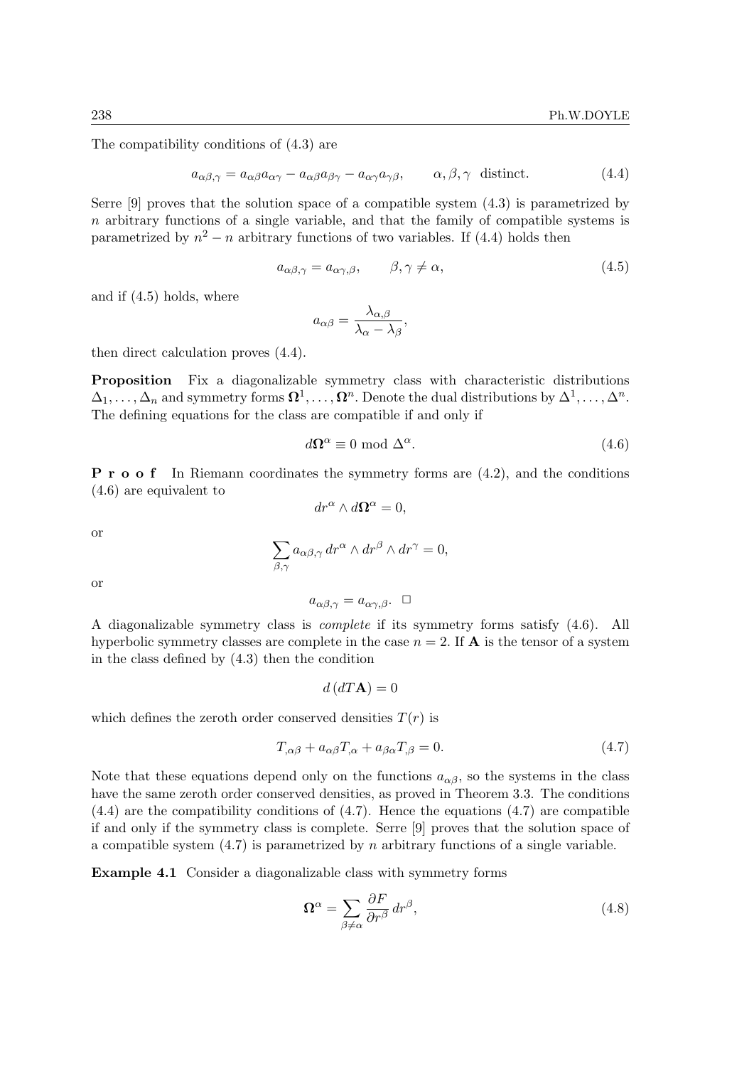The compatibility conditions of (4.3) are

$$a_{\alpha\beta,\gamma} = a_{\alpha\beta}a_{\alpha\gamma} - a_{\alpha\beta}a_{\beta\gamma} - a_{\alpha\gamma}a_{\gamma\beta}, \qquad \alpha, \beta, \gamma \ \text{ distinct.} \tag{4.4}$$

Serre [9] proves that the solution space of a compatible system (4.3) is parametrized by $n$ arbitrary functions of a single variable, and that the family of compatible systems is parametrized by $n^2 - n$ arbitrary functions of two variables. If (4.4) holds then

$$a_{\alpha\beta,\gamma} = a_{\alpha\gamma,\beta}, \qquad \beta, \gamma \neq \alpha, \tag{4.5}$$

and if (4.5) holds, where

$$a_{\alpha\beta} = \frac{\lambda_{\alpha,\beta}}{\lambda_\alpha - \lambda_\beta},$$

then direct calculation proves (4.4).

**Proposition** Fix a diagonalizable symmetry class with characteristic distributions $\Delta_1, \ldots, \Delta_n$ and symmetry forms $\mathbf{\Omega}^1, \ldots, \mathbf{\Omega}^n$. Denote the dual distributions by $\Delta^1, \ldots, \Delta^n$. The defining equations for the class are compatible if and only if

$$d\mathbf{\Omega}^\alpha \equiv 0 \bmod \Delta^\alpha. \tag{4.6}$$

**P r o o f** In Riemann coordinates the symmetry forms are (4.2), and the conditions (4.6) are equivalent to

$$dr^\alpha \wedge d\mathbf{\Omega}^\alpha = 0,$$

or

$$\sum_{\beta,\gamma} a_{\alpha\beta,\gamma}\, dr^\alpha \wedge dr^\beta \wedge dr^\gamma = 0,$$

or

$$a_{\alpha\beta,\gamma} = a_{\alpha\gamma,\beta}. \ \square$$

A diagonalizable symmetry class is *complete* if its symmetry forms satisfy (4.6). All hyperbolic symmetry classes are complete in the case $n = 2$. If $\mathbf{A}$ is the tensor of a system in the class defined by (4.3) then the condition

$$d\,(dT\mathbf{A}) = 0$$

which defines the zeroth order conserved densities $T(r)$ is

$$T_{,\alpha\beta} + a_{\alpha\beta}T_{,\alpha} + a_{\beta\alpha}T_{,\beta} = 0. \tag{4.7}$$

Note that these equations depend only on the functions $a_{\alpha\beta}$, so the systems in the class have the same zeroth order conserved densities, as proved in Theorem 3.3. The conditions (4.4) are the compatibility conditions of (4.7). Hence the equations (4.7) are compatible if and only if the symmetry class is complete. Serre [9] proves that the solution space of a compatible system (4.7) is parametrized by $n$ arbitrary functions of a single variable.

**Example 4.1** Consider a diagonalizable class with symmetry forms

$$\mathbf{\Omega}^\alpha = \sum_{\beta \neq \alpha} \frac{\partial F}{\partial r^\beta}\, dr^\beta, \tag{4.8}$$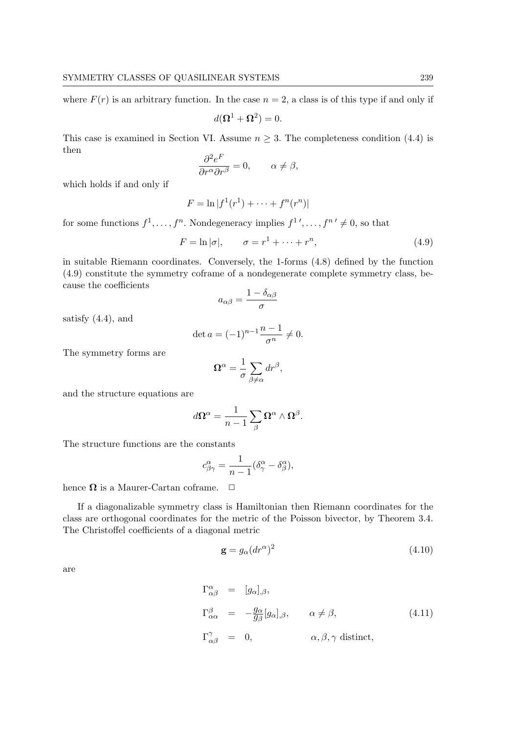where $F(r)$ is an arbitrary function. In the case $n = 2$, a class is of this type if and only if

$$d(\mathbf{\Omega}^1 + \mathbf{\Omega}^2) = 0.$$

This case is examined in Section VI. Assume $n \geq 3$. The completeness condition (4.4) is then

$$\frac{\partial^2 e^F}{\partial r^\alpha \partial r^\beta} = 0, \qquad \alpha \neq \beta,$$

which holds if and only if

$$F = \ln |f^1(r^1) + \cdots + f^n(r^n)|$$

for some functions $f^1, \ldots, f^n$. Nondegeneracy implies $f^{1\,\prime}, \ldots, f^{n\,\prime} \neq 0$, so that

$$F = \ln |\sigma|, \qquad \sigma = r^1 + \cdots + r^n, \tag{4.9}$$

in suitable Riemann coordinates. Conversely, the 1-forms (4.8) defined by the function (4.9) constitute the symmetry coframe of a nondegenerate complete symmetry class, because the coefficients

$$a_{\alpha\beta} = \frac{1 - \delta_{\alpha\beta}}{\sigma}$$

satisfy (4.4), and

$$\det a = (-1)^{n-1} \frac{n-1}{\sigma^n} \neq 0.$$

The symmetry forms are

$$\mathbf{\Omega}^\alpha = \frac{1}{\sigma} \sum_{\beta \neq \alpha} dr^\beta,$$

and the structure equations are

$$d\mathbf{\Omega}^\alpha = \frac{1}{n-1} \sum_\beta \mathbf{\Omega}^\alpha \wedge \mathbf{\Omega}^\beta.$$

The structure functions are the constants

$$c^\alpha_{\beta\gamma} = \frac{1}{n-1}(\delta^\alpha_\gamma - \delta^\alpha_\beta),$$

hence $\mathbf{\Omega}$ is a Maurer-Cartan coframe. $\square$

If a diagonalizable symmetry class is Hamiltonian then Riemann coordinates for the class are orthogonal coordinates for the metric of the Poisson bivector, by Theorem 3.4. The Christoffel coefficients of a diagonal metric

$$\mathbf{g} = g_\alpha (dr^\alpha)^2 \tag{4.10}$$

are

$$\begin{aligned} \Gamma^\alpha_{\alpha\beta} &= [g_\alpha]_{,\beta}, \\ \Gamma^\beta_{\alpha\alpha} &= -\tfrac{g_\alpha}{g_\beta}[g_\alpha]_{,\beta}, \qquad \alpha \neq \beta, \\ \Gamma^\gamma_{\alpha\beta} &= 0, \qquad\qquad\quad \alpha, \beta, \gamma \text{ distinct}, \end{aligned} \tag{4.11}$$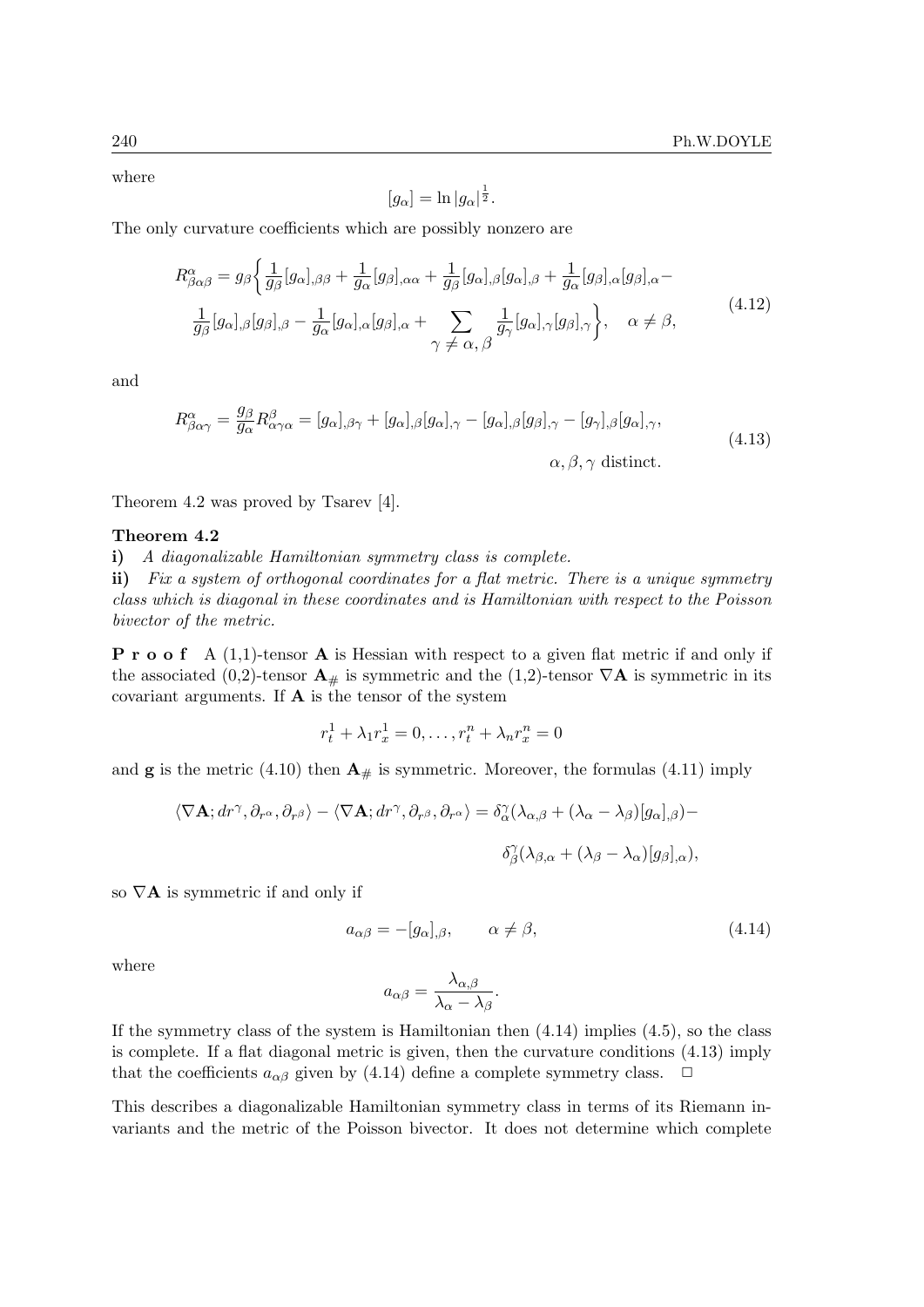where

$$[g_\alpha] = \ln |g_\alpha|^{\frac{1}{2}}.$$

The only curvature coefficients which are possibly nonzero are

$$R^\alpha_{\beta\alpha\beta} = g_\beta \Big\{ \frac{1}{g_\beta}[g_\alpha]_{,\beta\beta} + \frac{1}{g_\alpha}[g_\beta]_{,\alpha\alpha} + \frac{1}{g_\beta}[g_\alpha]_{,\beta}[g_\alpha]_{,\beta} + \frac{1}{g_\alpha}[g_\beta]_{,\alpha}[g_\beta]_{,\alpha} - \frac{1}{g_\beta}[g_\alpha]_{,\beta}[g_\beta]_{,\beta} - \frac{1}{g_\alpha}[g_\alpha]_{,\alpha}[g_\beta]_{,\alpha} + \sum_{\gamma \neq \alpha, \beta} \frac{1}{g_\gamma}[g_\alpha]_{,\gamma}[g_\beta]_{,\gamma} \Big\}, \quad \alpha \neq \beta, \tag{4.12}$$

and

$$R^\alpha_{\beta\alpha\gamma} = \frac{g_\beta}{g_\alpha} R^\beta_{\alpha\gamma\alpha} = [g_\alpha]_{,\beta\gamma} + [g_\alpha]_{,\beta}[g_\alpha]_{,\gamma} - [g_\alpha]_{,\beta}[g_\beta]_{,\gamma} - [g_\gamma]_{,\beta}[g_\alpha]_{,\gamma}, \qquad \alpha, \beta, \gamma \text{ distinct}. \tag{4.13}$$

Theorem 4.2 was proved by Tsarev [4].

**Theorem 4.2**

**i)** *A diagonalizable Hamiltonian symmetry class is complete.*

**ii)** *Fix a system of orthogonal coordinates for a flat metric. There is a unique symmetry class which is diagonal in these coordinates and is Hamiltonian with respect to the Poisson bivector of the metric.*

**P r o o f** A (1,1)-tensor $\mathbf{A}$ is Hessian with respect to a given flat metric if and only if the associated (0,2)-tensor $\mathbf{A}_\#$ is symmetric and the (1,2)-tensor $\nabla\mathbf{A}$ is symmetric in its covariant arguments. If $\mathbf{A}$ is the tensor of the system

$$r^1_t + \lambda_1 r^1_x = 0, \ldots, r^n_t + \lambda_n r^n_x = 0$$

and $\mathbf{g}$ is the metric (4.10) then $\mathbf{A}_\#$ is symmetric. Moreover, the formulas (4.11) imply

$$\langle \nabla\mathbf{A}; dr^\gamma, \partial_{r^\alpha}, \partial_{r^\beta} \rangle - \langle \nabla\mathbf{A}; dr^\gamma, \partial_{r^\beta}, \partial_{r^\alpha} \rangle = \delta^\gamma_\alpha (\lambda_{\alpha,\beta} + (\lambda_\alpha - \lambda_\beta)[g_\alpha]_{,\beta}) - \delta^\gamma_\beta (\lambda_{\beta,\alpha} + (\lambda_\beta - \lambda_\alpha)[g_\beta]_{,\alpha}),$$

so $\nabla\mathbf{A}$ is symmetric if and only if

$$a_{\alpha\beta} = -[g_\alpha]_{,\beta}, \qquad \alpha \neq \beta, \tag{4.14}$$

where

$$a_{\alpha\beta} = \frac{\lambda_{\alpha,\beta}}{\lambda_\alpha - \lambda_\beta}.$$

If the symmetry class of the system is Hamiltonian then (4.14) implies (4.5), so the class is complete. If a flat diagonal metric is given, then the curvature conditions (4.13) imply that the coefficients $a_{\alpha\beta}$ given by (4.14) define a complete symmetry class. $\Box$

This describes a diagonalizable Hamiltonian symmetry class in terms of its Riemann invariants and the metric of the Poisson bivector. It does not determine which complete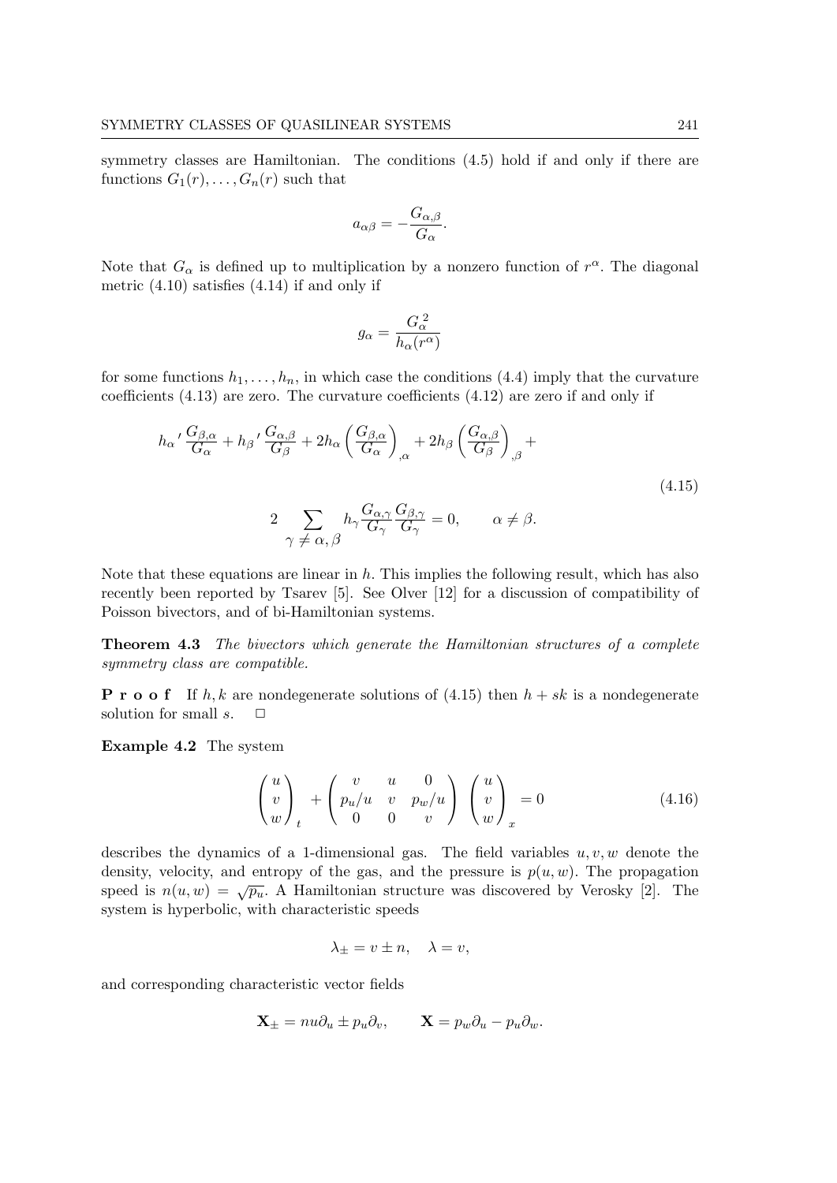symmetry classes are Hamiltonian. The conditions (4.5) hold if and only if there are functions $G_1(r), \ldots, G_n(r)$ such that

$$a_{\alpha\beta} = -\frac{G_{\alpha,\beta}}{G_\alpha}.$$

Note that $G_\alpha$ is defined up to multiplication by a nonzero function of $r^\alpha$. The diagonal metric (4.10) satisfies (4.14) if and only if

$$g_\alpha = \frac{G_\alpha^{\,2}}{h_\alpha(r^\alpha)}$$

for some functions $h_1, \ldots, h_n$, in which case the conditions (4.4) imply that the curvature coefficients (4.13) are zero. The curvature coefficients (4.12) are zero if and only if

$$h_\alpha{}' \frac{G_{\beta,\alpha}}{G_\alpha} + h_\beta{}' \frac{G_{\alpha,\beta}}{G_\beta} + 2h_\alpha \left(\frac{G_{\beta,\alpha}}{G_\alpha}\right)_{,\alpha} + 2h_\beta \left(\frac{G_{\alpha,\beta}}{G_\beta}\right)_{,\beta} + \\ 2 \sum_{\gamma \neq \alpha, \beta} h_\gamma \frac{G_{\alpha,\gamma}}{G_\gamma}\frac{G_{\beta,\gamma}}{G_\gamma} = 0, \qquad \alpha \neq \beta. \tag{4.15}$$

Note that these equations are linear in $h$. This implies the following result, which has also recently been reported by Tsarev [5]. See Olver [12] for a discussion of compatibility of Poisson bivectors, and of bi-Hamiltonian systems.

**Theorem 4.3** *The bivectors which generate the Hamiltonian structures of a complete symmetry class are compatible.*

**Proof** If $h, k$ are nondegenerate solutions of (4.15) then $h + sk$ is a nondegenerate solution for small $s$. $\square$

**Example 4.2** The system

$$\begin{pmatrix} u \\ v \\ w \end{pmatrix}_t + \begin{pmatrix} v & u & 0 \\ p_u/u & v & p_w/u \\ 0 & 0 & v \end{pmatrix} \begin{pmatrix} u \\ v \\ w \end{pmatrix}_x = 0 \tag{4.16}$$

describes the dynamics of a 1-dimensional gas. The field variables $u, v, w$ denote the density, velocity, and entropy of the gas, and the pressure is $p(u, w)$. The propagation speed is $n(u, w) = \sqrt{p_u}$. A Hamiltonian structure was discovered by Verosky [2]. The system is hyperbolic, with characteristic speeds

$$\lambda_\pm = v \pm n, \quad \lambda = v,$$

and corresponding characteristic vector fields

$$\mathbf{X}_\pm = nu\partial_u \pm p_u\partial_v, \qquad \mathbf{X} = p_w\partial_u - p_u\partial_w.$$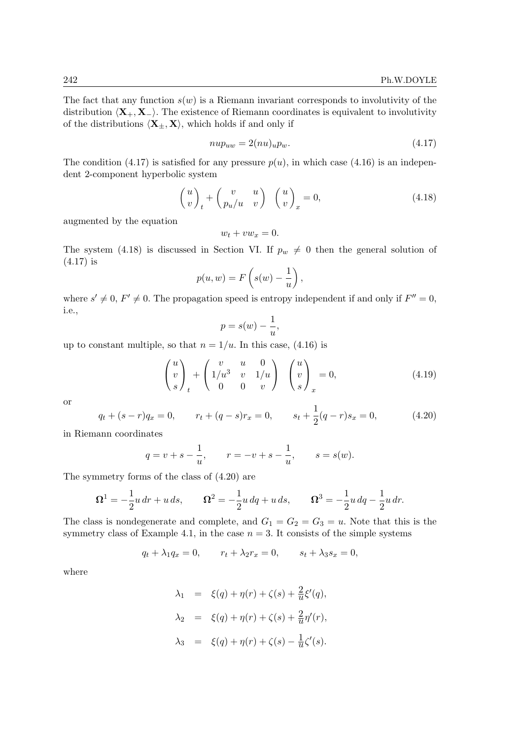The fact that any function $s(w)$ is a Riemann invariant corresponds to involutivity of the distribution $\langle \mathbf{X}_+, \mathbf{X}_- \rangle$. The existence of Riemann coordinates is equivalent to involutivity of the distributions $\langle \mathbf{X}_\pm, \mathbf{X} \rangle$, which holds if and only if

$$nup_{uw} = 2(nu)_u p_w. \tag{4.17}$$

The condition (4.17) is satisfied for any pressure $p(u)$, in which case (4.16) is an independent 2-component hyperbolic system

$$\begin{pmatrix} u \\ v \end{pmatrix}_t + \begin{pmatrix} v & u \\ p_u/u & v \end{pmatrix} \begin{pmatrix} u \\ v \end{pmatrix}_x = 0, \tag{4.18}$$

augmented by the equation

$$w_t + v w_x = 0.$$

The system (4.18) is discussed in Section VI. If $p_w \neq 0$ then the general solution of (4.17) is

$$p(u, w) = F\left(s(w) - \frac{1}{u}\right),$$

where $s' \neq 0$, $F' \neq 0$. The propagation speed is entropy independent if and only if $F'' = 0$, i.e.,

$$p = s(w) - \frac{1}{u},$$

up to constant multiple, so that $n = 1/u$. In this case, (4.16) is

$$\begin{pmatrix} u \\ v \\ s \end{pmatrix}_t + \begin{pmatrix} v & u & 0 \\ 1/u^3 & v & 1/u \\ 0 & 0 & v \end{pmatrix} \begin{pmatrix} u \\ v \\ s \end{pmatrix}_x = 0, \tag{4.19}$$

or

$$q_t + (s - r) q_x = 0, \qquad r_t + (q - s) r_x = 0, \qquad s_t + \frac{1}{2}(q - r) s_x = 0, \tag{4.20}$$

in Riemann coordinates

$$q = v + s - \frac{1}{u}, \qquad r = -v + s - \frac{1}{u}, \qquad s = s(w).$$

The symmetry forms of the class of (4.20) are

$$\mathbf{\Omega}^1 = -\frac{1}{2} u\, dr + u\, ds, \qquad \mathbf{\Omega}^2 = -\frac{1}{2} u\, dq + u\, ds, \qquad \mathbf{\Omega}^3 = -\frac{1}{2} u\, dq - \frac{1}{2} u\, dr.$$

The class is nondegenerate and complete, and $G_1 = G_2 = G_3 = u$. Note that this is the symmetry class of Example 4.1, in the case $n = 3$. It consists of the simple systems

$$q_t + \lambda_1 q_x = 0, \qquad r_t + \lambda_2 r_x = 0, \qquad s_t + \lambda_3 s_x = 0,$$

where

$$\begin{aligned}
\lambda_1 &= \xi(q) + \eta(r) + \zeta(s) + \frac{2}{u}\xi'(q), \\
\lambda_2 &= \xi(q) + \eta(r) + \zeta(s) + \frac{2}{u}\eta'(r), \\
\lambda_3 &= \xi(q) + \eta(r) + \zeta(s) - \frac{1}{u}\zeta'(s).
\end{aligned}$$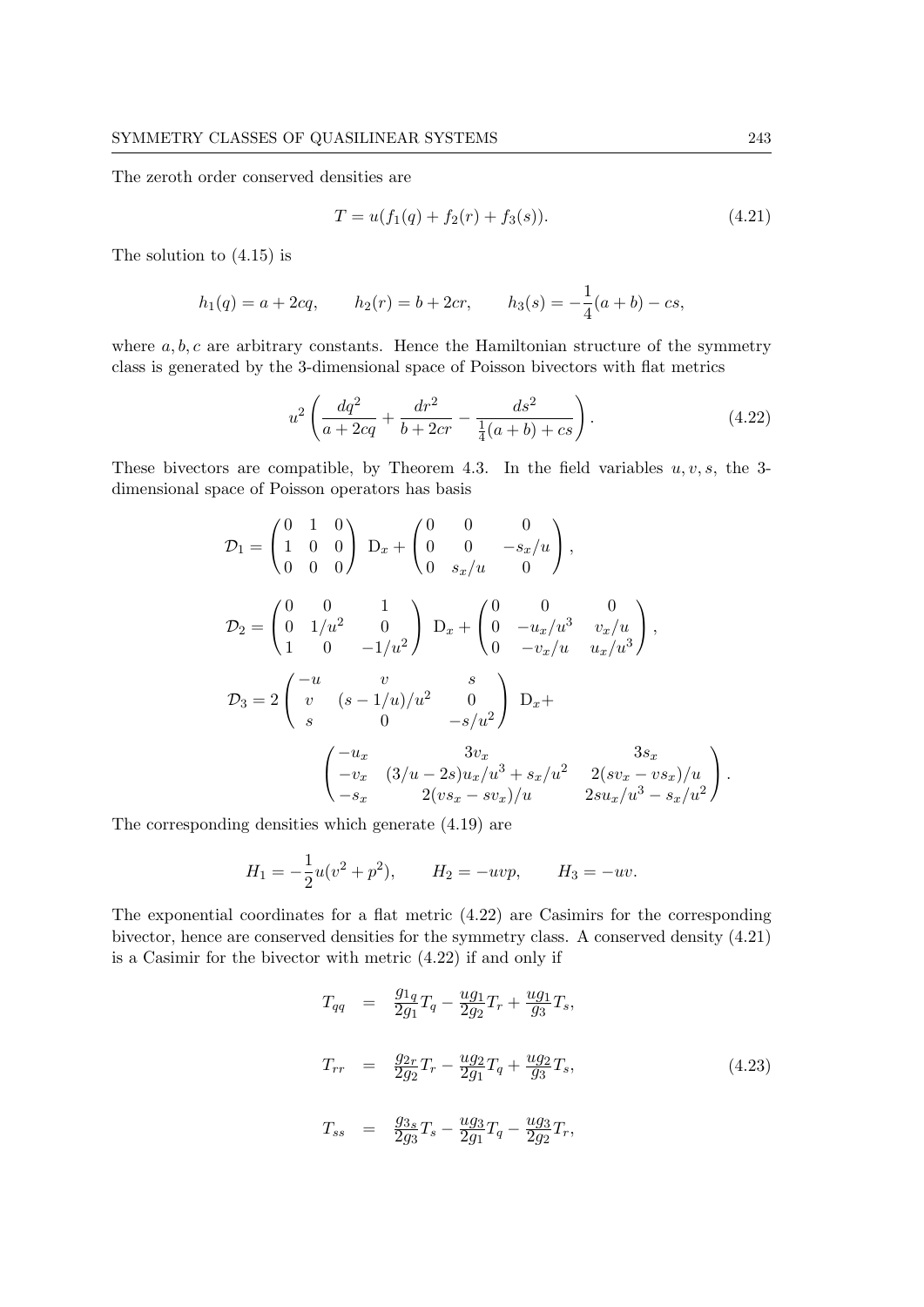The zeroth order conserved densities are

$$T = u(f_1(q) + f_2(r) + f_3(s)). \tag{4.21}$$

The solution to (4.15) is

$$h_1(q) = a + 2cq, \qquad h_2(r) = b + 2cr, \qquad h_3(s) = -\frac{1}{4}(a+b) - cs,$$

where $a, b, c$ are arbitrary constants. Hence the Hamiltonian structure of the symmetry class is generated by the 3-dimensional space of Poisson bivectors with flat metrics

$$u^2\left(\frac{dq^2}{a+2cq} + \frac{dr^2}{b+2cr} - \frac{ds^2}{\frac{1}{4}(a+b)+cs}\right). \tag{4.22}$$

These bivectors are compatible, by Theorem 4.3. In the field variables $u, v, s$, the 3-dimensional space of Poisson operators has basis

$$\mathcal{D}_1 = \begin{pmatrix} 0 & 1 & 0 \\ 1 & 0 & 0 \\ 0 & 0 & 0 \end{pmatrix} \mathrm{D}_x + \begin{pmatrix} 0 & 0 & 0 \\ 0 & 0 & -s_x/u \\ 0 & s_x/u & 0 \end{pmatrix},$$

$$\mathcal{D}_2 = \begin{pmatrix} 0 & 0 & 1 \\ 0 & 1/u^2 & 0 \\ 1 & 0 & -1/u^2 \end{pmatrix} \mathrm{D}_x + \begin{pmatrix} 0 & 0 & 0 \\ 0 & -u_x/u^3 & v_x/u \\ 0 & -v_x/u & u_x/u^3 \end{pmatrix},$$

$$\mathcal{D}_3 = 2\begin{pmatrix} -u & v & s \\ v & (s-1/u)/u^2 & 0 \\ s & 0 & -s/u^2 \end{pmatrix} \mathrm{D}_x + \begin{pmatrix} -u_x & 3v_x & 3s_x \\ -v_x & (3/u-2s)u_x/u^3 + s_x/u^2 & 2(sv_x - vs_x)/u \\ -s_x & 2(vs_x - sv_x)/u & 2su_x/u^3 - s_x/u^2 \end{pmatrix}.$$

The corresponding densities which generate (4.19) are

$$H_1 = -\frac{1}{2}u(v^2+p^2), \qquad H_2 = -uvp, \qquad H_3 = -uv.$$

The exponential coordinates for a flat metric (4.22) are Casimirs for the corresponding bivector, hence are conserved densities for the symmetry class. A conserved density (4.21) is a Casimir for the bivector with metric (4.22) if and only if

$$\begin{aligned} T_{qq} &= \frac{g_{1q}}{2g_1}T_q - \frac{ug_1}{2g_2}T_r + \frac{ug_1}{g_3}T_s, \\ T_{rr} &= \frac{g_{2r}}{2g_2}T_r - \frac{ug_2}{2g_1}T_q + \frac{ug_2}{g_3}T_s, \\ T_{ss} &= \frac{g_{3s}}{2g_3}T_s - \frac{ug_3}{2g_1}T_q - \frac{ug_3}{2g_2}T_r, \end{aligned} \tag{4.23}$$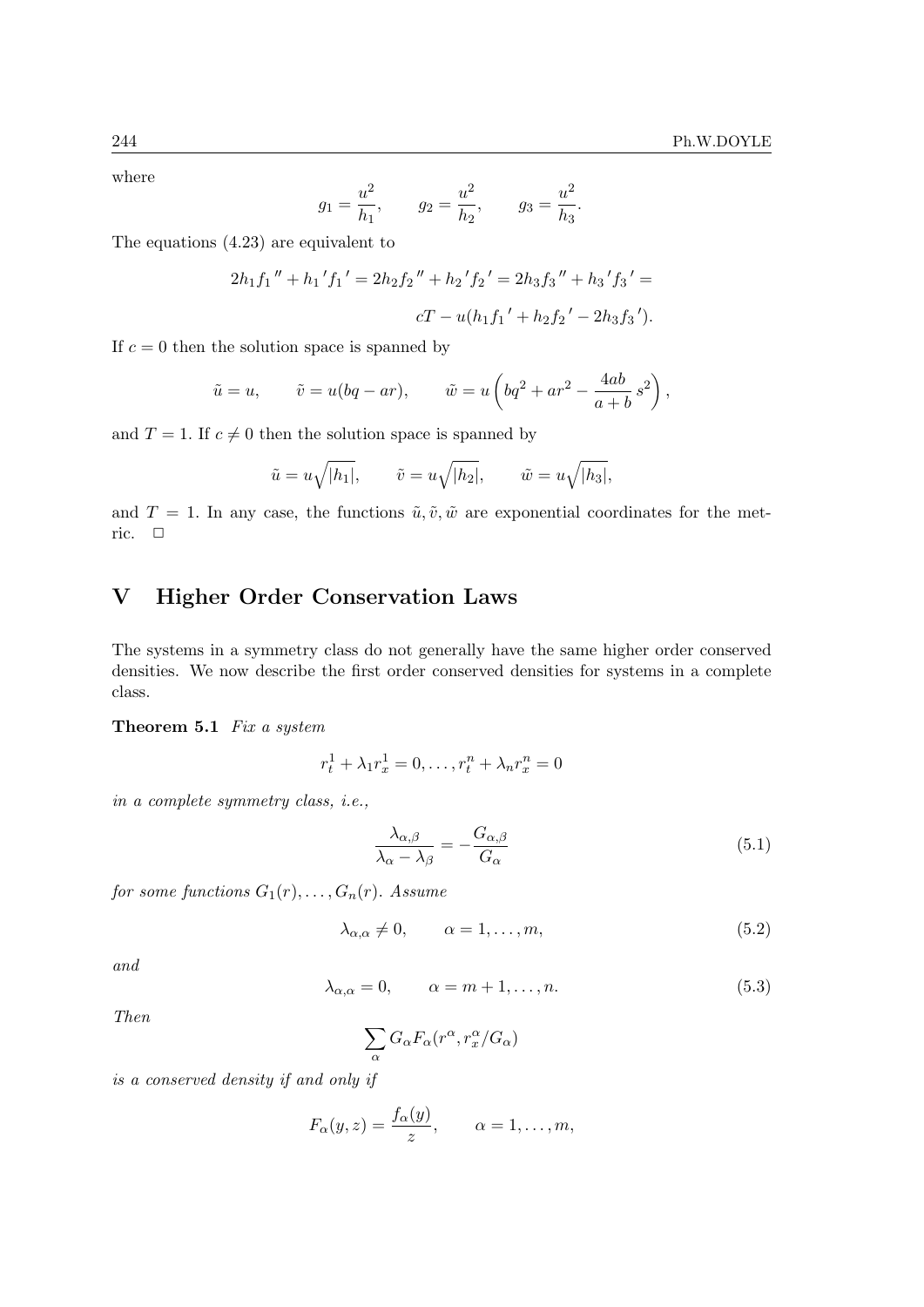where

$$g_1 = \frac{u^2}{h_1}, \qquad g_2 = \frac{u^2}{h_2}, \qquad g_3 = \frac{u^2}{h_3}.$$

The equations (4.23) are equivalent to

$$2h_1 f_1{}'' + h_1{}' f_1{}' = 2h_2 f_2{}'' + h_2{}' f_2{}' = 2h_3 f_3{}'' + h_3{}' f_3{}' =$$

$$cT - u(h_1 f_1{}' + h_2 f_2{}' - 2h_3 f_3{}').$$

If $c = 0$ then the solution space is spanned by

$$\tilde{u} = u, \qquad \tilde{v} = u(bq - ar), \qquad \tilde{w} = u\left(bq^2 + ar^2 - \frac{4ab}{a+b}\, s^2\right),$$

and $T = 1$. If $c \neq 0$ then the solution space is spanned by

$$\tilde{u} = u\sqrt{|h_1|}, \qquad \tilde{v} = u\sqrt{|h_2|}, \qquad \tilde{w} = u\sqrt{|h_3|},$$

and $T = 1$. In any case, the functions $\tilde{u}, \tilde{v}, \tilde{w}$ are exponential coordinates for the metric. $\square$

## V Higher Order Conservation Laws

The systems in a symmetry class do not generally have the same higher order conserved densities. We now describe the first order conserved densities for systems in a complete class.

**Theorem 5.1** *Fix a system*

$$r^1_t + \lambda_1 r^1_x = 0, \ldots, r^n_t + \lambda_n r^n_x = 0$$

*in a complete symmetry class, i.e.,*

$$\frac{\lambda_{\alpha,\beta}}{\lambda_\alpha - \lambda_\beta} = -\frac{G_{\alpha,\beta}}{G_\alpha} \tag{5.1}$$

*for some functions $G_1(r), \ldots, G_n(r)$. Assume*

$$\lambda_{\alpha,\alpha} \neq 0, \qquad \alpha = 1, \ldots, m, \tag{5.2}$$

*and*

$$\lambda_{\alpha,\alpha} = 0, \qquad \alpha = m+1, \ldots, n. \tag{5.3}$$

*Then*

$$\sum_\alpha G_\alpha F_\alpha(r^\alpha, r^\alpha_x / G_\alpha)$$

*is a conserved density if and only if*

$$F_\alpha(y, z) = \frac{f_\alpha(y)}{z}, \qquad \alpha = 1, \ldots, m,$$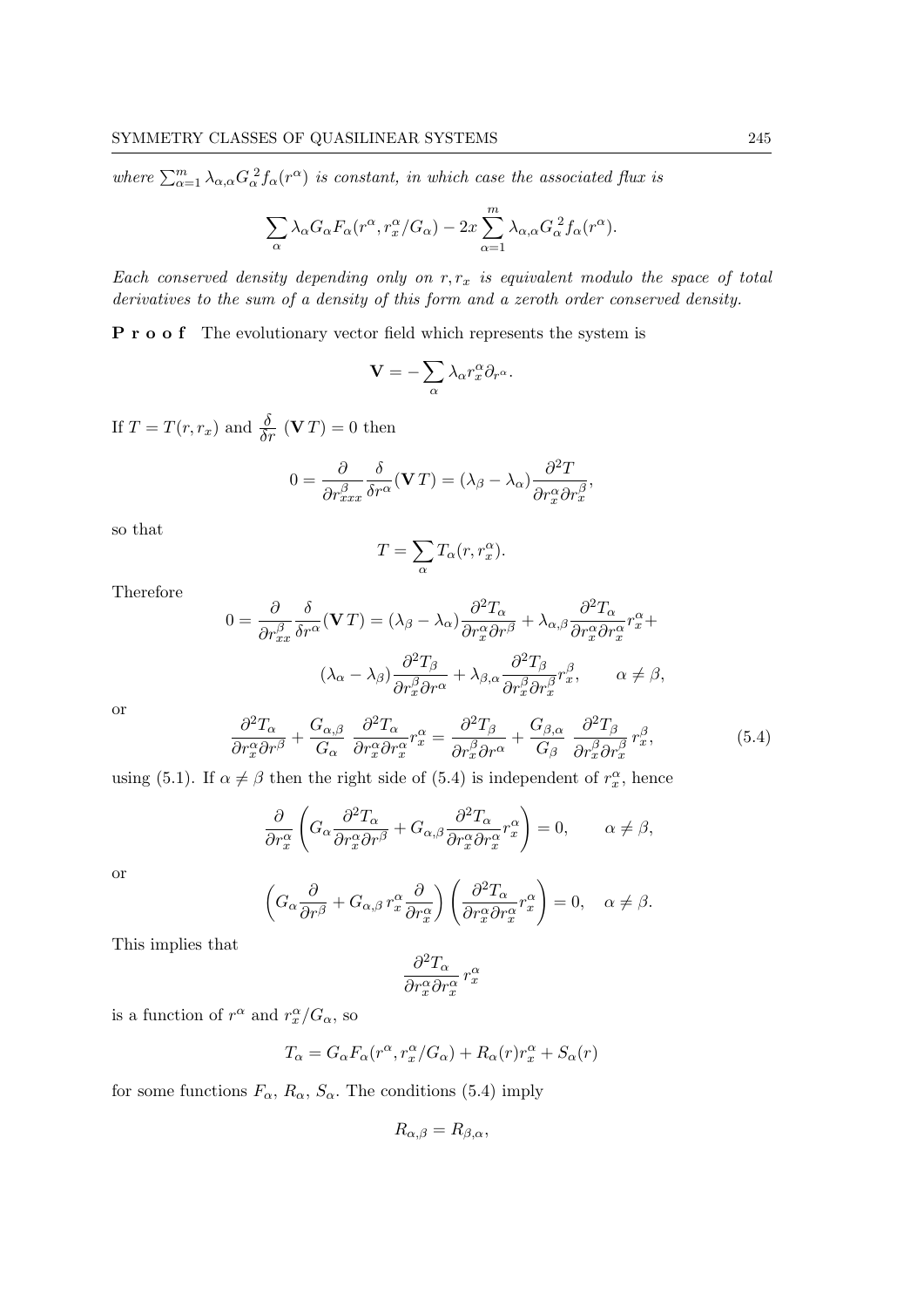*where* $\sum_{\alpha=1}^{m} \lambda_{\alpha,\alpha} G_\alpha^{\,2} f_\alpha(r^\alpha)$ *is constant, in which case the associated flux is*

$$\sum_\alpha \lambda_\alpha G_\alpha F_\alpha(r^\alpha, r_x^\alpha / G_\alpha) - 2x \sum_{\alpha=1}^{m} \lambda_{\alpha,\alpha} G_\alpha^{\,2} f_\alpha(r^\alpha).$$

*Each conserved density depending only on* $r, r_x$ *is equivalent modulo the space of total derivatives to the sum of a density of this form and a zeroth order conserved density.*

**P r o o f** The evolutionary vector field which represents the system is

$$\mathbf{V} = -\sum_\alpha \lambda_\alpha r_x^\alpha \partial_{r^\alpha}.$$

If $T = T(r, r_x)$ and $\frac{\delta}{\delta r}\ (\mathbf{V}\,T) = 0$ then

$$0 = \frac{\partial}{\partial r_{xxx}^\beta} \frac{\delta}{\delta r^\alpha}(\mathbf{V}\,T) = (\lambda_\beta - \lambda_\alpha) \frac{\partial^2 T}{\partial r_x^\alpha \partial r_x^\beta},$$

so that

$$T = \sum_\alpha T_\alpha(r, r_x^\alpha).$$

Therefore

$$0 = \frac{\partial}{\partial r_{xx}^\beta} \frac{\delta}{\delta r^\alpha}(\mathbf{V}\,T) = (\lambda_\beta - \lambda_\alpha) \frac{\partial^2 T_\alpha}{\partial r_x^\alpha \partial r^\beta} + \lambda_{\alpha,\beta} \frac{\partial^2 T_\alpha}{\partial r_x^\alpha \partial r_x^\alpha} r_x^\alpha +$$

$$(\lambda_\alpha - \lambda_\beta) \frac{\partial^2 T_\beta}{\partial r_x^\beta \partial r^\alpha} + \lambda_{\beta,\alpha} \frac{\partial^2 T_\beta}{\partial r_x^\beta \partial r_x^\beta} r_x^\beta, \qquad \alpha \neq \beta,$$

or

$$\frac{\partial^2 T_\alpha}{\partial r_x^\alpha \partial r^\beta} + \frac{G_{\alpha,\beta}}{G_\alpha}\ \frac{\partial^2 T_\alpha}{\partial r_x^\alpha \partial r_x^\alpha} r_x^\alpha = \frac{\partial^2 T_\beta}{\partial r_x^\beta \partial r^\alpha} + \frac{G_{\beta,\alpha}}{G_\beta}\ \frac{\partial^2 T_\beta}{\partial r_x^\beta \partial r_x^\beta}\, r_x^\beta, \tag{5.4}$$

using (5.1). If $\alpha \neq \beta$ then the right side of (5.4) is independent of $r_x^\alpha$, hence

$$\frac{\partial}{\partial r_x^\alpha} \left( G_\alpha \frac{\partial^2 T_\alpha}{\partial r_x^\alpha \partial r^\beta} + G_{\alpha,\beta} \frac{\partial^2 T_\alpha}{\partial r_x^\alpha \partial r_x^\alpha} r_x^\alpha \right) = 0, \qquad \alpha \neq \beta,$$

or

$$\left( G_\alpha \frac{\partial}{\partial r^\beta} + G_{\alpha,\beta}\, r_x^\alpha \frac{\partial}{\partial r_x^\alpha} \right) \left( \frac{\partial^2 T_\alpha}{\partial r_x^\alpha \partial r_x^\alpha} r_x^\alpha \right) = 0, \quad \alpha \neq \beta.$$

This implies that

$$\frac{\partial^2 T_\alpha}{\partial r_x^\alpha \partial r_x^\alpha}\, r_x^\alpha$$

is a function of $r^\alpha$ and $r_x^\alpha / G_\alpha$, so

$$T_\alpha = G_\alpha F_\alpha(r^\alpha, r_x^\alpha / G_\alpha) + R_\alpha(r) r_x^\alpha + S_\alpha(r)$$

for some functions $F_\alpha$, $R_\alpha$, $S_\alpha$. The conditions (5.4) imply

$$R_{\alpha,\beta} = R_{\beta,\alpha},$$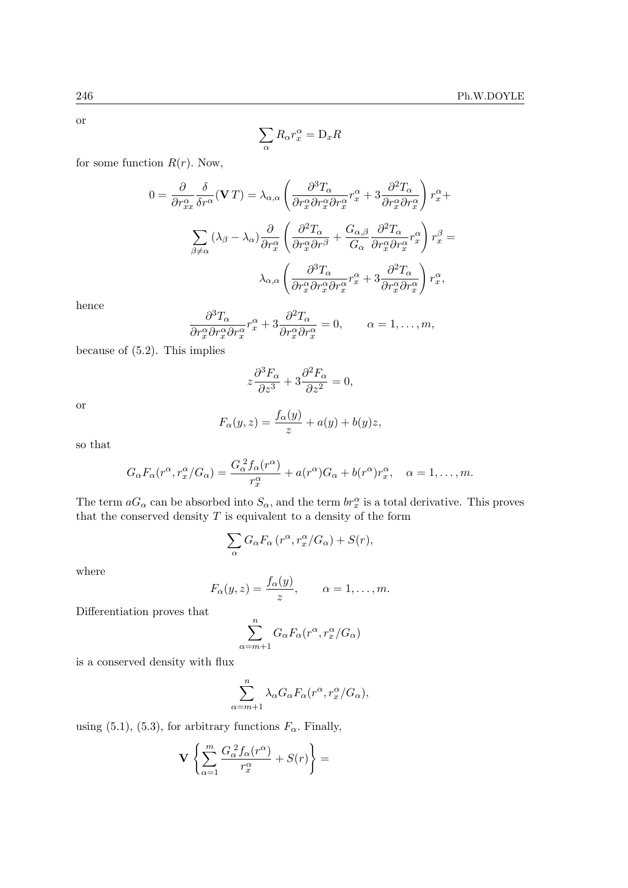or

$$\sum_{\alpha} R_\alpha r_x^\alpha = \mathrm{D}_x R$$

for some function $R(r)$. Now,

$$0 = \frac{\partial}{\partial r_{xx}^\alpha} \frac{\delta}{\delta r^\alpha}(\mathbf{V}\,T) = \lambda_{\alpha,\alpha} \left( \frac{\partial^3 T_\alpha}{\partial r_x^\alpha \partial r_x^\alpha \partial r_x^\alpha} r_x^\alpha + 3 \frac{\partial^2 T_\alpha}{\partial r_x^\alpha \partial r_x^\alpha} \right) r_x^\alpha +$$

$$\sum_{\beta \neq \alpha} (\lambda_\beta - \lambda_\alpha) \frac{\partial}{\partial r_x^\alpha} \left( \frac{\partial^2 T_\alpha}{\partial r_x^\alpha \partial r^\beta} + \frac{G_{\alpha,\beta}}{G_\alpha} \frac{\partial^2 T_\alpha}{\partial r_x^\alpha \partial r_x^\alpha} r_x^\alpha \right) r_x^\beta =$$

$$\lambda_{\alpha,\alpha} \left( \frac{\partial^3 T_\alpha}{\partial r_x^\alpha \partial r_x^\alpha \partial r_x^\alpha} r_x^\alpha + 3 \frac{\partial^2 T_\alpha}{\partial r_x^\alpha \partial r_x^\alpha} \right) r_x^\alpha,$$

hence

$$\frac{\partial^3 T_\alpha}{\partial r_x^\alpha \partial r_x^\alpha \partial r_x^\alpha} r_x^\alpha + 3 \frac{\partial^2 T_\alpha}{\partial r_x^\alpha \partial r_x^\alpha} = 0, \qquad \alpha = 1, \ldots, m,$$

because of (5.2). This implies

$$z \frac{\partial^3 F_\alpha}{\partial z^3} + 3 \frac{\partial^2 F_\alpha}{\partial z^2} = 0,$$

or

$$F_\alpha(y, z) = \frac{f_\alpha(y)}{z} + a(y) + b(y) z,$$

so that

$$G_\alpha F_\alpha(r^\alpha, r_x^\alpha / G_\alpha) = \frac{G_\alpha^{\,2} f_\alpha(r^\alpha)}{r_x^\alpha} + a(r^\alpha) G_\alpha + b(r^\alpha) r_x^\alpha, \quad \alpha = 1, \ldots, m.$$

The term $a G_\alpha$ can be absorbed into $S_\alpha$, and the term $b r_x^\alpha$ is a total derivative. This proves that the conserved density $T$ is equivalent to a density of the form

$$\sum_\alpha G_\alpha F_\alpha \left( r^\alpha, r_x^\alpha / G_\alpha \right) + S(r),$$

where

$$F_\alpha(y, z) = \frac{f_\alpha(y)}{z}, \qquad \alpha = 1, \ldots, m.$$

Differentiation proves that

$$\sum_{\alpha = m+1}^{n} G_\alpha F_\alpha(r^\alpha, r_x^\alpha / G_\alpha)$$

is a conserved density with flux

$$\sum_{\alpha = m+1}^{n} \lambda_\alpha G_\alpha F_\alpha(r^\alpha, r_x^\alpha / G_\alpha),$$

using (5.1), (5.3), for arbitrary functions $F_\alpha$. Finally,

$$\mathbf{V} \left\{ \sum_{\alpha=1}^{m} \frac{G_\alpha^{\,2} f_\alpha(r^\alpha)}{r_x^\alpha} + S(r) \right\} =$$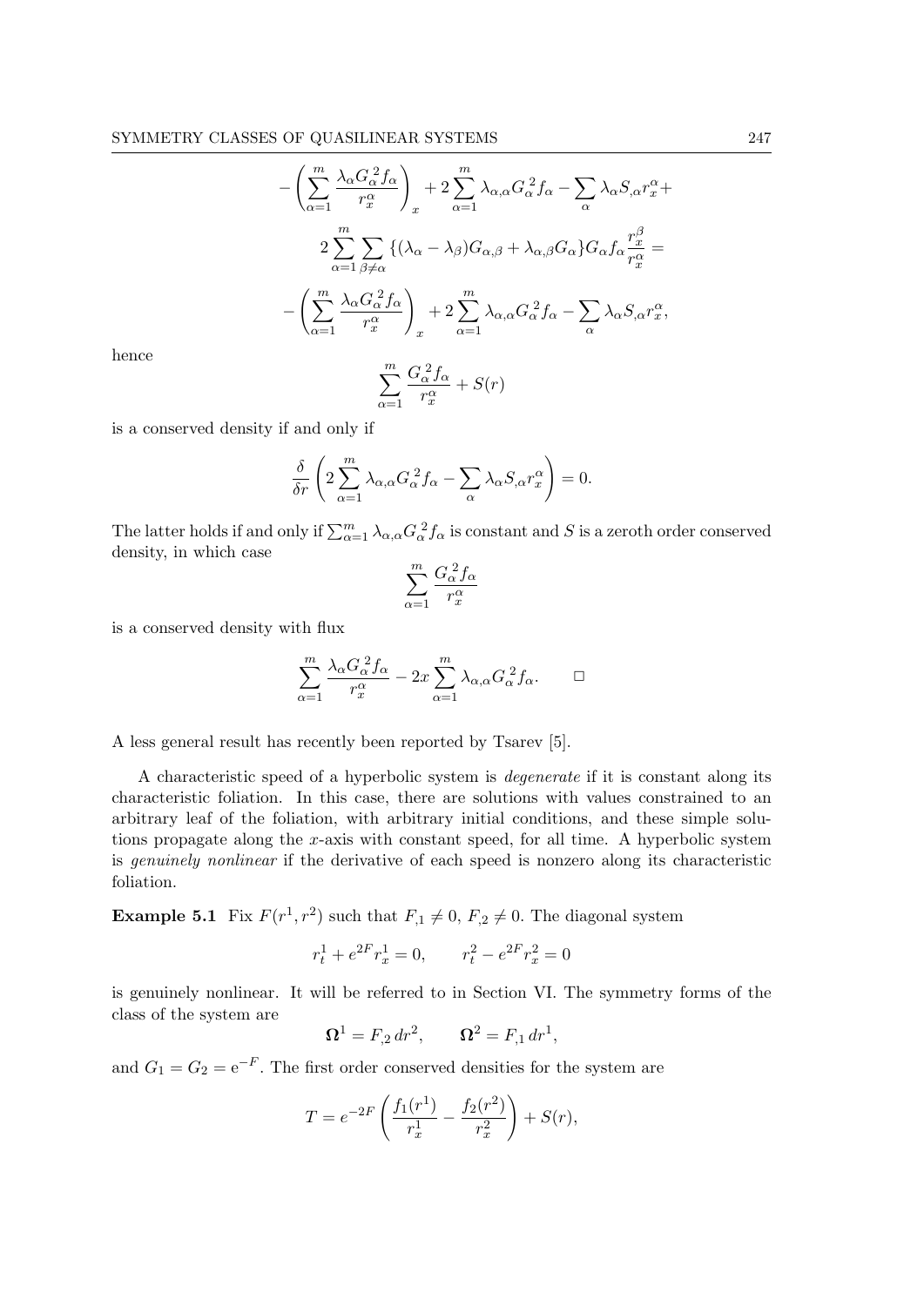$$
-\left(\sum_{\alpha=1}^{m}\frac{\lambda_\alpha G_\alpha^{\,2} f_\alpha}{r_x^\alpha}\right)_x + 2\sum_{\alpha=1}^{m}\lambda_{\alpha,\alpha}G_\alpha^{\,2} f_\alpha - \sum_\alpha \lambda_\alpha S_{,\alpha} r_x^\alpha +
$$

$$
2\sum_{\alpha=1}^{m}\sum_{\beta\neq\alpha}\{(\lambda_\alpha-\lambda_\beta)G_{\alpha,\beta}+\lambda_{\alpha,\beta}G_\alpha\}G_\alpha f_\alpha \frac{r_x^\beta}{r_x^\alpha} =
$$

$$
-\left(\sum_{\alpha=1}^{m}\frac{\lambda_\alpha G_\alpha^{\,2} f_\alpha}{r_x^\alpha}\right)_x + 2\sum_{\alpha=1}^{m}\lambda_{\alpha,\alpha}G_\alpha^{\,2} f_\alpha - \sum_\alpha \lambda_\alpha S_{,\alpha} r_x^\alpha,
$$

hence

$$
\sum_{\alpha=1}^{m}\frac{G_\alpha^{\,2} f_\alpha}{r_x^\alpha} + S(r)
$$

is a conserved density if and only if

$$
\frac{\delta}{\delta r}\left(2\sum_{\alpha=1}^{m}\lambda_{\alpha,\alpha}G_\alpha^{\,2} f_\alpha - \sum_\alpha \lambda_\alpha S_{,\alpha} r_x^\alpha\right) = 0.
$$

The latter holds if and only if $\sum_{\alpha=1}^{m}\lambda_{\alpha,\alpha}G_\alpha^{\,2} f_\alpha$ is constant and $S$ is a zeroth order conserved density, in which case

$$
\sum_{\alpha=1}^{m}\frac{G_\alpha^{\,2} f_\alpha}{r_x^\alpha}
$$

is a conserved density with flux

$$
\sum_{\alpha=1}^{m}\frac{\lambda_\alpha G_\alpha^{\,2} f_\alpha}{r_x^\alpha} - 2x\sum_{\alpha=1}^{m}\lambda_{\alpha,\alpha}G_\alpha^{\,2} f_\alpha. \qquad \square
$$

A less general result has recently been reported by Tsarev [5].

A characteristic speed of a hyperbolic system is *degenerate* if it is constant along its characteristic foliation. In this case, there are solutions with values constrained to an arbitrary leaf of the foliation, with arbitrary initial conditions, and these simple solutions propagate along the $x$-axis with constant speed, for all time. A hyperbolic system is *genuinely nonlinear* if the derivative of each speed is nonzero along its characteristic foliation.

**Example 5.1** Fix $F(r^1, r^2)$ such that $F_{,1}\neq 0$, $F_{,2}\neq 0$. The diagonal system

$$
r_t^1 + e^{2F} r_x^1 = 0, \qquad r_t^2 - e^{2F} r_x^2 = 0
$$

is genuinely nonlinear. It will be referred to in Section VI. The symmetry forms of the class of the system are

$$
\mathbf{\Omega}^1 = F_{,2}\,dr^2, \qquad \mathbf{\Omega}^2 = F_{,1}\,dr^1,
$$

and $G_1 = G_2 = \mathrm{e}^{-F}$. The first order conserved densities for the system are

$$
T = e^{-2F}\left(\frac{f_1(r^1)}{r_x^1} - \frac{f_2(r^2)}{r_x^2}\right) + S(r),
$$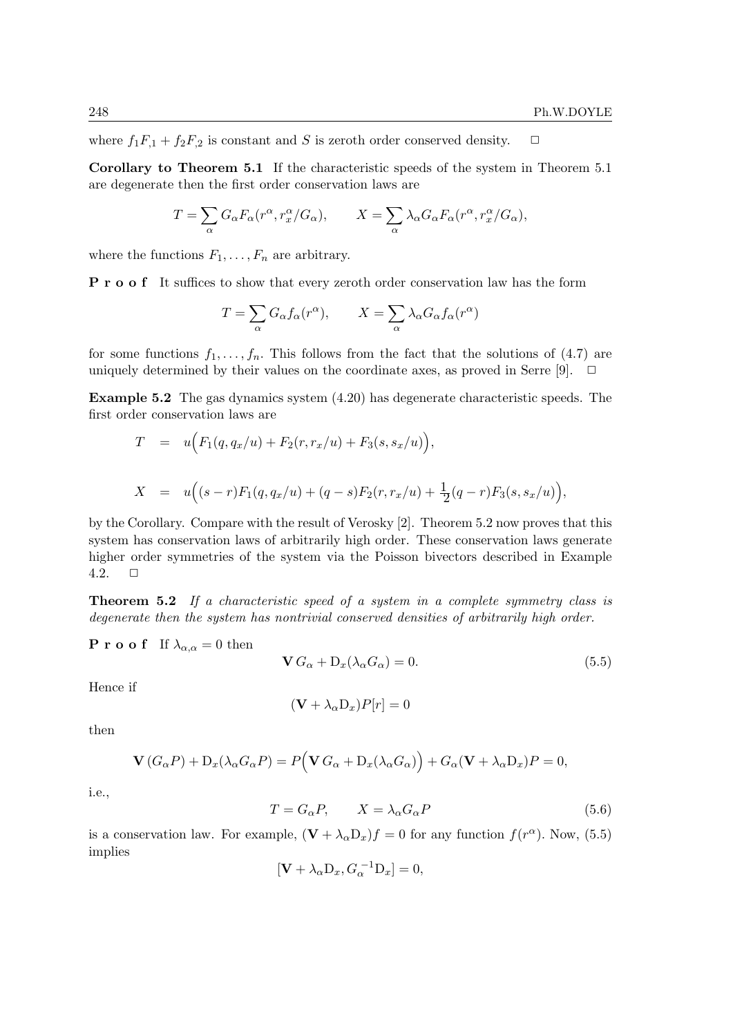where $f_1 F_{,1} + f_2 F_{,2}$ is constant and $S$ is zeroth order conserved density. $\square$

**Corollary to Theorem 5.1** If the characteristic speeds of the system in Theorem 5.1 are degenerate then the first order conservation laws are

$$T = \sum_\alpha G_\alpha F_\alpha(r^\alpha, r^\alpha_x/G_\alpha), \qquad X = \sum_\alpha \lambda_\alpha G_\alpha F_\alpha(r^\alpha, r^\alpha_x/G_\alpha),$$

where the functions $F_1, \ldots, F_n$ are arbitrary.

**P r o o f** It suffices to show that every zeroth order conservation law has the form

$$T = \sum_\alpha G_\alpha f_\alpha(r^\alpha), \qquad X = \sum_\alpha \lambda_\alpha G_\alpha f_\alpha(r^\alpha)$$

for some functions $f_1, \ldots, f_n$. This follows from the fact that the solutions of (4.7) are uniquely determined by their values on the coordinate axes, as proved in Serre [9]. $\square$

**Example 5.2** The gas dynamics system (4.20) has degenerate characteristic speeds. The first order conservation laws are

$$T = u\Big(F_1(q, q_x/u) + F_2(r, r_x/u) + F_3(s, s_x/u)\Big),$$

$$X = u\Big((s-r)F_1(q, q_x/u) + (q-s)F_2(r, r_x/u) + \frac{1}{2}(q-r)F_3(s, s_x/u)\Big),$$

by the Corollary. Compare with the result of Verosky [2]. Theorem 5.2 now proves that this system has conservation laws of arbitrarily high order. These conservation laws generate higher order symmetries of the system via the Poisson bivectors described in Example 4.2. $\square$

**Theorem 5.2** *If a characteristic speed of a system in a complete symmetry class is degenerate then the system has nontrivial conserved densities of arbitrarily high order.*

**P r o o f** If $\lambda_{\alpha,\alpha} = 0$ then

$$\mathbf{V}\, G_\alpha + \mathrm{D}_x(\lambda_\alpha G_\alpha) = 0. \tag{5.5}$$

Hence if

$$(\mathbf{V} + \lambda_\alpha \mathrm{D}_x) P[r] = 0$$

then

$$\mathbf{V}\,(G_\alpha P) + \mathrm{D}_x(\lambda_\alpha G_\alpha P) = P\Big(\mathbf{V}\, G_\alpha + \mathrm{D}_x(\lambda_\alpha G_\alpha)\Big) + G_\alpha(\mathbf{V} + \lambda_\alpha \mathrm{D}_x)P = 0,$$

i.e.,

$$T = G_\alpha P, \qquad X = \lambda_\alpha G_\alpha P \tag{5.6}$$

is a conservation law. For example, $(\mathbf{V} + \lambda_\alpha \mathrm{D}_x) f = 0$ for any function $f(r^\alpha)$. Now, (5.5) implies

$$[\mathbf{V} + \lambda_\alpha \mathrm{D}_x, G_\alpha^{-1}\mathrm{D}_x] = 0,$$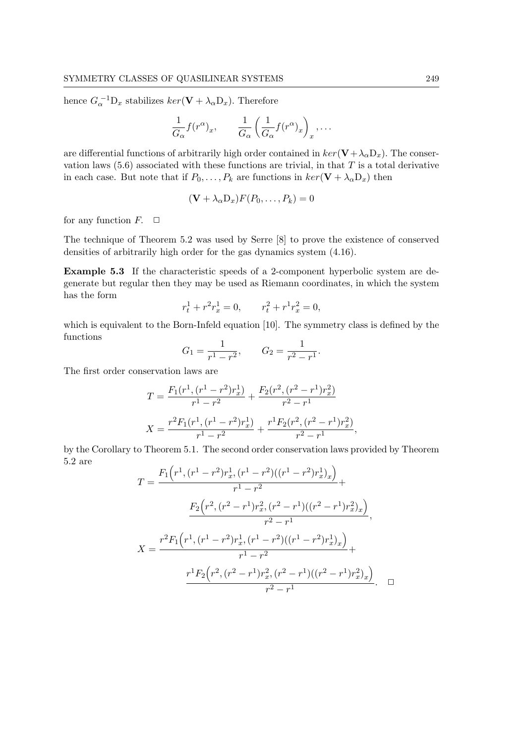hence $G_\alpha^{-1}\mathrm{D}_x$ stabilizes $ker(\mathbf{V}+\lambda_\alpha \mathrm{D}_x)$. Therefore

$$\frac{1}{G_\alpha} f(r^\alpha)_x, \qquad \frac{1}{G_\alpha}\left(\frac{1}{G_\alpha} f(r^\alpha)_x\right)_x, \ldots$$

are differential functions of arbitrarily high order contained in $ker(\mathbf{V}+\lambda_\alpha \mathrm{D}_x)$. The conservation laws (5.6) associated with these functions are trivial, in that $T$ is a total derivative in each case. But note that if $P_0, \ldots, P_k$ are functions in $ker(\mathbf{V}+\lambda_\alpha \mathrm{D}_x)$ then

$$(\mathbf{V}+\lambda_\alpha \mathrm{D}_x) F(P_0, \ldots, P_k) = 0$$

for any function $F$. $\square$

The technique of Theorem 5.2 was used by Serre [8] to prove the existence of conserved densities of arbitrarily high order for the gas dynamics system (4.16).

**Example 5.3** If the characteristic speeds of a 2-component hyperbolic system are degenerate but regular then they may be used as Riemann coordinates, in which the system has the form

$$r^1_t + r^2 r^1_x = 0, \qquad r^2_t + r^1 r^2_x = 0,$$

which is equivalent to the Born-Infeld equation [10]. The symmetry class is defined by the functions

$$G_1 = \frac{1}{r^1 - r^2}, \qquad G_2 = \frac{1}{r^2 - r^1}.$$

The first order conservation laws are

$$T = \frac{F_1(r^1, (r^1 - r^2) r^1_x)}{r^1 - r^2} + \frac{F_2(r^2, (r^2 - r^1) r^2_x)}{r^2 - r^1}$$

$$X = \frac{r^2 F_1(r^1, (r^1 - r^2) r^1_x)}{r^1 - r^2} + \frac{r^1 F_2(r^2, (r^2 - r^1) r^2_x)}{r^2 - r^1},$$

by the Corollary to Theorem 5.1. The second order conservation laws provided by Theorem 5.2 are

$$T = \frac{F_1\Big(r^1, (r^1 - r^2) r^1_x, (r^1 - r^2)((r^1 - r^2) r^1_x)_x\Big)}{r^1 - r^2} + \frac{F_2\Big(r^2, (r^2 - r^1) r^2_x, (r^2 - r^1)((r^2 - r^1) r^2_x)_x\Big)}{r^2 - r^1},$$

$$X = \frac{r^2 F_1\Big(r^1, (r^1 - r^2) r^1_x, (r^1 - r^2)((r^1 - r^2) r^1_x)_x\Big)}{r^1 - r^2} + \frac{r^1 F_2\Big(r^2, (r^2 - r^1) r^2_x, (r^2 - r^1)((r^2 - r^1) r^2_x)_x\Big)}{r^2 - r^1}. \quad \square$$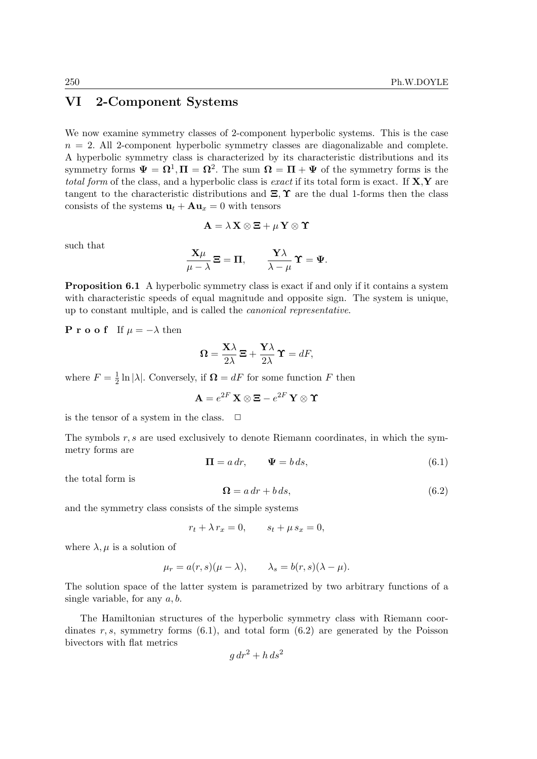## VI 2-Component Systems

We now examine symmetry classes of 2-component hyperbolic systems. This is the case $n = 2$. All 2-component hyperbolic symmetry classes are diagonalizable and complete. A hyperbolic symmetry class is characterized by its characteristic distributions and its symmetry forms $\mathbf{\Psi} = \mathbf{\Omega}^1, \mathbf{\Pi} = \mathbf{\Omega}^2$. The sum $\mathbf{\Omega} = \mathbf{\Pi} + \mathbf{\Psi}$ of the symmetry forms is the *total form* of the class, and a hyperbolic class is *exact* if its total form is exact. If $\mathbf{X}$,$\mathbf{Y}$ are tangent to the characteristic distributions and $\mathbf{\Xi}, \mathbf{\Upsilon}$ are the dual 1-forms then the class consists of the systems $\mathbf{u}_t + \mathbf{A}\mathbf{u}_x = 0$ with tensors

$$\mathbf{A} = \lambda\, \mathbf{X} \otimes \mathbf{\Xi} + \mu\, \mathbf{Y} \otimes \mathbf{\Upsilon}$$

such that

$$\frac{\mathbf{X}\mu}{\mu - \lambda}\, \mathbf{\Xi} = \mathbf{\Pi}, \qquad \frac{\mathbf{Y}\lambda}{\lambda - \mu}\, \mathbf{\Upsilon} = \mathbf{\Psi}.$$

**Proposition 6.1** A hyperbolic symmetry class is exact if and only if it contains a system with characteristic speeds of equal magnitude and opposite sign. The system is unique, up to constant multiple, and is called the *canonical representative*.

**Proof** If $\mu = -\lambda$ then

$$\mathbf{\Omega} = \frac{\mathbf{X}\lambda}{2\lambda}\, \mathbf{\Xi} + \frac{\mathbf{Y}\lambda}{2\lambda}\, \mathbf{\Upsilon} = dF,$$

where $F = \frac{1}{2}\ln|\lambda|$. Conversely, if $\mathbf{\Omega} = dF$ for some function $F$ then

$$\mathbf{A} = e^{2F}\, \mathbf{X} \otimes \mathbf{\Xi} - e^{2F}\, \mathbf{Y} \otimes \mathbf{\Upsilon}$$

is the tensor of a system in the class. $\square$

The symbols $r, s$ are used exclusively to denote Riemann coordinates, in which the symmetry forms are

$$\mathbf{\Pi} = a\, dr, \qquad \mathbf{\Psi} = b\, ds, \tag{6.1}$$

the total form is

$$\mathbf{\Omega} = a\, dr + b\, ds, \tag{6.2}$$

and the symmetry class consists of the simple systems

$$r_t + \lambda\, r_x = 0, \qquad s_t + \mu\, s_x = 0,$$

where $\lambda, \mu$ is a solution of

$$\mu_r = a(r,s)(\mu - \lambda), \qquad \lambda_s = b(r,s)(\lambda - \mu).$$

The solution space of the latter system is parametrized by two arbitrary functions of a single variable, for any $a, b$.

The Hamiltonian structures of the hyperbolic symmetry class with Riemann coordinates $r, s$, symmetry forms (6.1), and total form (6.2) are generated by the Poisson bivectors with flat metrics

$$g\, dr^2 + h\, ds^2$$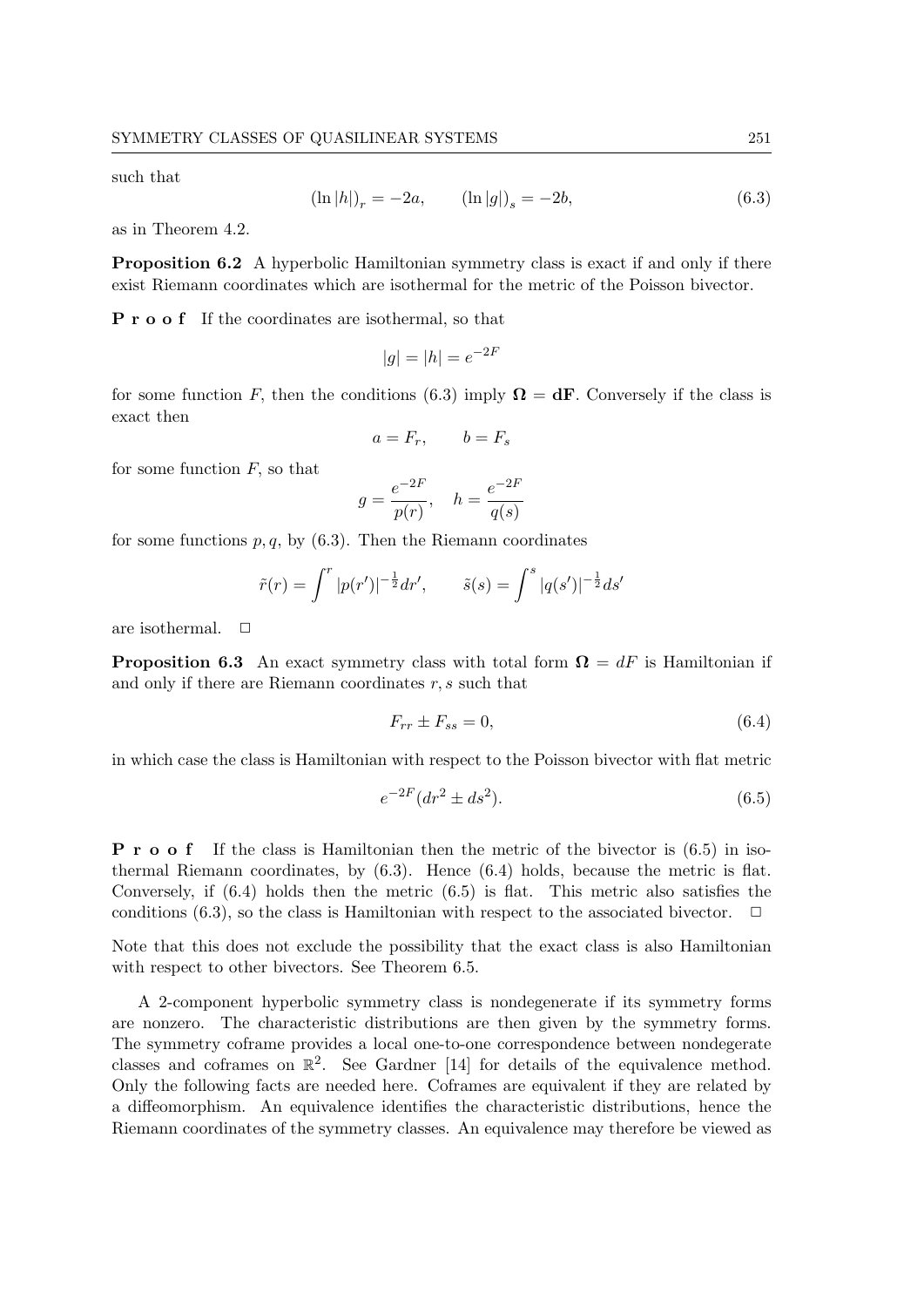such that

$$(\ln |h|)_r = -2a, \qquad (\ln |g|)_s = -2b, \tag{6.3}$$

as in Theorem 4.2.

**Proposition 6.2** A hyperbolic Hamiltonian symmetry class is exact if and only if there exist Riemann coordinates which are isothermal for the metric of the Poisson bivector.

**P r o o f** If the coordinates are isothermal, so that

$$|g| = |h| = e^{-2F}$$

for some function $F$, then the conditions (6.3) imply $\mathbf{\Omega} = \mathbf{dF}$. Conversely if the class is exact then

$$a = F_r, \qquad b = F_s$$

for some function $F$, so that

$$g = \frac{e^{-2F}}{p(r)}, \quad h = \frac{e^{-2F}}{q(s)}$$

for some functions $p, q$, by (6.3). Then the Riemann coordinates

$$\tilde{r}(r) = \int^r |p(r')|^{-\frac{1}{2}} dr', \qquad \tilde{s}(s) = \int^s |q(s')|^{-\frac{1}{2}} ds'$$

are isothermal. $\square$

**Proposition 6.3** An exact symmetry class with total form $\mathbf{\Omega} = dF$ is Hamiltonian if and only if there are Riemann coordinates $r, s$ such that

$$F_{rr} \pm F_{ss} = 0, \tag{6.4}$$

in which case the class is Hamiltonian with respect to the Poisson bivector with flat metric

$$e^{-2F}(dr^2 \pm ds^2). \tag{6.5}$$

**P r o o f** If the class is Hamiltonian then the metric of the bivector is (6.5) in isothermal Riemann coordinates, by (6.3). Hence (6.4) holds, because the metric is flat. Conversely, if (6.4) holds then the metric (6.5) is flat. This metric also satisfies the conditions (6.3), so the class is Hamiltonian with respect to the associated bivector. $\square$

Note that this does not exclude the possibility that the exact class is also Hamiltonian with respect to other bivectors. See Theorem 6.5.

A 2-component hyperbolic symmetry class is nondegenerate if its symmetry forms are nonzero. The characteristic distributions are then given by the symmetry forms. The symmetry coframe provides a local one-to-one correspondence between nondegerate classes and coframes on $\mathbb{R}^2$. See Gardner [14] for details of the equivalence method. Only the following facts are needed here. Coframes are equivalent if they are related by a diffeomorphism. An equivalence identifies the characteristic distributions, hence the Riemann coordinates of the symmetry classes. An equivalence may therefore be viewed as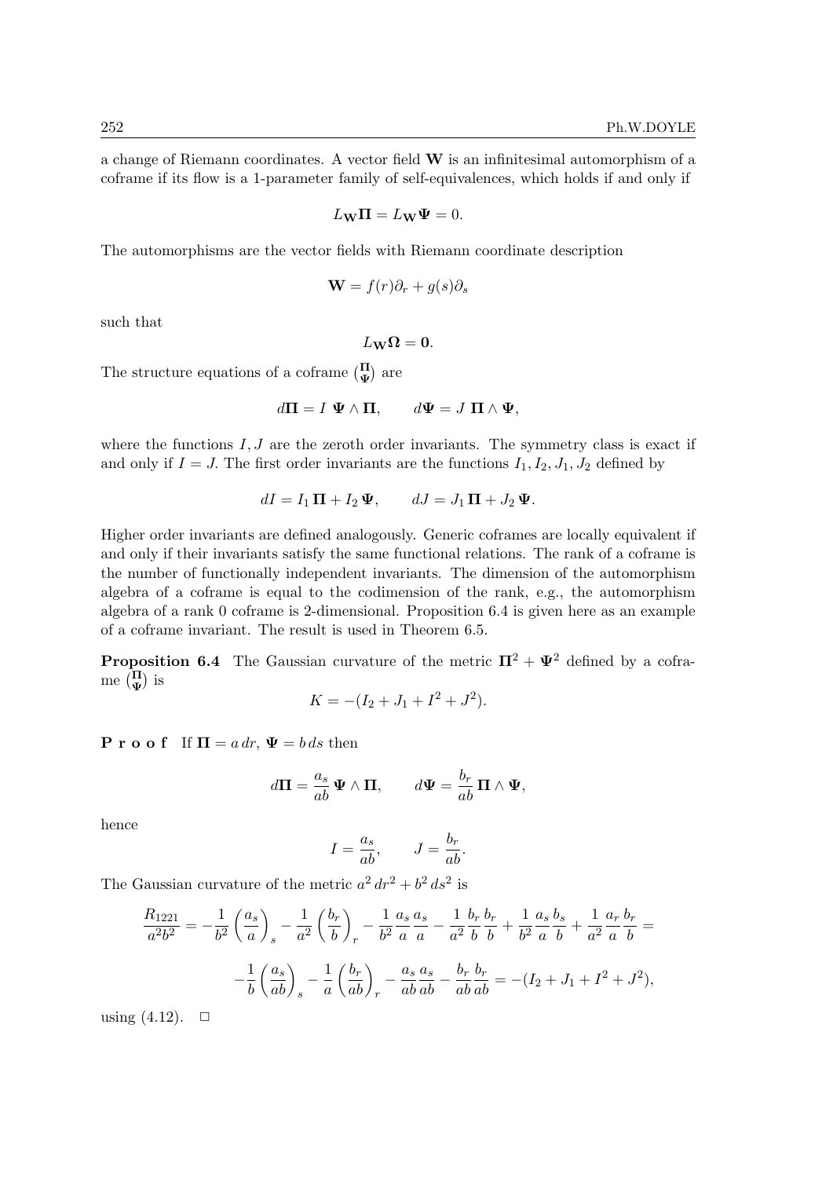a change of Riemann coordinates. A vector field $\mathbf{W}$ is an infinitesimal automorphism of a coframe if its flow is a 1-parameter family of self-equivalences, which holds if and only if

$$L_{\mathbf{W}}\mathbf{\Pi} = L_{\mathbf{W}}\mathbf{\Psi} = 0.$$

The automorphisms are the vector fields with Riemann coordinate description

$$\mathbf{W} = f(r)\partial_r + g(s)\partial_s$$

such that

$$L_{\mathbf{W}}\mathbf{\Omega} = \mathbf{0}.$$

The structure equations of a coframe $\binom{\mathbf{\Pi}}{\mathbf{\Psi}}$ are

$$d\mathbf{\Pi} = I\ \mathbf{\Psi}\wedge\mathbf{\Pi}, \qquad d\mathbf{\Psi} = J\ \mathbf{\Pi}\wedge\mathbf{\Psi},$$

where the functions $I, J$ are the zeroth order invariants. The symmetry class is exact if and only if $I = J$. The first order invariants are the functions $I_1, I_2, J_1, J_2$ defined by

$$dI = I_1\,\mathbf{\Pi} + I_2\,\mathbf{\Psi}, \qquad dJ = J_1\,\mathbf{\Pi} + J_2\,\mathbf{\Psi}.$$

Higher order invariants are defined analogously. Generic coframes are locally equivalent if and only if their invariants satisfy the same functional relations. The rank of a coframe is the number of functionally independent invariants. The dimension of the automorphism algebra of a coframe is equal to the codimension of the rank, e.g., the automorphism algebra of a rank 0 coframe is 2-dimensional. Proposition 6.4 is given here as an example of a coframe invariant. The result is used in Theorem 6.5.

**Proposition 6.4** The Gaussian curvature of the metric $\mathbf{\Pi}^2 + \mathbf{\Psi}^2$ defined by a coframe $\binom{\mathbf{\Pi}}{\mathbf{\Psi}}$ is

$$K = -(I_2 + J_1 + I^2 + J^2).$$

**P r o o f** If $\mathbf{\Pi} = a\,dr$, $\mathbf{\Psi} = b\,ds$ then

$$d\mathbf{\Pi} = \frac{a_s}{ab}\,\mathbf{\Psi}\wedge\mathbf{\Pi}, \qquad d\mathbf{\Psi} = \frac{b_r}{ab}\,\mathbf{\Pi}\wedge\mathbf{\Psi},$$

hence

$$I = \frac{a_s}{ab}, \qquad J = \frac{b_r}{ab}.$$

The Gaussian curvature of the metric $a^2\,dr^2 + b^2\,ds^2$ is

$$\frac{R_{1221}}{a^2b^2} = -\frac{1}{b^2}\left(\frac{a_s}{a}\right)_s - \frac{1}{a^2}\left(\frac{b_r}{b}\right)_r - \frac{1}{b^2}\frac{a_s}{a}\frac{a_s}{a} - \frac{1}{a^2}\frac{b_r}{b}\frac{b_r}{b} + \frac{1}{b^2}\frac{a_s}{a}\frac{b_s}{b} + \frac{1}{a^2}\frac{a_r}{a}\frac{b_r}{b} =$$

$$-\frac{1}{b}\left(\frac{a_s}{ab}\right)_s - \frac{1}{a}\left(\frac{b_r}{ab}\right)_r - \frac{a_s}{ab}\frac{a_s}{ab} - \frac{b_r}{ab}\frac{b_r}{ab} = -(I_2 + J_1 + I^2 + J^2),$$

using (4.12). $\square$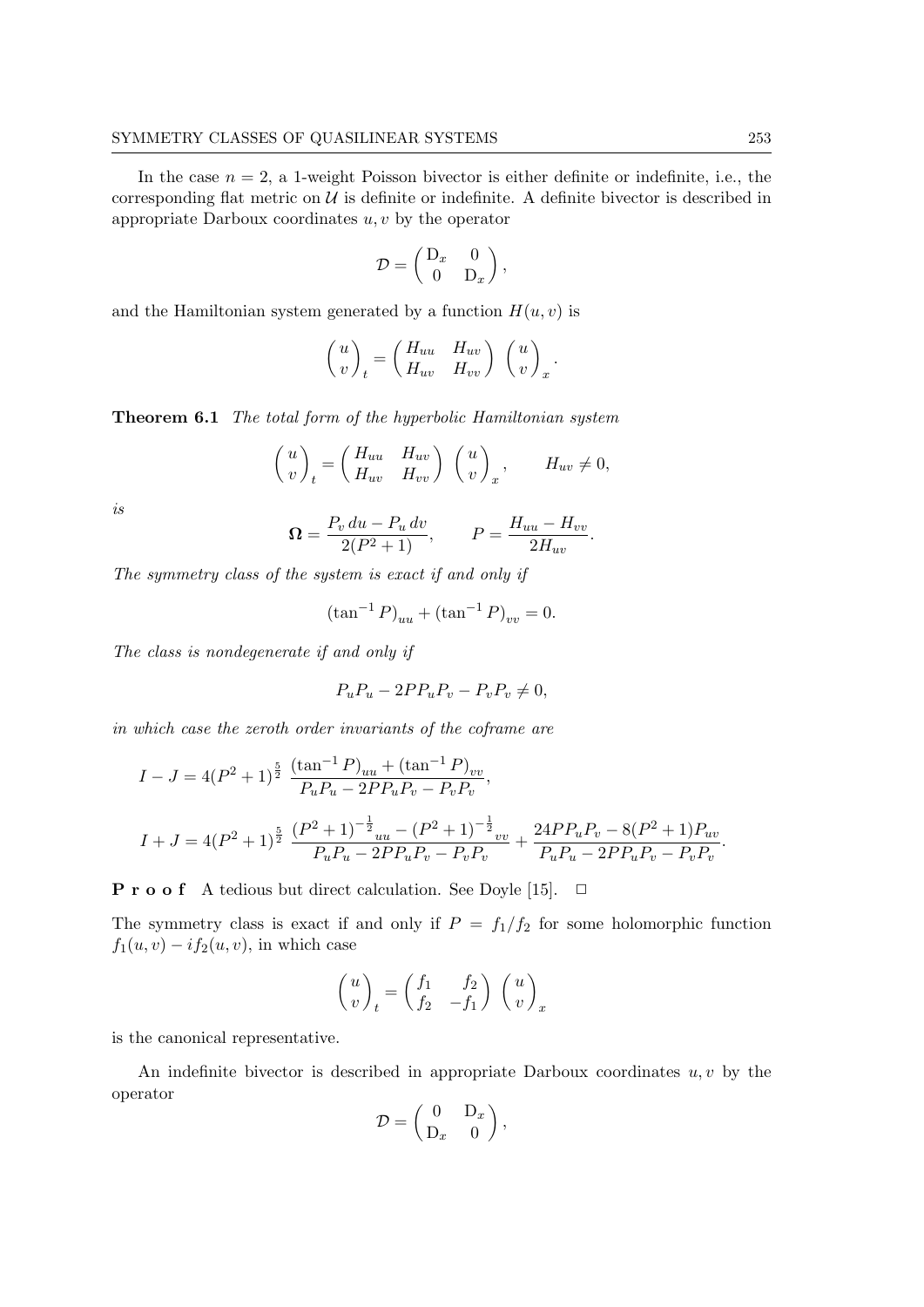In the case $n = 2$, a 1-weight Poisson bivector is either definite or indefinite, i.e., the corresponding flat metric on $\mathcal{U}$ is definite or indefinite. A definite bivector is described in appropriate Darboux coordinates $u, v$ by the operator

$$\mathcal{D} = \begin{pmatrix} \mathrm{D}_x & 0 \\ 0 & \mathrm{D}_x \end{pmatrix},$$

and the Hamiltonian system generated by a function $H(u, v)$ is

$$\begin{pmatrix} u \\ v \end{pmatrix}_t = \begin{pmatrix} H_{uu} & H_{uv} \\ H_{uv} & H_{vv} \end{pmatrix} \begin{pmatrix} u \\ v \end{pmatrix}_x.$$

**Theorem 6.1** *The total form of the hyperbolic Hamiltonian system*

$$\begin{pmatrix} u \\ v \end{pmatrix}_t = \begin{pmatrix} H_{uu} & H_{uv} \\ H_{uv} & H_{vv} \end{pmatrix} \begin{pmatrix} u \\ v \end{pmatrix}_x, \qquad H_{uv} \neq 0,$$

*is*

$$\mathbf{\Omega} = \frac{P_v \, du - P_u \, dv}{2(P^2+1)}, \qquad P = \frac{H_{uu} - H_{vv}}{2H_{uv}}.$$

*The symmetry class of the system is exact if and only if*

$$(\tan^{-1} P)_{uu} + (\tan^{-1} P)_{vv} = 0.$$

*The class is nondegenerate if and only if*

$$P_u P_u - 2P P_u P_v - P_v P_v \neq 0,$$

*in which case the zeroth order invariants of the coframe are*

$$I - J = 4(P^2+1)^{\frac{5}{2}} \; \frac{(\tan^{-1} P)_{uu} + (\tan^{-1} P)_{vv}}{P_u P_u - 2P P_u P_v - P_v P_v},$$

$$I + J = 4(P^2+1)^{\frac{5}{2}} \; \frac{{(P^2+1)^{-\frac{1}{2}}}_{uu} - {(P^2+1)^{-\frac{1}{2}}}_{vv}}{P_u P_u - 2P P_u P_v - P_v P_v} + \frac{24 P P_u P_v - 8(P^2+1) P_{uv}}{P_u P_u - 2P P_u P_v - P_v P_v}.$$

**P r o o f** A tedious but direct calculation. See Doyle [15]. $\square$

The symmetry class is exact if and only if $P = f_1/f_2$ for some holomorphic function $f_1(u, v) - i f_2(u, v)$, in which case

$$\begin{pmatrix} u \\ v \end{pmatrix}_t = \begin{pmatrix} f_1 & f_2 \\ f_2 & -f_1 \end{pmatrix} \begin{pmatrix} u \\ v \end{pmatrix}_x$$

is the canonical representative.

An indefinite bivector is described in appropriate Darboux coordinates $u, v$ by the operator

$$\mathcal{D} = \begin{pmatrix} 0 & \mathrm{D}_x \\ \mathrm{D}_x & 0 \end{pmatrix},$$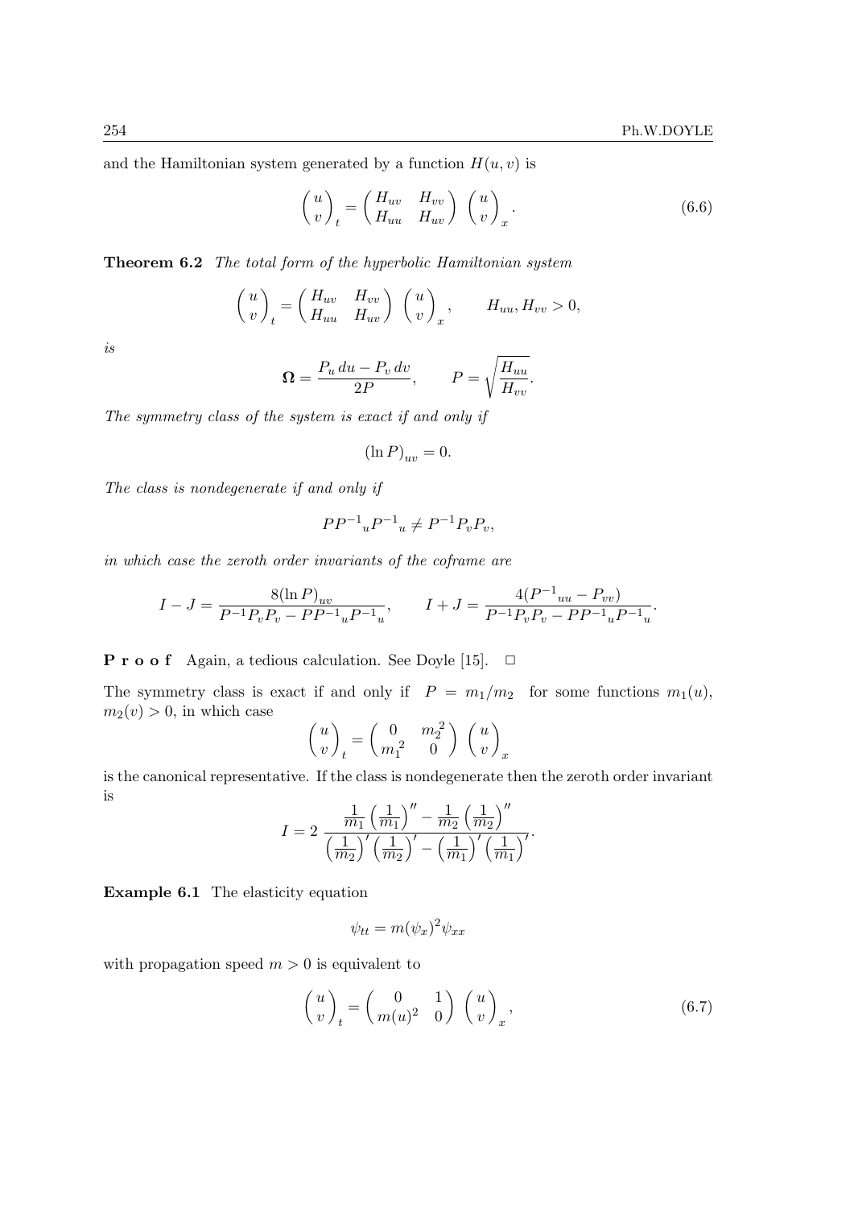and the Hamiltonian system generated by a function $H(u,v)$ is

$$\begin{pmatrix} u \\ v \end{pmatrix}_t = \begin{pmatrix} H_{uv} & H_{vv} \\ H_{uu} & H_{uv} \end{pmatrix} \begin{pmatrix} u \\ v \end{pmatrix}_x. \tag{6.6}$$

**Theorem 6.2** *The total form of the hyperbolic Hamiltonian system*

$$\begin{pmatrix} u \\ v \end{pmatrix}_t = \begin{pmatrix} H_{uv} & H_{vv} \\ H_{uu} & H_{uv} \end{pmatrix} \begin{pmatrix} u \\ v \end{pmatrix}_x, \qquad H_{uu}, H_{vv} > 0,$$

*is*

$$\mathbf{\Omega} = \frac{P_u\,du - P_v\,dv}{2P}, \qquad P = \sqrt{\frac{H_{uu}}{H_{vv}}}.$$

*The symmetry class of the system is exact if and only if*

$$(\ln P)_{uv} = 0.$$

*The class is nondegenerate if and only if*

$$P{P^{-1}}_u{P^{-1}}_u \neq P^{-1}P_vP_v,$$

*in which case the zeroth order invariants of the coframe are*

$$I - J = \frac{8(\ln P)_{uv}}{P^{-1}P_vP_v - P{P^{-1}}_u{P^{-1}}_u}, \qquad I + J = \frac{4({P^{-1}}_{uu} - P_{vv})}{P^{-1}P_vP_v - P{P^{-1}}_u{P^{-1}}_u}.$$

**P r o o f** Again, a tedious calculation. See Doyle [15]. $\square$

The symmetry class is exact if and only if $P = m_1/m_2$ for some functions $m_1(u)$, $m_2(v) > 0$, in which case

$$\begin{pmatrix} u \\ v \end{pmatrix}_t = \begin{pmatrix} 0 & {m_2}^2 \\ {m_1}^2 & 0 \end{pmatrix} \begin{pmatrix} u \\ v \end{pmatrix}_x$$

is the canonical representative. If the class is nondegenerate then the zeroth order invariant is

$$I = 2\,\frac{\frac{1}{m_1}\left(\frac{1}{m_1}\right)'' - \frac{1}{m_2}\left(\frac{1}{m_2}\right)''}{\left(\frac{1}{m_2}\right)'\left(\frac{1}{m_2}\right)' - \left(\frac{1}{m_1}\right)'\left(\frac{1}{m_1}\right)'}.$$

**Example 6.1** The elasticity equation

$$\psi_{tt} = m(\psi_x)^2\psi_{xx}$$

with propagation speed $m > 0$ is equivalent to

$$\begin{pmatrix} u \\ v \end{pmatrix}_t = \begin{pmatrix} 0 & 1 \\ m(u)^2 & 0 \end{pmatrix} \begin{pmatrix} u \\ v \end{pmatrix}_x, \tag{6.7}$$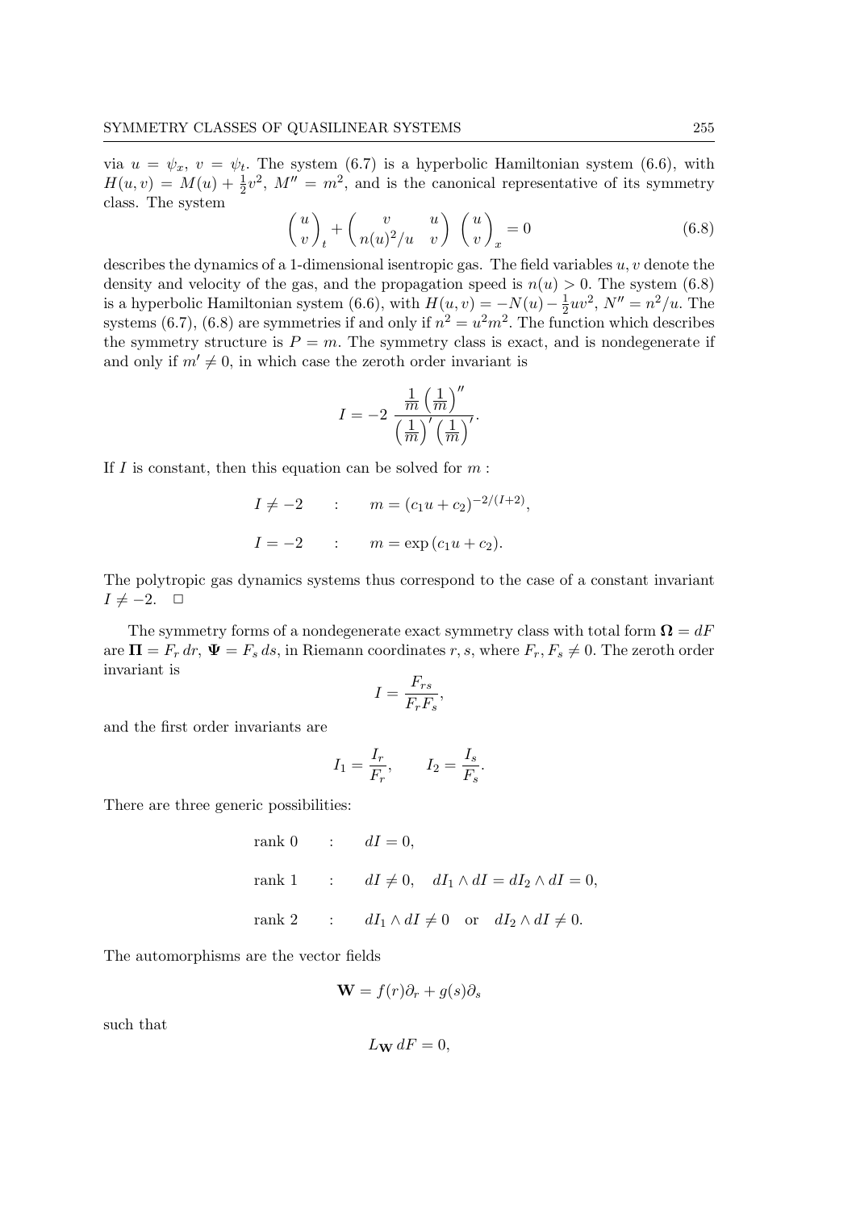via $u = \psi_x$, $v = \psi_t$. The system (6.7) is a hyperbolic Hamiltonian system (6.6), with $H(u,v) = M(u) + \frac{1}{2}v^2$, $M'' = m^2$, and is the canonical representative of its symmetry class. The system

$$\begin{pmatrix} u \\ v \end{pmatrix}_t + \begin{pmatrix} v & u \\ n(u)^2/u & v \end{pmatrix} \begin{pmatrix} u \\ v \end{pmatrix}_x = 0 \tag{6.8}$$

describes the dynamics of a 1-dimensional isentropic gas. The field variables $u, v$ denote the density and velocity of the gas, and the propagation speed is $n(u) > 0$. The system (6.8) is a hyperbolic Hamiltonian system (6.6), with $H(u,v) = -N(u) - \frac{1}{2}uv^2$, $N'' = n^2/u$. The systems (6.7), (6.8) are symmetries if and only if $n^2 = u^2m^2$. The function which describes the symmetry structure is $P = m$. The symmetry class is exact, and is nondegenerate if and only if $m' \neq 0$, in which case the zeroth order invariant is

$$I = -2\, \frac{\frac{1}{m}\left(\frac{1}{m}\right)''}{\left(\frac{1}{m}\right)'\left(\frac{1}{m}\right)'}.$$

If $I$ is constant, then this equation can be solved for $m$ :

$$I \neq -2 \qquad : \qquad m = (c_1 u + c_2)^{-2/(I+2)},$$

$$I = -2 \qquad : \qquad m = \exp\,(c_1 u + c_2).$$

The polytropic gas dynamics systems thus correspond to the case of a constant invariant $I \neq -2$. $\square$

The symmetry forms of a nondegenerate exact symmetry class with total form $\mathbf{\Omega} = dF$ are $\mathbf{\Pi} = F_r\, dr$, $\mathbf{\Psi} = F_s\, ds$, in Riemann coordinates $r, s$, where $F_r, F_s \neq 0$. The zeroth order invariant is

$$I = \frac{F_{rs}}{F_r F_s},$$

and the first order invariants are

$$I_1 = \frac{I_r}{F_r}, \qquad I_2 = \frac{I_s}{F_s}.$$

There are three generic possibilities:

$$\begin{aligned}
&\text{rank } 0 \quad &&: \quad dI = 0,\\
&\text{rank } 1 \quad &&: \quad dI \neq 0, \quad dI_1 \wedge dI = dI_2 \wedge dI = 0,\\
&\text{rank } 2 \quad &&: \quad dI_1 \wedge dI \neq 0 \quad \text{or} \quad dI_2 \wedge dI \neq 0.
\end{aligned}$$

The automorphisms are the vector fields

$$\mathbf{W} = f(r)\partial_r + g(s)\partial_s$$

such that

$$L_{\mathbf{W}}\, dF = 0,$$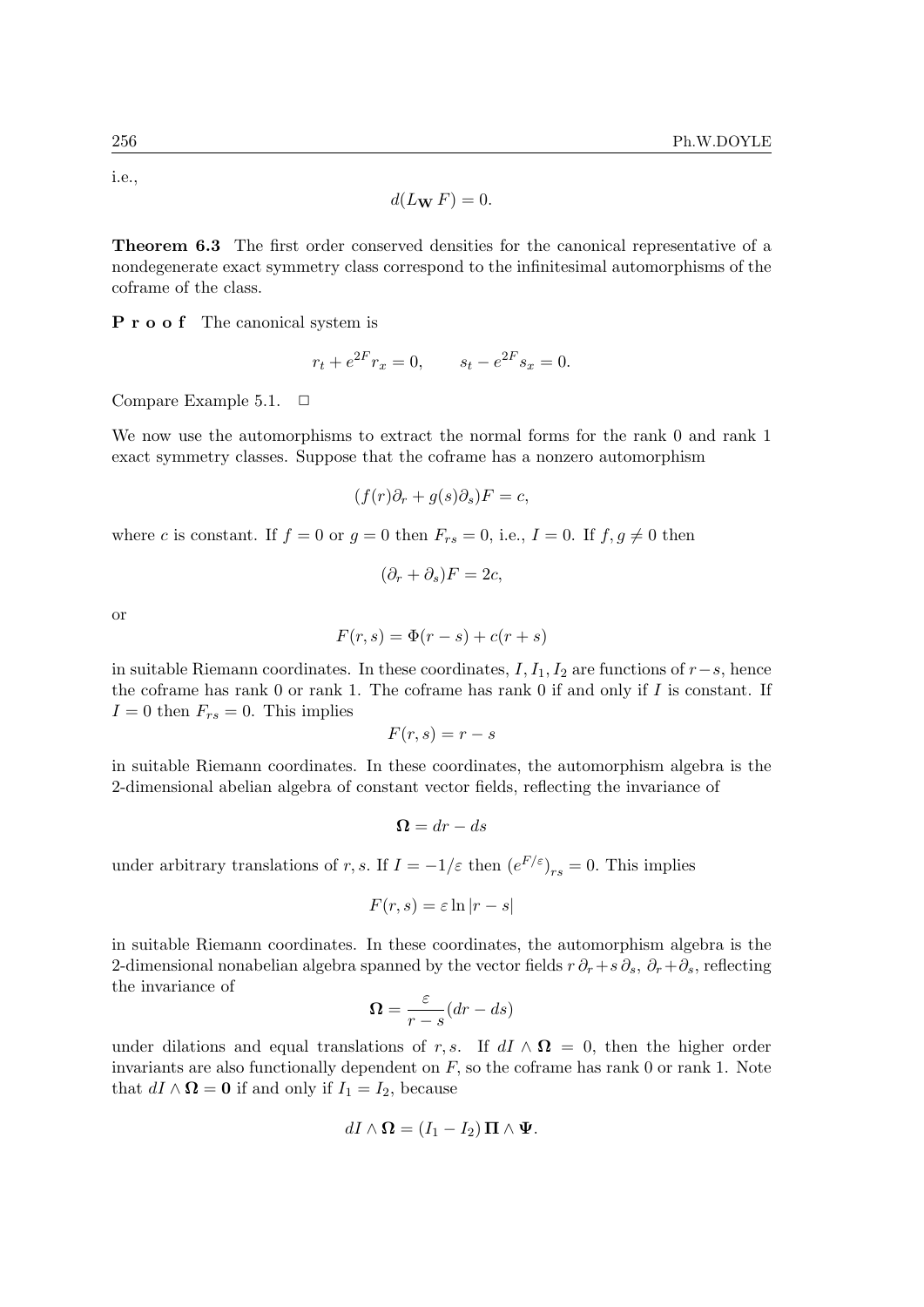i.e.,

$$d(L_{\mathbf{W}} F) = 0.$$

**Theorem 6.3** The first order conserved densities for the canonical representative of a nondegenerate exact symmetry class correspond to the infinitesimal automorphisms of the coframe of the class.

**P r o o f** The canonical system is

$$r_t + e^{2F} r_x = 0, \qquad s_t - e^{2F} s_x = 0.$$

Compare Example 5.1. $\square$

We now use the automorphisms to extract the normal forms for the rank 0 and rank 1 exact symmetry classes. Suppose that the coframe has a nonzero automorphism

$$(f(r)\partial_r + g(s)\partial_s)F = c,$$

where $c$ is constant. If $f = 0$ or $g = 0$ then $F_{rs} = 0$, i.e., $I = 0$. If $f, g \neq 0$ then

$$(\partial_r + \partial_s)F = 2c,$$

or

$$F(r, s) = \Phi(r - s) + c(r + s)$$

in suitable Riemann coordinates. In these coordinates, $I, I_1, I_2$ are functions of $r - s$, hence the coframe has rank 0 or rank 1. The coframe has rank 0 if and only if $I$ is constant. If $I = 0$ then $F_{rs} = 0$. This implies

$$F(r, s) = r - s$$

in suitable Riemann coordinates. In these coordinates, the automorphism algebra is the 2-dimensional abelian algebra of constant vector fields, reflecting the invariance of

$$\mathbf{\Omega} = dr - ds$$

under arbitrary translations of $r, s$. If $I = -1/\varepsilon$ then $\left(e^{F/\varepsilon}\right)_{rs} = 0$. This implies

$$F(r, s) = \varepsilon \ln |r - s|$$

in suitable Riemann coordinates. In these coordinates, the automorphism algebra is the 2-dimensional nonabelian algebra spanned by the vector fields $r\,\partial_r + s\,\partial_s$, $\partial_r + \partial_s$, reflecting the invariance of

$$\mathbf{\Omega} = \frac{\varepsilon}{r - s}(dr - ds)$$

under dilations and equal translations of $r, s$. If $dI \wedge \mathbf{\Omega} = 0$, then the higher order invariants are also functionally dependent on $F$, so the coframe has rank 0 or rank 1. Note that $dI \wedge \mathbf{\Omega} = \mathbf{0}$ if and only if $I_1 = I_2$, because

$$dI \wedge \mathbf{\Omega} = (I_1 - I_2)\,\mathbf{\Pi} \wedge \mathbf{\Psi}.$$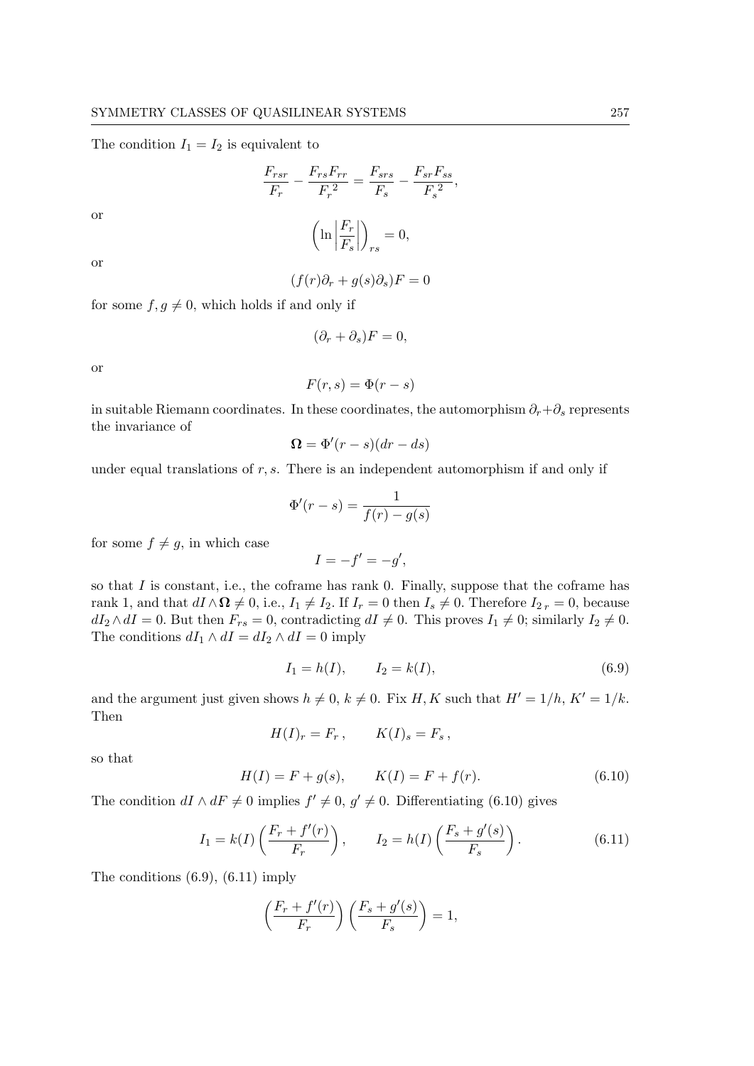The condition $I_1 = I_2$ is equivalent to

$$\frac{F_{rsr}}{F_r} - \frac{F_{rs}F_{rr}}{{F_r}^2} = \frac{F_{srs}}{F_s} - \frac{F_{sr}F_{ss}}{{F_s}^2},$$

or

$$\left(\ln\left|\frac{F_r}{F_s}\right|\right)_{rs} = 0,$$

or

$$(f(r)\partial_r + g(s)\partial_s)F = 0$$

for some $f, g \neq 0$, which holds if and only if

$$(\partial_r + \partial_s)F = 0,$$

or

$$F(r,s) = \Phi(r-s)$$

in suitable Riemann coordinates. In these coordinates, the automorphism $\partial_r + \partial_s$ represents the invariance of

$$\mathbf{\Omega} = \Phi'(r-s)(dr - ds)$$

under equal translations of $r, s$. There is an independent automorphism if and only if

$$\Phi'(r-s) = \frac{1}{f(r) - g(s)}$$

for some $f \neq g$, in which case

$$I = -f' = -g',$$

so that $I$ is constant, i.e., the coframe has rank 0. Finally, suppose that the coframe has rank 1, and that $dI \wedge \mathbf{\Omega} \neq 0$, i.e., $I_1 \neq I_2$. If $I_r = 0$ then $I_s \neq 0$. Therefore $I_{2\,r} = 0$, because $dI_2 \wedge dI = 0$. But then $F_{rs} = 0$, contradicting $dI \neq 0$. This proves $I_1 \neq 0$; similarly $I_2 \neq 0$. The conditions $dI_1 \wedge dI = dI_2 \wedge dI = 0$ imply

$$I_1 = h(I), \qquad I_2 = k(I), \tag{6.9}$$

and the argument just given shows $h \neq 0$, $k \neq 0$. Fix $H, K$ such that $H' = 1/h$, $K' = 1/k$. Then

$$H(I)_r = F_r\,, \qquad K(I)_s = F_s\,,$$

so that

$$H(I) = F + g(s), \qquad K(I) = F + f(r). \tag{6.10}$$

The condition $dI \wedge dF \neq 0$ implies $f' \neq 0$, $g' \neq 0$. Differentiating (6.10) gives

$$I_1 = k(I)\left(\frac{F_r + f'(r)}{F_r}\right), \qquad I_2 = h(I)\left(\frac{F_s + g'(s)}{F_s}\right). \tag{6.11}$$

The conditions (6.9), (6.11) imply

$$\left(\frac{F_r + f'(r)}{F_r}\right)\left(\frac{F_s + g'(s)}{F_s}\right) = 1,$$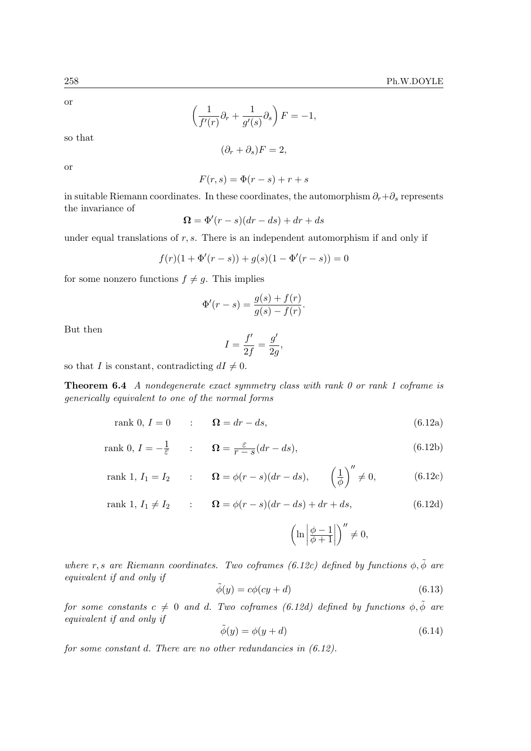or

$$\left(\frac{1}{f'(r)}\partial_r + \frac{1}{g'(s)}\partial_s\right) F = -1,$$

so that

$$(\partial_r + \partial_s)F = 2,$$

or

$$F(r,s) = \Phi(r-s) + r + s$$

in suitable Riemann coordinates. In these coordinates, the automorphism $\partial_r + \partial_s$ represents the invariance of

$$\mathbf{\Omega} = \Phi'(r-s)(dr - ds) + dr + ds$$

under equal translations of $r, s$. There is an independent automorphism if and only if

$$f(r)(1 + \Phi'(r-s)) + g(s)(1 - \Phi'(r-s)) = 0$$

for some nonzero functions $f \neq g$. This implies

$$\Phi'(r-s) = \frac{g(s) + f(r)}{g(s) - f(r)}.$$

But then

$$I = \frac{f'}{2f} = \frac{g'}{2g},$$

so that $I$ is constant, contradicting $dI \neq 0$.

**Theorem 6.4** *A nondegenerate exact symmetry class with rank 0 or rank 1 coframe is generically equivalent to one of the normal forms*

$$\text{rank } 0,\ I = 0 \quad : \quad \mathbf{\Omega} = dr - ds, \tag{6.12a}$$

$$\text{rank } 0,\ I = -\tfrac{1}{\varepsilon} \quad : \quad \mathbf{\Omega} = \tfrac{\varepsilon}{r-s}(dr - ds), \tag{6.12b}$$

$$\text{rank } 1,\ I_1 = I_2 \quad : \quad \mathbf{\Omega} = \phi(r-s)(dr - ds), \qquad \left(\frac{1}{\phi}\right)'' \neq 0, \tag{6.12c}$$

$$\text{rank } 1,\ I_1 \neq I_2 \quad : \quad \mathbf{\Omega} = \phi(r-s)(dr - ds) + dr + ds, \tag{6.12d}$$

$$\left(\ln\left|\frac{\phi - 1}{\phi + 1}\right|\right)'' \neq 0,$$

*where $r, s$ are Riemann coordinates. Two coframes (6.12c) defined by functions $\phi, \tilde{\phi}$ are equivalent if and only if*

$$\tilde{\phi}(y) = c\phi(cy + d) \tag{6.13}$$

*for some constants $c \neq 0$ and $d$. Two coframes (6.12d) defined by functions $\phi, \tilde{\phi}$ are equivalent if and only if*

$$\tilde{\phi}(y) = \phi(y + d) \tag{6.14}$$

*for some constant $d$. There are no other redundancies in (6.12).*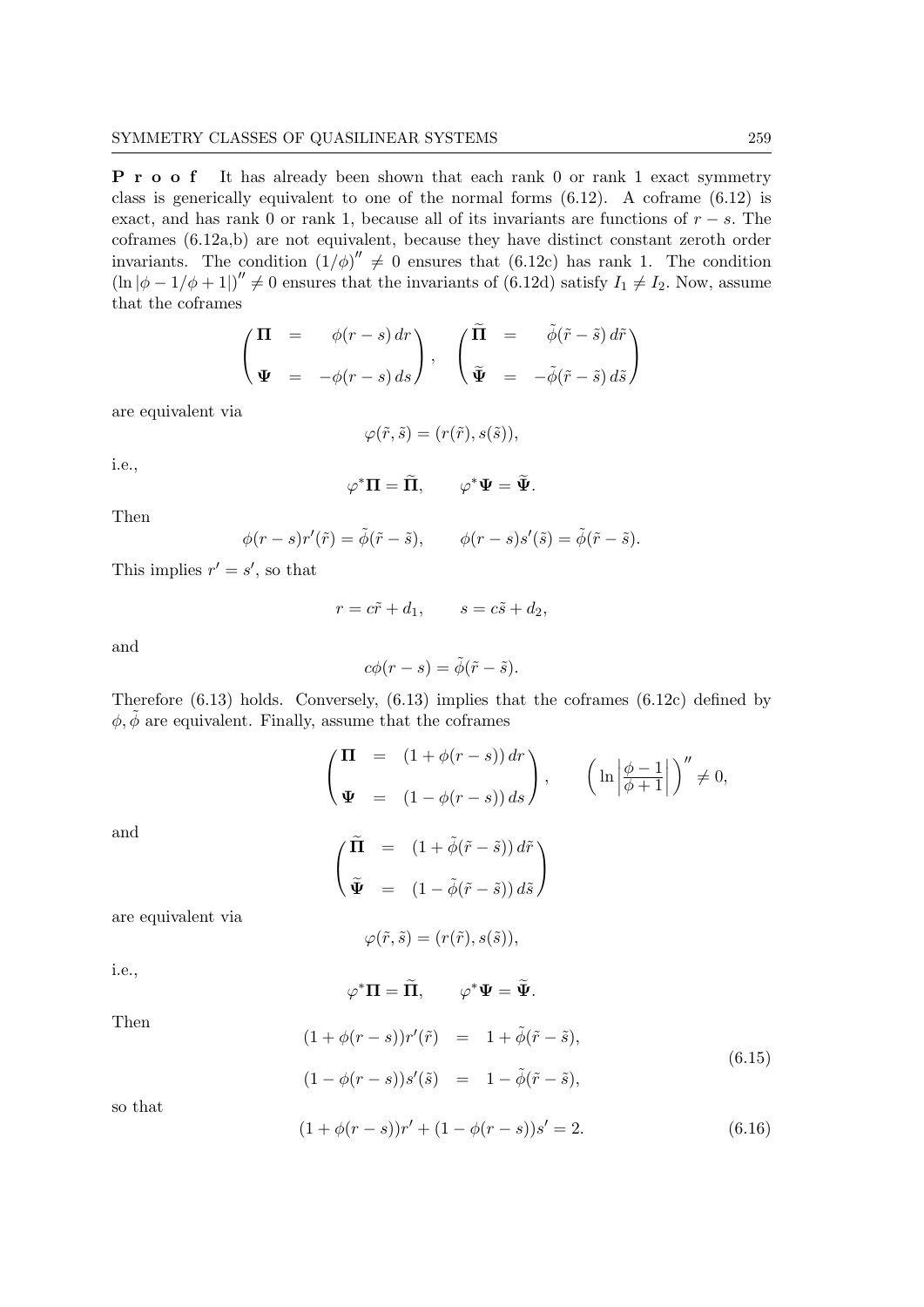**P r o o f** It has already been shown that each rank 0 or rank 1 exact symmetry class is generically equivalent to one of the normal forms (6.12). A coframe (6.12) is exact, and has rank 0 or rank 1, because all of its invariants are functions of $r - s$. The coframes (6.12a,b) are not equivalent, because they have distinct constant zeroth order invariants. The condition $(1/\phi)'' \neq 0$ ensures that (6.12c) has rank 1. The condition $(\ln|\phi - 1/\phi + 1|)'' \neq 0$ ensures that the invariants of (6.12d) satisfy $I_1 \neq I_2$. Now, assume that the coframes

$$\begin{pmatrix} \mathbf{\Pi} & = & \phi(r-s)\,dr \\ \mathbf{\Psi} & = & -\phi(r-s)\,ds \end{pmatrix}, \quad \begin{pmatrix} \widetilde{\mathbf{\Pi}} & = & \tilde{\phi}(\tilde{r}-\tilde{s})\,d\tilde{r} \\ \widetilde{\mathbf{\Psi}} & = & -\tilde{\phi}(\tilde{r}-\tilde{s})\,d\tilde{s} \end{pmatrix}$$

are equivalent via

$$\varphi(\tilde{r}, \tilde{s}) = (r(\tilde{r}), s(\tilde{s})),$$

i.e.,

$$\varphi^*\mathbf{\Pi} = \widetilde{\mathbf{\Pi}}, \qquad \varphi^*\mathbf{\Psi} = \widetilde{\mathbf{\Psi}}.$$

Then

$$\phi(r-s)r'(\tilde{r}) = \tilde{\phi}(\tilde{r}-\tilde{s}), \qquad \phi(r-s)s'(\tilde{s}) = \tilde{\phi}(\tilde{r}-\tilde{s}).$$

This implies $r' = s'$, so that

$$r = c\tilde{r} + d_1, \qquad s = c\tilde{s} + d_2,$$

and

$$c\phi(r-s) = \tilde{\phi}(\tilde{r}-\tilde{s}).$$

Therefore (6.13) holds. Conversely, (6.13) implies that the coframes (6.12c) defined by $\phi, \tilde{\phi}$ are equivalent. Finally, assume that the coframes

$$\begin{pmatrix} \mathbf{\Pi} & = & (1+\phi(r-s))\,dr \\ \mathbf{\Psi} & = & (1-\phi(r-s))\,ds \end{pmatrix}, \qquad \left(\ln\left|\frac{\phi-1}{\phi+1}\right|\right)'' \neq 0,$$

and

$$\begin{pmatrix} \widetilde{\mathbf{\Pi}} & = & (1+\tilde{\phi}(\tilde{r}-\tilde{s}))\,d\tilde{r} \\ \widetilde{\mathbf{\Psi}} & = & (1-\tilde{\phi}(\tilde{r}-\tilde{s}))\,d\tilde{s} \end{pmatrix}$$

are equivalent via

$$\varphi(\tilde{r}, \tilde{s}) = (r(\tilde{r}), s(\tilde{s})),$$

i.e.,

$$\varphi^*\mathbf{\Pi} = \widetilde{\mathbf{\Pi}}, \qquad \varphi^*\mathbf{\Psi} = \widetilde{\mathbf{\Psi}}.$$

Then

$$\begin{aligned} (1+\phi(r-s))r'(\tilde{r}) &= 1+\tilde{\phi}(\tilde{r}-\tilde{s}), \\ (1-\phi(r-s))s'(\tilde{s}) &= 1-\tilde{\phi}(\tilde{r}-\tilde{s}), \end{aligned} \tag{6.15}$$

so that

$$(1+\phi(r-s))r' + (1-\phi(r-s))s' = 2. \tag{6.16}$$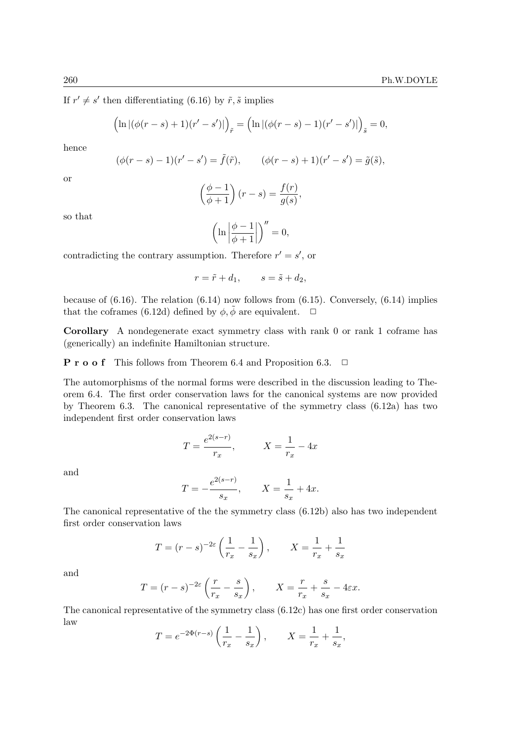If $r' \neq s'$ then differentiating (6.16) by $\tilde{r}, \tilde{s}$ implies

$$\Big(\ln|(\phi(r-s)+1)(r'-s')|\Big)_{\tilde{r}} = \Big(\ln|(\phi(r-s)-1)(r'-s')|\Big)_{\tilde{s}} = 0,$$

hence

$$(\phi(r-s)-1)(r'-s') = \tilde{f}(\tilde{r}), \qquad (\phi(r-s)+1)(r'-s') = \tilde{g}(\tilde{s}),$$

or

$$\left(\frac{\phi-1}{\phi+1}\right)(r-s) = \frac{f(r)}{g(s)},$$

so that

$$\left(\ln\left|\frac{\phi-1}{\phi+1}\right|\right)'' = 0,$$

contradicting the contrary assumption. Therefore $r' = s'$, or

$$r = \tilde{r} + d_1, \qquad s = \tilde{s} + d_2,$$

because of (6.16). The relation (6.14) now follows from (6.15). Conversely, (6.14) implies that the coframes (6.12d) defined by $\phi, \tilde{\phi}$ are equivalent. $\square$

**Corollary** A nondegenerate exact symmetry class with rank 0 or rank 1 coframe has (generically) an indefinite Hamiltonian structure.

**P r o o f** This follows from Theorem 6.4 and Proposition 6.3. $\square$

The automorphisms of the normal forms were described in the discussion leading to Theorem 6.4. The first order conservation laws for the canonical systems are now provided by Theorem 6.3. The canonical representative of the symmetry class (6.12a) has two independent first order conservation laws

$$T = \frac{e^{2(s-r)}}{r_x}, \qquad X = \frac{1}{r_x} - 4x$$

and

$$T = -\frac{e^{2(s-r)}}{s_x}, \qquad X = \frac{1}{s_x} + 4x.$$

The canonical representative of the the symmetry class (6.12b) also has two independent first order conservation laws

$$T = (r-s)^{-2\varepsilon}\left(\frac{1}{r_x} - \frac{1}{s_x}\right), \qquad X = \frac{1}{r_x} + \frac{1}{s_x}$$

and

$$T = (r-s)^{-2\varepsilon}\left(\frac{r}{r_x} - \frac{s}{s_x}\right), \qquad X = \frac{r}{r_x} + \frac{s}{s_x} - 4\varepsilon x.$$

The canonical representative of the symmetry class (6.12c) has one first order conservation law

$$T = e^{-2\Phi(r-s)}\left(\frac{1}{r_x} - \frac{1}{s_x}\right), \qquad X = \frac{1}{r_x} + \frac{1}{s_x},$$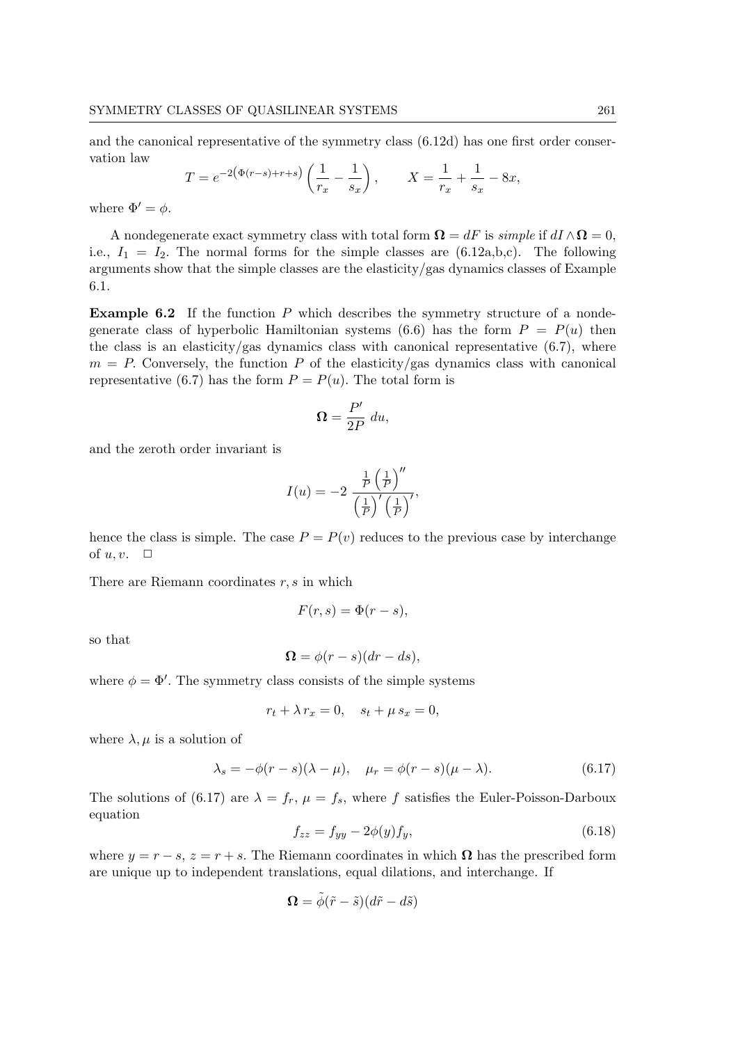and the canonical representative of the symmetry class (6.12d) has one first order conservation law

$$T = e^{-2\left(\Phi(r-s)+r+s\right)} \left( \frac{1}{r_x} - \frac{1}{s_x} \right), \qquad X = \frac{1}{r_x} + \frac{1}{s_x} - 8x,$$

where $\Phi' = \phi$.

A nondegenerate exact symmetry class with total form $\mathbf{\Omega} = dF$ is *simple* if $dI \wedge \mathbf{\Omega} = 0$, i.e., $I_1 = I_2$. The normal forms for the simple classes are (6.12a,b,c). The following arguments show that the simple classes are the elasticity/gas dynamics classes of Example 6.1.

**Example 6.2** If the function $P$ which describes the symmetry structure of a nondegenerate class of hyperbolic Hamiltonian systems (6.6) has the form $P = P(u)$ then the class is an elasticity/gas dynamics class with canonical representative (6.7), where $m = P$. Conversely, the function $P$ of the elasticity/gas dynamics class with canonical representative (6.7) has the form $P = P(u)$. The total form is

$$\mathbf{\Omega} = \frac{P'}{2P}\, du,$$

and the zeroth order invariant is

$$I(u) = -2\, \frac{\frac{1}{P}\left(\frac{1}{P}\right)''}{\left(\frac{1}{P}\right)'\left(\frac{1}{P}\right)'},$$

hence the class is simple. The case $P = P(v)$ reduces to the previous case by interchange of $u, v$. $\square$

There are Riemann coordinates $r, s$ in which

$$F(r,s) = \Phi(r-s),$$

so that

$$\mathbf{\Omega} = \phi(r-s)(dr - ds),$$

where $\phi = \Phi'$. The symmetry class consists of the simple systems

$$r_t + \lambda\, r_x = 0, \quad s_t + \mu\, s_x = 0,$$

where $\lambda, \mu$ is a solution of

$$\lambda_s = -\phi(r-s)(\lambda - \mu), \quad \mu_r = \phi(r-s)(\mu - \lambda). \tag{6.17}$$

The solutions of (6.17) are $\lambda = f_r$, $\mu = f_s$, where $f$ satisfies the Euler-Poisson-Darboux equation

$$f_{zz} = f_{yy} - 2\phi(y) f_y, \tag{6.18}$$

where $y = r - s$, $z = r + s$. The Riemann coordinates in which $\mathbf{\Omega}$ has the prescribed form are unique up to independent translations, equal dilations, and interchange. If

$$\mathbf{\Omega} = \tilde{\phi}(\tilde{r} - \tilde{s})(d\tilde{r} - d\tilde{s})$$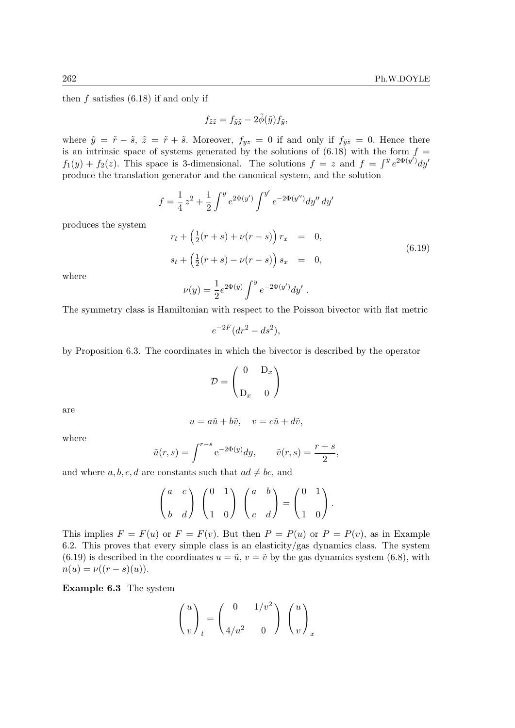then $f$ satisfies (6.18) if and only if

$$f_{\tilde{z}\tilde{z}} = f_{\tilde{y}\tilde{y}} - 2\tilde{\phi}(\tilde{y}) f_{\tilde{y}},$$

where $\tilde{y} = \tilde{r} - \tilde{s}$, $\tilde{z} = \tilde{r} + \tilde{s}$. Moreover, $f_{yz} = 0$ if and only if $f_{\tilde{y}\tilde{z}} = 0$. Hence there is an intrinsic space of systems generated by the solutions of (6.18) with the form $f = f_1(y) + f_2(z)$. This space is 3-dimensional. The solutions $f = z$ and $f = \int^y e^{2\Phi(y')} dy'$ produce the translation generator and the canonical system, and the solution

$$f = \frac{1}{4} z^2 + \frac{1}{2} \int^y e^{2\Phi(y')} \int^{y'} e^{-2\Phi(y'')} dy''\, dy'$$

produces the system

$$\begin{aligned} r_t + \left(\tfrac{1}{2}(r+s) + \nu(r-s)\right) r_x &= 0, \\ s_t + \left(\tfrac{1}{2}(r+s) - \nu(r-s)\right) s_x &= 0, \end{aligned} \tag{6.19}$$

where

$$\nu(y) = \frac{1}{2} e^{2\Phi(y)} \int^y e^{-2\Phi(y')} dy' \,.$$

The symmetry class is Hamiltonian with respect to the Poisson bivector with flat metric

$$e^{-2F}(dr^2 - ds^2),$$

by Proposition 6.3. The coordinates in which the bivector is described by the operator

$$\mathcal{D} = \begin{pmatrix} 0 & \mathrm{D}_x \\ \mathrm{D}_x & 0 \end{pmatrix}$$

are

$$u = a\tilde{u} + b\tilde{v}, \quad v = c\tilde{u} + d\tilde{v},$$

where

$$\tilde{u}(r,s) = \int^{r-s} \mathrm{e}^{-2\Phi(y)} dy, \qquad \tilde{v}(r,s) = \frac{r+s}{2},$$

and where $a, b, c, d$ are constants such that $ad \neq bc$, and

$$\begin{pmatrix} a & c \\ b & d \end{pmatrix} \begin{pmatrix} 0 & 1 \\ 1 & 0 \end{pmatrix} \begin{pmatrix} a & b \\ c & d \end{pmatrix} = \begin{pmatrix} 0 & 1 \\ 1 & 0 \end{pmatrix}.$$

This implies $F = F(u)$ or $F = F(v)$. But then $P = P(u)$ or $P = P(v)$, as in Example 6.2. This proves that every simple class is an elasticity/gas dynamics class. The system (6.19) is described in the coordinates $u = \tilde{u}$, $v = \tilde{v}$ by the gas dynamics system (6.8), with $n(u) = \nu((r-s)(u))$.

**Example 6.3** The system

$$\begin{pmatrix} u \\ v \end{pmatrix}_t = \begin{pmatrix} 0 & 1/v^2 \\ 4/u^2 & 0 \end{pmatrix} \begin{pmatrix} u \\ v \end{pmatrix}_x$$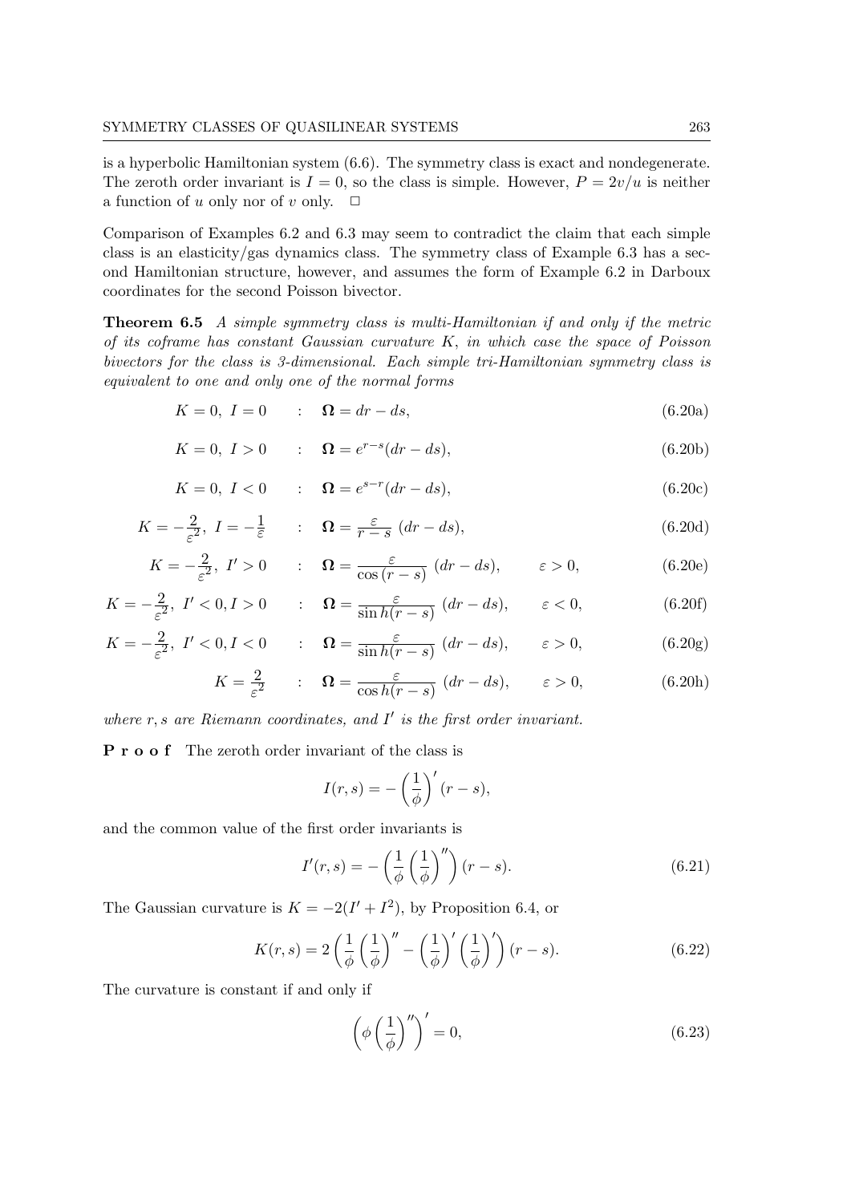is a hyperbolic Hamiltonian system (6.6). The symmetry class is exact and nondegenerate. The zeroth order invariant is $I = 0$, so the class is simple. However, $P = 2v/u$ is neither a function of $u$ only nor of $v$ only. $\square$

Comparison of Examples 6.2 and 6.3 may seem to contradict the claim that each simple class is an elasticity/gas dynamics class. The symmetry class of Example 6.3 has a second Hamiltonian structure, however, and assumes the form of Example 6.2 in Darboux coordinates for the second Poisson bivector.

**Theorem 6.5** *A simple symmetry class is multi-Hamiltonian if and only if the metric of its coframe has constant Gaussian curvature $K$, in which case the space of Poisson bivectors for the class is 3-dimensional. Each simple tri-Hamiltonian symmetry class is equivalent to one and only one of the normal forms*

$$K = 0,\ I = 0 \quad : \quad \mathbf{\Omega} = dr - ds, \tag{6.20a}$$

$$K = 0,\ I > 0 \quad : \quad \mathbf{\Omega} = e^{r-s}(dr - ds), \tag{6.20b}$$

$$K = 0,\ I < 0 \quad : \quad \mathbf{\Omega} = e^{s-r}(dr - ds), \tag{6.20c}$$

$$K = -\frac{2}{\varepsilon^2},\ I = -\frac{1}{\varepsilon} \quad : \quad \mathbf{\Omega} = \frac{\varepsilon}{r-s}\ (dr - ds), \tag{6.20d}$$

$$K = -\frac{2}{\varepsilon^2},\ I' > 0 \quad : \quad \mathbf{\Omega} = \frac{\varepsilon}{\cos(r-s)}\ (dr - ds), \qquad \varepsilon > 0, \tag{6.20e}$$

$$K = -\frac{2}{\varepsilon^2},\ I' < 0, I > 0 \quad : \quad \mathbf{\Omega} = \frac{\varepsilon}{\sin h(r-s)}\ (dr - ds), \qquad \varepsilon < 0, \tag{6.20f}$$

$$K = -\frac{2}{\varepsilon^2},\ I' < 0, I < 0 \quad : \quad \mathbf{\Omega} = \frac{\varepsilon}{\sin h(r-s)}\ (dr - ds), \qquad \varepsilon > 0, \tag{6.20g}$$

$$K = \frac{2}{\varepsilon^2} \quad : \quad \mathbf{\Omega} = \frac{\varepsilon}{\cos h(r-s)}\ (dr - ds), \qquad \varepsilon > 0, \tag{6.20h}$$

*where $r, s$ are Riemann coordinates, and $I'$ is the first order invariant.*

**P r o o f** The zeroth order invariant of the class is

$$I(r,s) = -\left(\frac{1}{\phi}\right)'(r-s),$$

and the common value of the first order invariants is

$$I'(r,s) = -\left(\frac{1}{\phi}\left(\frac{1}{\phi}\right)''\right)(r-s). \tag{6.21}$$

The Gaussian curvature is $K = -2(I' + I^2)$, by Proposition 6.4, or

$$K(r,s) = 2\left(\frac{1}{\phi}\left(\frac{1}{\phi}\right)'' - \left(\frac{1}{\phi}\right)'\left(\frac{1}{\phi}\right)'\right)(r-s). \tag{6.22}$$

The curvature is constant if and only if

$$\left(\phi\left(\frac{1}{\phi}\right)''\right)' = 0, \tag{6.23}$$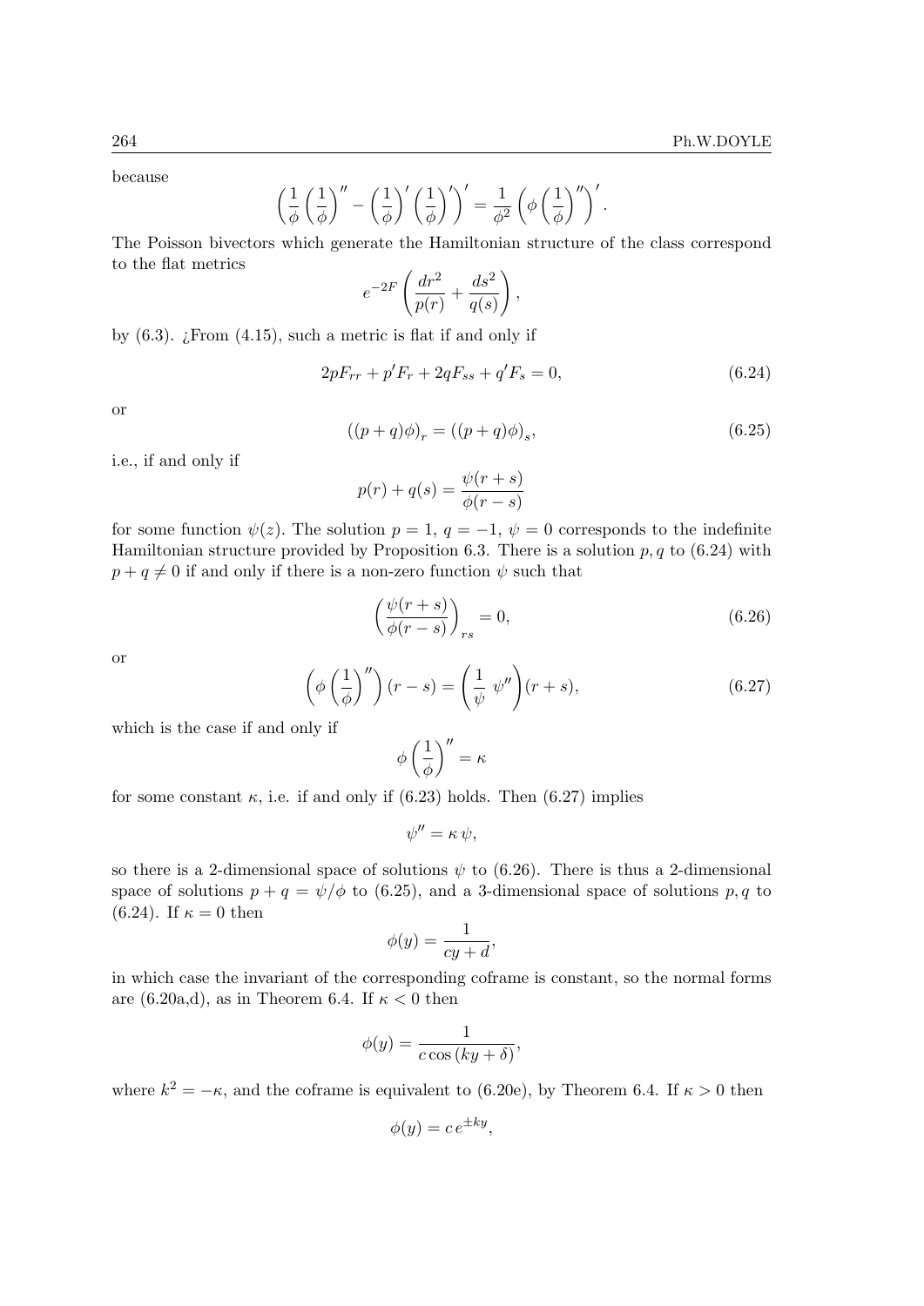because

$$\left(\frac{1}{\phi}\left(\frac{1}{\phi}\right)'' - \left(\frac{1}{\phi}\right)'\left(\frac{1}{\phi}\right)'\right)' = \frac{1}{\phi^2}\left(\phi\left(\frac{1}{\phi}\right)''\right)'.$$

The Poisson bivectors which generate the Hamiltonian structure of the class correspond to the flat metrics

$$e^{-2F}\left(\frac{dr^2}{p(r)} + \frac{ds^2}{q(s)}\right),$$

by (6.3). ¿From (4.15), such a metric is flat if and only if

$$2pF_{rr} + p'F_r + 2qF_{ss} + q'F_s = 0, \tag{6.24}$$

or

$$((p+q)\phi)_r = ((p+q)\phi)_s, \tag{6.25}$$

i.e., if and only if

$$p(r) + q(s) = \frac{\psi(r+s)}{\phi(r-s)}$$

for some function $\psi(z)$. The solution $p = 1$, $q = -1$, $\psi = 0$ corresponds to the indefinite Hamiltonian structure provided by Proposition 6.3. There is a solution $p, q$ to (6.24) with $p + q \neq 0$ if and only if there is a non-zero function $\psi$ such that

$$\left(\frac{\psi(r+s)}{\phi(r-s)}\right)_{rs} = 0, \tag{6.26}$$

or

$$\left(\phi\left(\frac{1}{\phi}\right)''\right)(r-s) = \left(\frac{1}{\psi}\ \psi''\right)(r+s), \tag{6.27}$$

which is the case if and only if

$$\phi\left(\frac{1}{\phi}\right)'' = \kappa$$

for some constant $\kappa$, i.e. if and only if (6.23) holds. Then (6.27) implies

$$\psi'' = \kappa\,\psi,$$

so there is a 2-dimensional space of solutions $\psi$ to (6.26). There is thus a 2-dimensional space of solutions $p + q = \psi/\phi$ to (6.25), and a 3-dimensional space of solutions $p, q$ to (6.24). If $\kappa = 0$ then

$$\phi(y) = \frac{1}{cy + d},$$

in which case the invariant of the corresponding coframe is constant, so the normal forms are (6.20a,d), as in Theorem 6.4. If $\kappa < 0$ then

$$\phi(y) = \frac{1}{c\cos(ky + \delta)},$$

where $k^2 = -\kappa$, and the coframe is equivalent to (6.20e), by Theorem 6.4. If $\kappa > 0$ then

$$\phi(y) = c\,e^{\pm ky},$$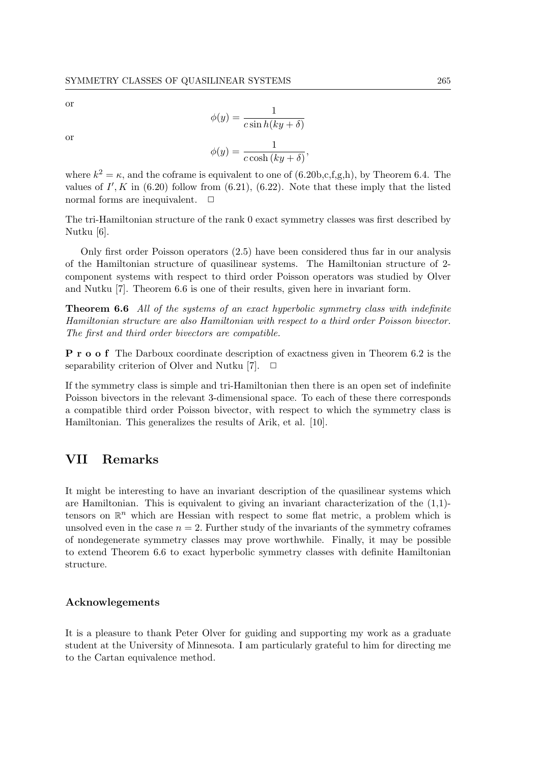or

$$\phi(y) = \frac{1}{c \sin h(ky + \delta)}$$

or

$$\phi(y) = \frac{1}{c \cosh (ky + \delta)},$$

where $k^2 = \kappa$, and the coframe is equivalent to one of (6.20b,c,f,g,h), by Theorem 6.4. The values of $I', K$ in (6.20) follow from (6.21), (6.22). Note that these imply that the listed normal forms are inequivalent. □

The tri-Hamiltonian structure of the rank 0 exact symmetry classes was first described by Nutku [6].

Only first order Poisson operators (2.5) have been considered thus far in our analysis of the Hamiltonian structure of quasilinear systems. The Hamiltonian structure of 2-component systems with respect to third order Poisson operators was studied by Olver and Nutku [7]. Theorem 6.6 is one of their results, given here in invariant form.

**Theorem 6.6** *All of the systems of an exact hyperbolic symmetry class with indefinite Hamiltonian structure are also Hamiltonian with respect to a third order Poisson bivector. The first and third order bivectors are compatible.*

**P r o o f** The Darboux coordinate description of exactness given in Theorem 6.2 is the separability criterion of Olver and Nutku [7]. □

If the symmetry class is simple and tri-Hamiltonian then there is an open set of indefinite Poisson bivectors in the relevant 3-dimensional space. To each of these there corresponds a compatible third order Poisson bivector, with respect to which the symmetry class is Hamiltonian. This generalizes the results of Arik, et al. [10].

## VII Remarks

It might be interesting to have an invariant description of the quasilinear systems which are Hamiltonian. This is equivalent to giving an invariant characterization of the (1,1)-tensors on $\mathbb{R}^n$ which are Hessian with respect to some flat metric, a problem which is unsolved even in the case $n = 2$. Further study of the invariants of the symmetry coframes of nondegenerate symmetry classes may prove worthwhile. Finally, it may be possible to extend Theorem 6.6 to exact hyperbolic symmetry classes with definite Hamiltonian structure.

### Acknowlegements

It is a pleasure to thank Peter Olver for guiding and supporting my work as a graduate student at the University of Minnesota. I am particularly grateful to him for directing me to the Cartan equivalence method.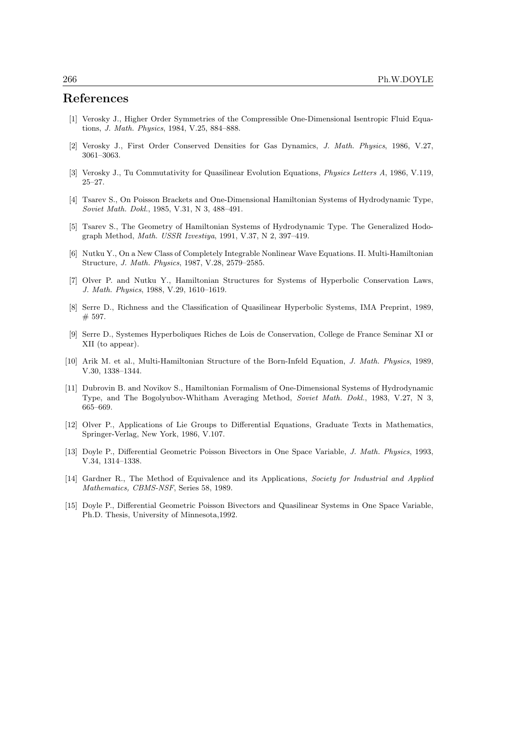# References

[1] Verosky J., Higher Order Symmetries of the Compressible One-Dimensional Isentropic Fluid Equations, *J. Math. Physics*, 1984, V.25, 884–888.

[2] Verosky J., First Order Conserved Densities for Gas Dynamics, *J. Math. Physics*, 1986, V.27, 3061–3063.

[3] Verosky J., Tu Commutativity for Quasilinear Evolution Equations, *Physics Letters A*, 1986, V.119, 25–27.

[4] Tsarev S., On Poisson Brackets and One-Dimensional Hamiltonian Systems of Hydrodynamic Type, *Soviet Math. Dokl.*, 1985, V.31, N 3, 488–491.

[5] Tsarev S., The Geometry of Hamiltonian Systems of Hydrodynamic Type. The Generalized Hodograph Method, *Math. USSR Izvestiya*, 1991, V.37, N 2, 397–419.

[6] Nutku Y., On a New Class of Completely Integrable Nonlinear Wave Equations. II. Multi-Hamiltonian Structure, *J. Math. Physics*, 1987, V.28, 2579–2585.

[7] Olver P. and Nutku Y., Hamiltonian Structures for Systems of Hyperbolic Conservation Laws, *J. Math. Physics*, 1988, V.29, 1610–1619.

[8] Serre D., Richness and the Classification of Quasilinear Hyperbolic Systems, IMA Preprint, 1989, # 597.

[9] Serre D., Systemes Hyperboliques Riches de Lois de Conservation, College de France Seminar XI or XII (to appear).

[10] Arik M. et al., Multi-Hamiltonian Structure of the Born-Infeld Equation, *J. Math. Physics*, 1989, V.30, 1338–1344.

[11] Dubrovin B. and Novikov S., Hamiltonian Formalism of One-Dimensional Systems of Hydrodynamic Type, and The Bogolyubov-Whitham Averaging Method, *Soviet Math. Dokl.*, 1983, V.27, N 3, 665–669.

[12] Olver P., Applications of Lie Groups to Differential Equations, Graduate Texts in Mathematics, Springer-Verlag, New York, 1986, V.107.

[13] Doyle P., Differential Geometric Poisson Bivectors in One Space Variable, *J. Math. Physics*, 1993, V.34, 1314–1338.

[14] Gardner R., The Method of Equivalence and its Applications, *Society for Industrial and Applied Mathematics, CBMS-NSF*, Series 58, 1989.

[15] Doyle P., Differential Geometric Poisson Bivectors and Quasilinear Systems in One Space Variable, Ph.D. Thesis, University of Minnesota,1992.